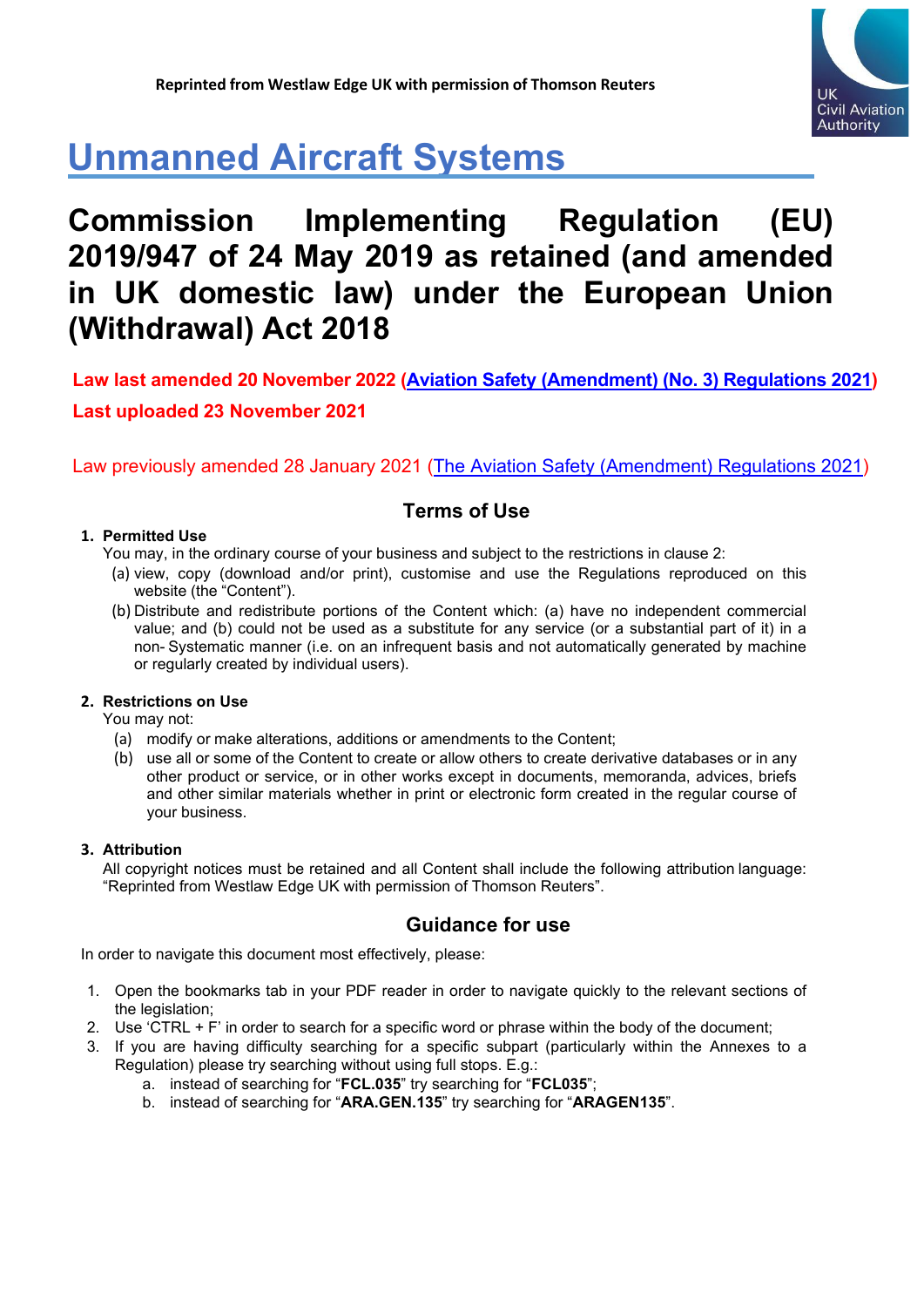**Reprinted from Westlaw Edge UK with permission of Thomson Reuters**

UK Civil Aviation Authority

# Unmanned Aircraft Systems

# Commission Implementing Regulation (EU) 2019/947 of 24 May 2019 as retained (and amended in UK domestic law) under the European Union (Withdrawal) Act 2018

**Law last amended 20 November 2022 (Aviation Safety (Amendment) (No. 3) Regulations 2021)**

**Last uploaded 23 November 2021**

Law previously amended 28 January 2021 (The Aviation Safety (Amendment) Regulations 2021)

## Terms of Use

1. **Permitted Use**

   You may, in the ordinary course of your business and subject to the restrictions in clause 2:

   (a) view, copy (download and/or print), customise and use the Regulations reproduced on this website (the "Content").

   (b) Distribute and redistribute portions of the Content which: (a) have no independent commercial value; and (b) could not be used as a substitute for any service (or a substantial part of it) in a non- Systematic manner (i.e. on an infrequent basis and not automatically generated by machine or regularly created by individual users).

2. **Restrictions on Use**

   You may not:

   (a) modify or make alterations, additions or amendments to the Content;

   (b) use all or some of the Content to create or allow others to create derivative databases or in any other product or service, or in other works except in documents, memoranda, advices, briefs and other similar materials whether in print or electronic form created in the regular course of your business.

3. **Attribution**

   All copyright notices must be retained and all Content shall include the following attribution language: "Reprinted from Westlaw Edge UK with permission of Thomson Reuters".

## Guidance for use

In order to navigate this document most effectively, please:

1. Open the bookmarks tab in your PDF reader in order to navigate quickly to the relevant sections of the legislation;
2. Use 'CTRL + F' in order to search for a specific word or phrase within the body of the document;
3. If you are having difficulty searching for a specific subpart (particularly within the Annexes to a Regulation) please try searching without using full stops. E.g.:
   a. instead of searching for "**FCL.035**" try searching for "**FCL035**";
   b. instead of searching for "**ARA.GEN.135**" try searching for "**ARAGEN135**".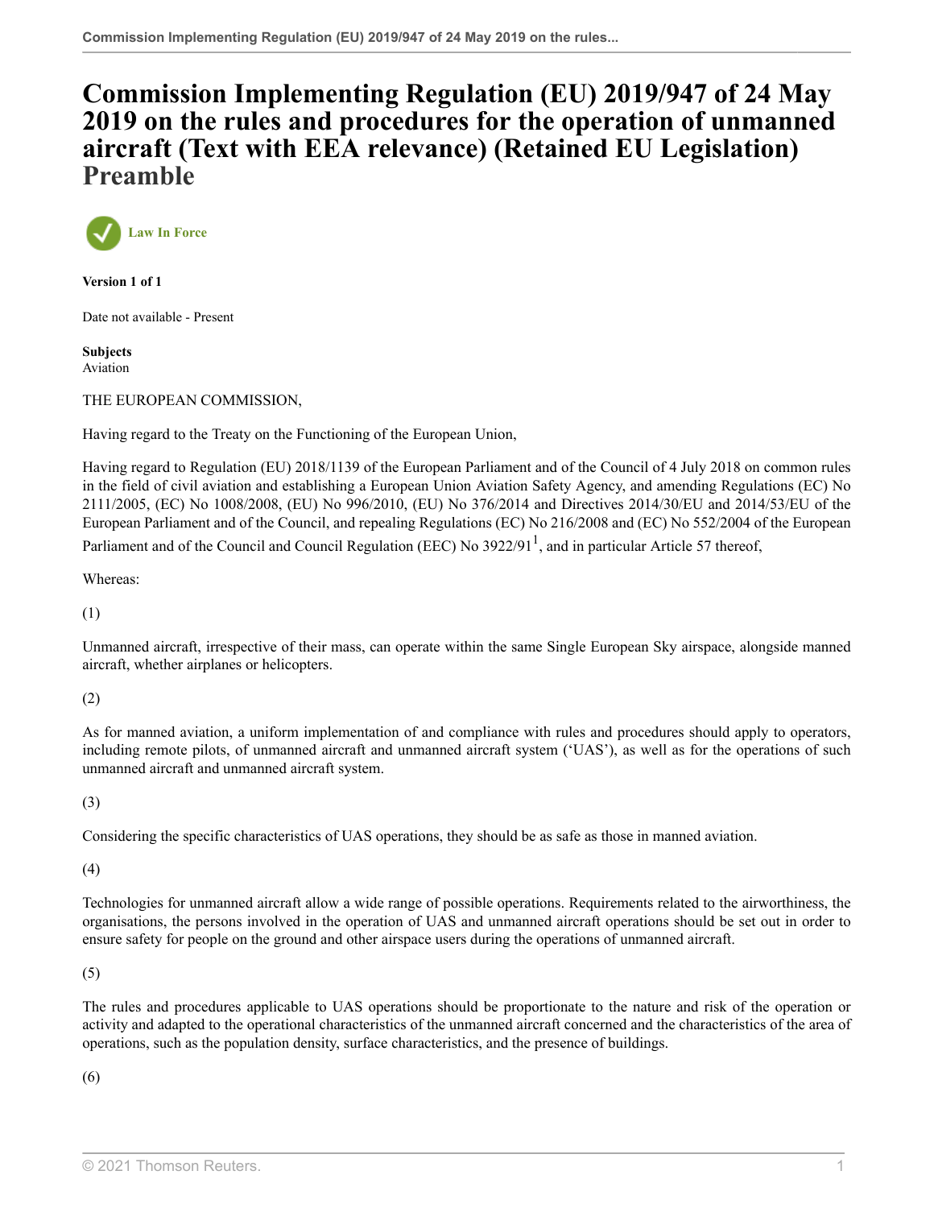# Commission Implementing Regulation (EU) 2019/947 of 24 May 2019 on the rules and procedures for the operation of unmanned aircraft (Text with EEA relevance) (Retained EU Legislation) Preamble

Law In Force

**Version 1 of 1**

Date not available - Present

**Subjects**
Aviation

THE EUROPEAN COMMISSION,

Having regard to the Treaty on the Functioning of the European Union,

Having regard to Regulation (EU) 2018/1139 of the European Parliament and of the Council of 4 July 2018 on common rules in the field of civil aviation and establishing a European Union Aviation Safety Agency, and amending Regulations (EC) No 2111/2005, (EC) No 1008/2008, (EU) No 996/2010, (EU) No 376/2014 and Directives 2014/30/EU and 2014/53/EU of the European Parliament and of the Council, and repealing Regulations (EC) No 216/2008 and (EC) No 552/2004 of the European Parliament and of the Council and Council Regulation (EEC) No 3922/91[1], and in particular Article 57 thereof,

Whereas:

(1)

Unmanned aircraft, irrespective of their mass, can operate within the same Single European Sky airspace, alongside manned aircraft, whether airplanes or helicopters.

(2)

As for manned aviation, a uniform implementation of and compliance with rules and procedures should apply to operators, including remote pilots, of unmanned aircraft and unmanned aircraft system ('UAS'), as well as for the operations of such unmanned aircraft and unmanned aircraft system.

(3)

Considering the specific characteristics of UAS operations, they should be as safe as those in manned aviation.

(4)

Technologies for unmanned aircraft allow a wide range of possible operations. Requirements related to the airworthiness, the organisations, the persons involved in the operation of UAS and unmanned aircraft operations should be set out in order to ensure safety for people on the ground and other airspace users during the operations of unmanned aircraft.

(5)

The rules and procedures applicable to UAS operations should be proportionate to the nature and risk of the operation or activity and adapted to the operational characteristics of the unmanned aircraft concerned and the characteristics of the area of operations, such as the population density, surface characteristics, and the presence of buildings.

(6)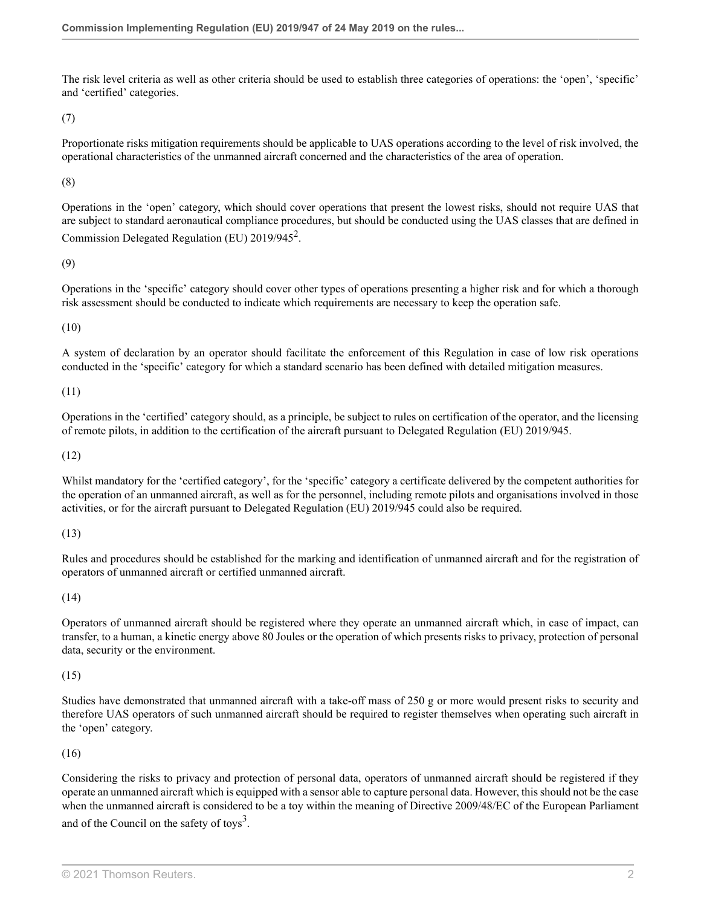The risk level criteria as well as other criteria should be used to establish three categories of operations: the 'open', 'specific' and 'certified' categories.

(7)

Proportionate risks mitigation requirements should be applicable to UAS operations according to the level of risk involved, the operational characteristics of the unmanned aircraft concerned and the characteristics of the area of operation.

(8)

Operations in the 'open' category, which should cover operations that present the lowest risks, should not require UAS that are subject to standard aeronautical compliance procedures, but should be conducted using the UAS classes that are defined in Commission Delegated Regulation (EU) 2019/945[2].

(9)

Operations in the 'specific' category should cover other types of operations presenting a higher risk and for which a thorough risk assessment should be conducted to indicate which requirements are necessary to keep the operation safe.

(10)

A system of declaration by an operator should facilitate the enforcement of this Regulation in case of low risk operations conducted in the 'specific' category for which a standard scenario has been defined with detailed mitigation measures.

(11)

Operations in the 'certified' category should, as a principle, be subject to rules on certification of the operator, and the licensing of remote pilots, in addition to the certification of the aircraft pursuant to Delegated Regulation (EU) 2019/945.

(12)

Whilst mandatory for the 'certified category', for the 'specific' category a certificate delivered by the competent authorities for the operation of an unmanned aircraft, as well as for the personnel, including remote pilots and organisations involved in those activities, or for the aircraft pursuant to Delegated Regulation (EU) 2019/945 could also be required.

(13)

Rules and procedures should be established for the marking and identification of unmanned aircraft and for the registration of operators of unmanned aircraft or certified unmanned aircraft.

(14)

Operators of unmanned aircraft should be registered where they operate an unmanned aircraft which, in case of impact, can transfer, to a human, a kinetic energy above 80 Joules or the operation of which presents risks to privacy, protection of personal data, security or the environment.

(15)

Studies have demonstrated that unmanned aircraft with a take-off mass of 250 g or more would present risks to security and therefore UAS operators of such unmanned aircraft should be required to register themselves when operating such aircraft in the 'open' category.

(16)

Considering the risks to privacy and protection of personal data, operators of unmanned aircraft should be registered if they operate an unmanned aircraft which is equipped with a sensor able to capture personal data. However, this should not be the case when the unmanned aircraft is considered to be a toy within the meaning of Directive 2009/48/EC of the European Parliament and of the Council on the safety of toys[3].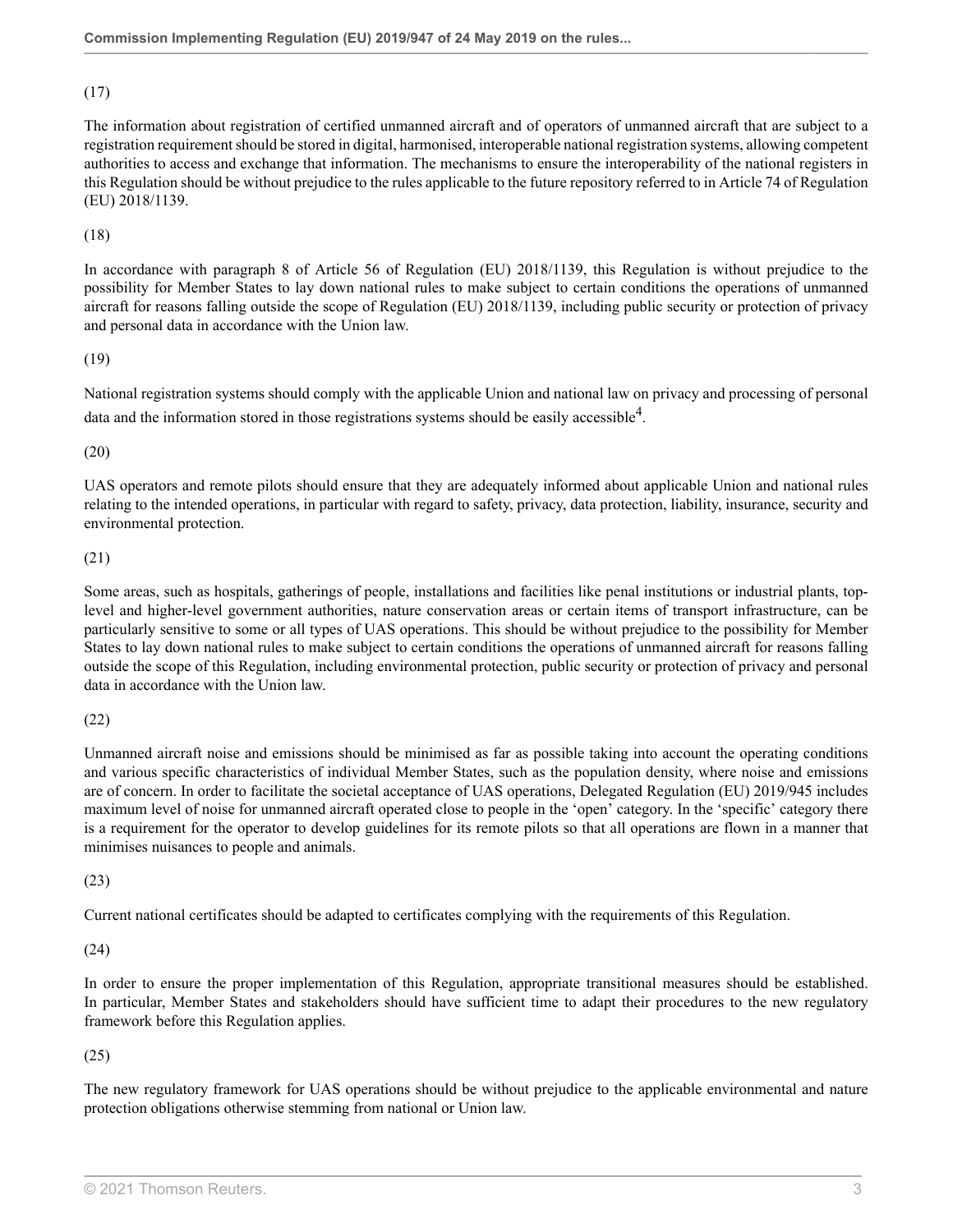(17)

The information about registration of certified unmanned aircraft and of operators of unmanned aircraft that are subject to a registration requirement should be stored in digital, harmonised, interoperable national registration systems, allowing competent authorities to access and exchange that information. The mechanisms to ensure the interoperability of the national registers in this Regulation should be without prejudice to the rules applicable to the future repository referred to in Article 74 of Regulation (EU) 2018/1139.

(18)

In accordance with paragraph 8 of Article 56 of Regulation (EU) 2018/1139, this Regulation is without prejudice to the possibility for Member States to lay down national rules to make subject to certain conditions the operations of unmanned aircraft for reasons falling outside the scope of Regulation (EU) 2018/1139, including public security or protection of privacy and personal data in accordance with the Union law.

(19)

National registration systems should comply with the applicable Union and national law on privacy and processing of personal data and the information stored in those registrations systems should be easily accessible[4].

(20)

UAS operators and remote pilots should ensure that they are adequately informed about applicable Union and national rules relating to the intended operations, in particular with regard to safety, privacy, data protection, liability, insurance, security and environmental protection.

(21)

Some areas, such as hospitals, gatherings of people, installations and facilities like penal institutions or industrial plants, top-level and higher-level government authorities, nature conservation areas or certain items of transport infrastructure, can be particularly sensitive to some or all types of UAS operations. This should be without prejudice to the possibility for Member States to lay down national rules to make subject to certain conditions the operations of unmanned aircraft for reasons falling outside the scope of this Regulation, including environmental protection, public security or protection of privacy and personal data in accordance with the Union law.

(22)

Unmanned aircraft noise and emissions should be minimised as far as possible taking into account the operating conditions and various specific characteristics of individual Member States, such as the population density, where noise and emissions are of concern. In order to facilitate the societal acceptance of UAS operations, Delegated Regulation (EU) 2019/945 includes maximum level of noise for unmanned aircraft operated close to people in the 'open' category. In the 'specific' category there is a requirement for the operator to develop guidelines for its remote pilots so that all operations are flown in a manner that minimises nuisances to people and animals.

(23)

Current national certificates should be adapted to certificates complying with the requirements of this Regulation.

(24)

In order to ensure the proper implementation of this Regulation, appropriate transitional measures should be established. In particular, Member States and stakeholders should have sufficient time to adapt their procedures to the new regulatory framework before this Regulation applies.

(25)

The new regulatory framework for UAS operations should be without prejudice to the applicable environmental and nature protection obligations otherwise stemming from national or Union law.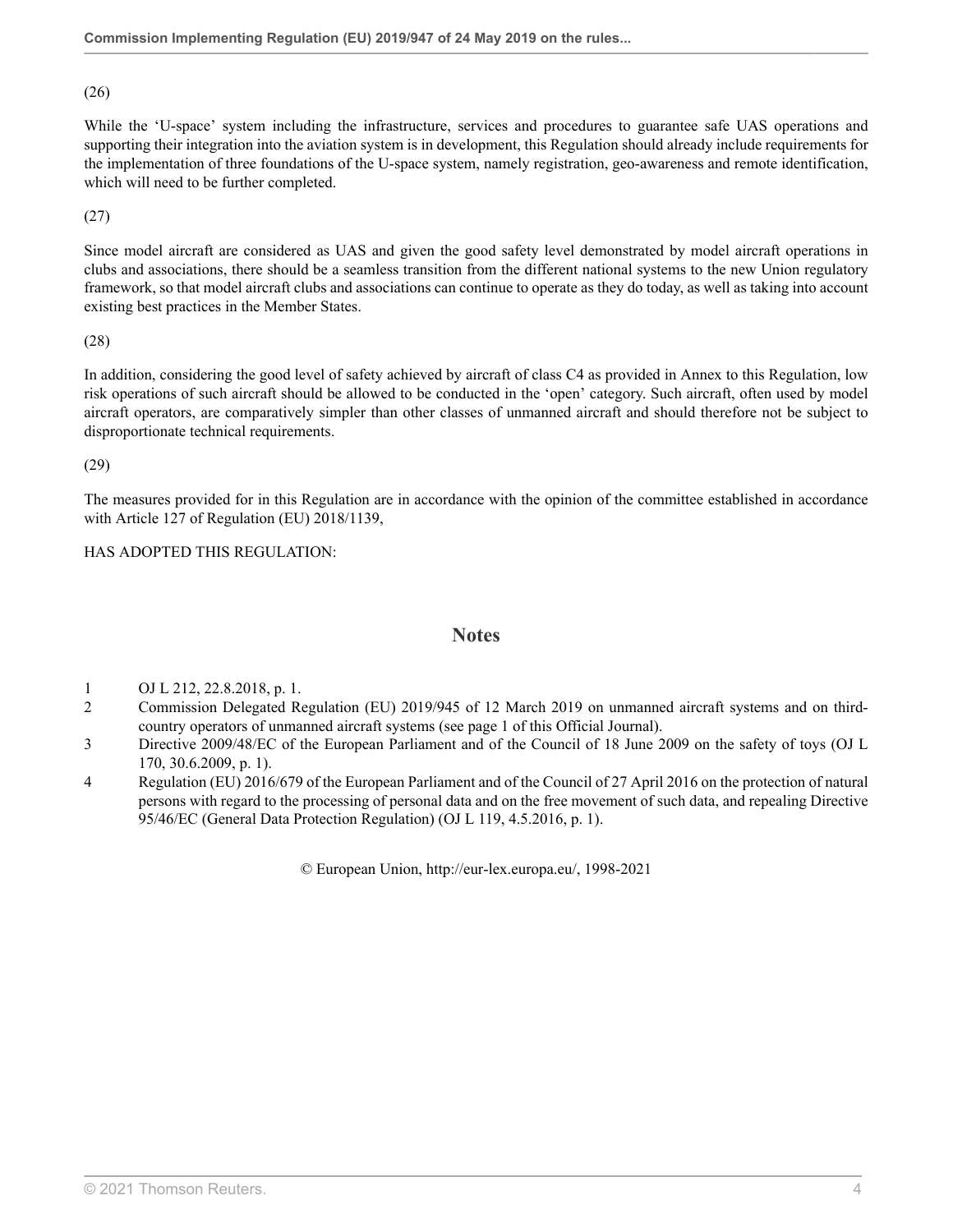(26)

While the ‘U-space’ system including the infrastructure, services and procedures to guarantee safe UAS operations and supporting their integration into the aviation system is in development, this Regulation should already include requirements for the implementation of three foundations of the U-space system, namely registration, geo-awareness and remote identification, which will need to be further completed.

(27)

Since model aircraft are considered as UAS and given the good safety level demonstrated by model aircraft operations in clubs and associations, there should be a seamless transition from the different national systems to the new Union regulatory framework, so that model aircraft clubs and associations can continue to operate as they do today, as well as taking into account existing best practices in the Member States.

(28)

In addition, considering the good level of safety achieved by aircraft of class C4 as provided in Annex to this Regulation, low risk operations of such aircraft should be allowed to be conducted in the ‘open’ category. Such aircraft, often used by model aircraft operators, are comparatively simpler than other classes of unmanned aircraft and should therefore not be subject to disproportionate technical requirements.

(29)

The measures provided for in this Regulation are in accordance with the opinion of the committee established in accordance with Article 127 of Regulation (EU) 2018/1139,

HAS ADOPTED THIS REGULATION:

## Notes

1 OJ L 212, 22.8.2018, p. 1.

2 Commission Delegated Regulation (EU) 2019/945 of 12 March 2019 on unmanned aircraft systems and on third-country operators of unmanned aircraft systems (see page 1 of this Official Journal).

3 Directive 2009/48/EC of the European Parliament and of the Council of 18 June 2009 on the safety of toys (OJ L 170, 30.6.2009, p. 1).

4 Regulation (EU) 2016/679 of the European Parliament and of the Council of 27 April 2016 on the protection of natural persons with regard to the processing of personal data and on the free movement of such data, and repealing Directive 95/46/EC (General Data Protection Regulation) (OJ L 119, 4.5.2016, p. 1).

© European Union, http://eur-lex.europa.eu/, 1998-2021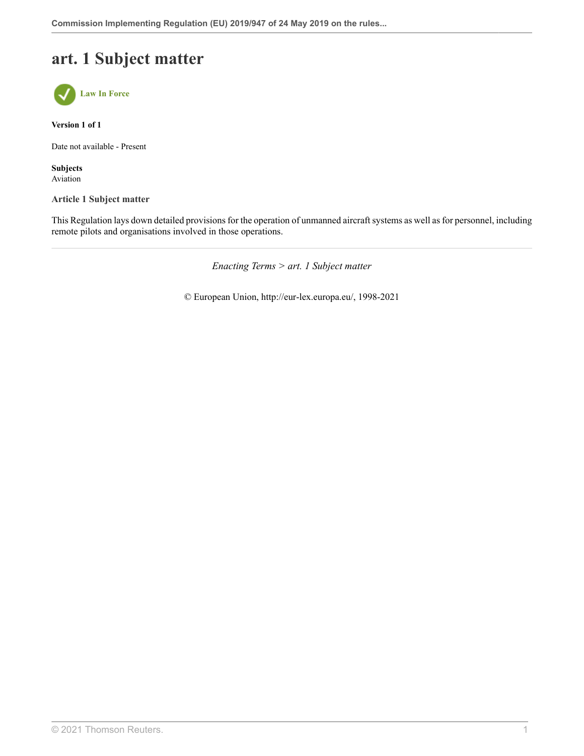# art. 1 Subject matter

**Law In Force**

**Version 1 of 1**

Date not available - Present

**Subjects**
Aviation

### Article 1 Subject matter

This Regulation lays down detailed provisions for the operation of unmanned aircraft systems as well as for personnel, including remote pilots and organisations involved in those operations.

---

*Enacting Terms > art. 1 Subject matter*

© European Union, http://eur-lex.europa.eu/, 1998-2021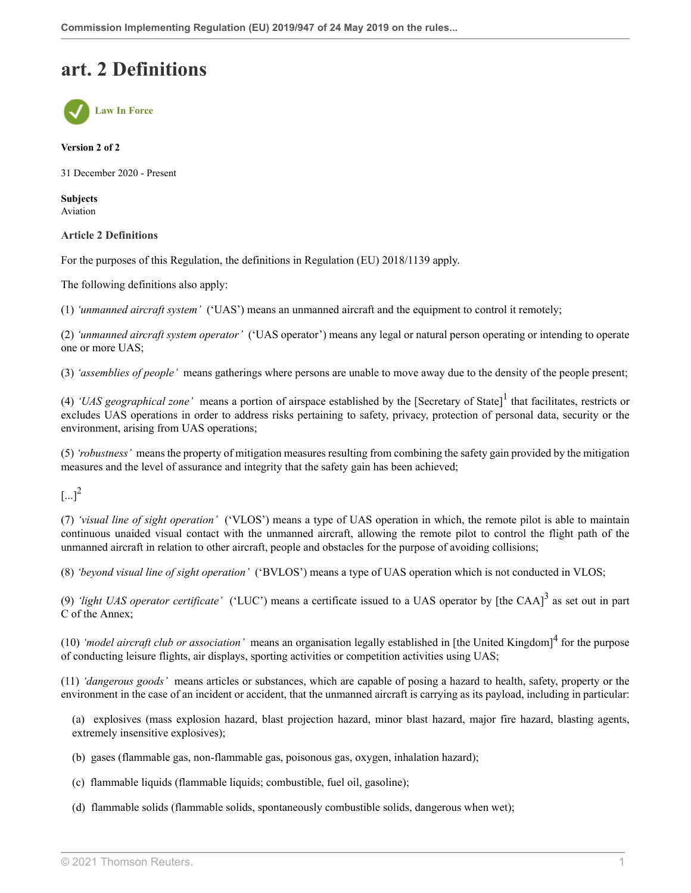# art. 2 Definitions

Law In Force

**Version 2 of 2**

31 December 2020 - Present

**Subjects**
Aviation

**Article 2 Definitions**

For the purposes of this Regulation, the definitions in Regulation (EU) 2018/1139 apply.

The following definitions also apply:

(1) *'unmanned aircraft system'* ('UAS') means an unmanned aircraft and the equipment to control it remotely;

(2) *'unmanned aircraft system operator'* ('UAS operator') means any legal or natural person operating or intending to operate one or more UAS;

(3) *'assemblies of people'* means gatherings where persons are unable to move away due to the density of the people present;

(4) *'UAS geographical zone'* means a portion of airspace established by the [Secretary of State][1] that facilitates, restricts or excludes UAS operations in order to address risks pertaining to safety, privacy, protection of personal data, security or the environment, arising from UAS operations;

(5) *'robustness'* means the property of mitigation measures resulting from combining the safety gain provided by the mitigation measures and the level of assurance and integrity that the safety gain has been achieved;

[...][2]

(7) *'visual line of sight operation'* ('VLOS') means a type of UAS operation in which, the remote pilot is able to maintain continuous unaided visual contact with the unmanned aircraft, allowing the remote pilot to control the flight path of the unmanned aircraft in relation to other aircraft, people and obstacles for the purpose of avoiding collisions;

(8) *'beyond visual line of sight operation'* ('BVLOS') means a type of UAS operation which is not conducted in VLOS;

(9) *'light UAS operator certificate'* ('LUC') means a certificate issued to a UAS operator by [the CAA][3] as set out in part C of the Annex;

(10) *'model aircraft club or association'* means an organisation legally established in [the United Kingdom][4] for the purpose of conducting leisure flights, air displays, sporting activities or competition activities using UAS;

(11) *'dangerous goods'* means articles or substances, which are capable of posing a hazard to health, safety, property or the environment in the case of an incident or accident, that the unmanned aircraft is carrying as its payload, including in particular:

(a) explosives (mass explosion hazard, blast projection hazard, minor blast hazard, major fire hazard, blasting agents, extremely insensitive explosives);

(b) gases (flammable gas, non-flammable gas, poisonous gas, oxygen, inhalation hazard);

(c) flammable liquids (flammable liquids; combustible, fuel oil, gasoline);

(d) flammable solids (flammable solids, spontaneously combustible solids, dangerous when wet);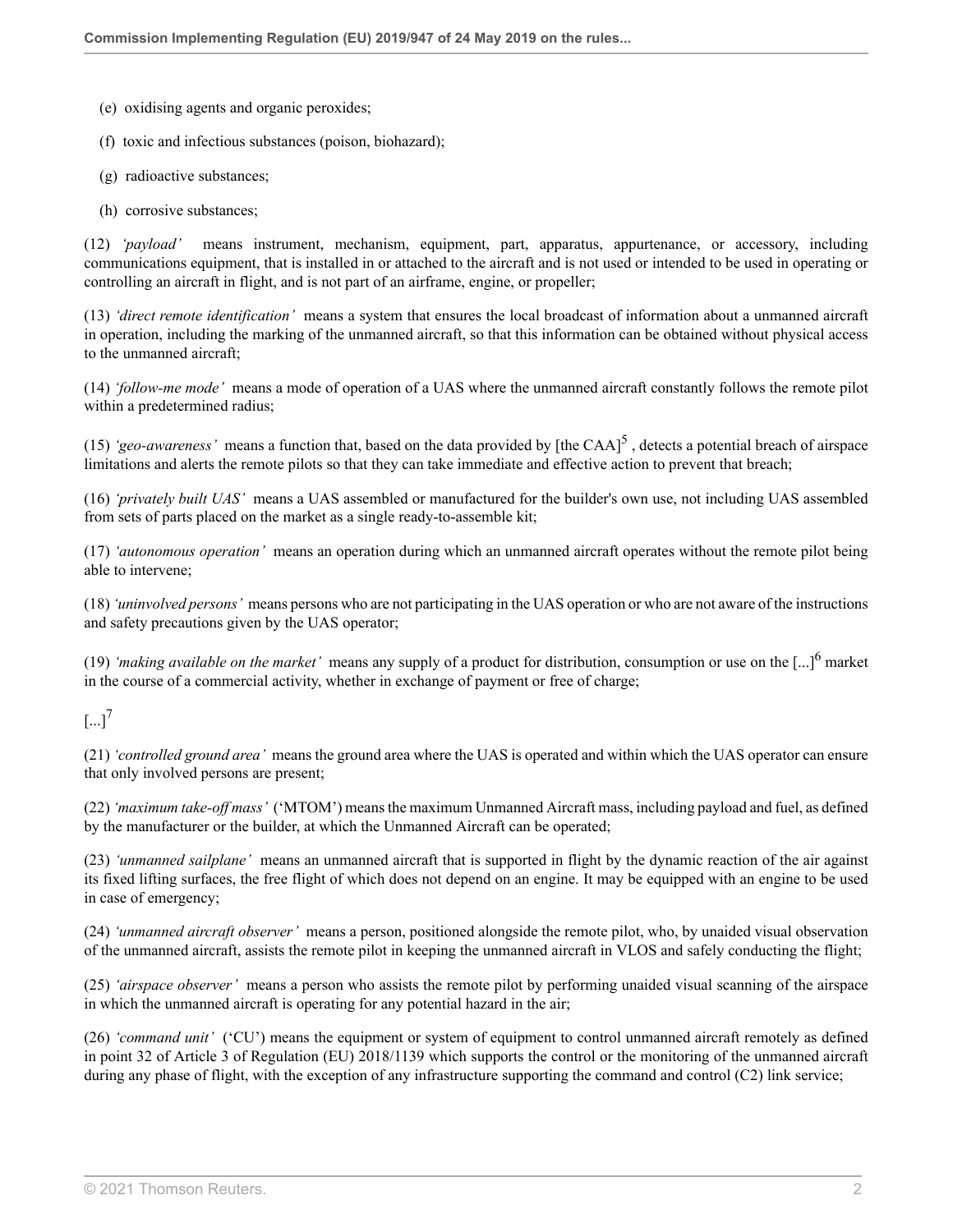(e) oxidising agents and organic peroxides;

(f) toxic and infectious substances (poison, biohazard);

(g) radioactive substances;

(h) corrosive substances;

(12) *'payload'* means instrument, mechanism, equipment, part, apparatus, appurtenance, or accessory, including communications equipment, that is installed in or attached to the aircraft and is not used or intended to be used in operating or controlling an aircraft in flight, and is not part of an airframe, engine, or propeller;

(13) *'direct remote identification'* means a system that ensures the local broadcast of information about a unmanned aircraft in operation, including the marking of the unmanned aircraft, so that this information can be obtained without physical access to the unmanned aircraft;

(14) *'follow-me mode'* means a mode of operation of a UAS where the unmanned aircraft constantly follows the remote pilot within a predetermined radius;

(15) *'geo-awareness'* means a function that, based on the data provided by [the CAA][5] , detects a potential breach of airspace limitations and alerts the remote pilots so that they can take immediate and effective action to prevent that breach;

(16) *'privately built UAS'* means a UAS assembled or manufactured for the builder's own use, not including UAS assembled from sets of parts placed on the market as a single ready-to-assemble kit;

(17) *'autonomous operation'* means an operation during which an unmanned aircraft operates without the remote pilot being able to intervene;

(18) *'uninvolved persons'* means persons who are not participating in the UAS operation or who are not aware of the instructions and safety precautions given by the UAS operator;

(19) *'making available on the market'* means any supply of a product for distribution, consumption or use on the [...][6] market in the course of a commercial activity, whether in exchange of payment or free of charge;

[...][7]

(21) *'controlled ground area'* means the ground area where the UAS is operated and within which the UAS operator can ensure that only involved persons are present;

(22) *'maximum take-off mass'* ('MTOM') means the maximum Unmanned Aircraft mass, including payload and fuel, as defined by the manufacturer or the builder, at which the Unmanned Aircraft can be operated;

(23) *'unmanned sailplane'* means an unmanned aircraft that is supported in flight by the dynamic reaction of the air against its fixed lifting surfaces, the free flight of which does not depend on an engine. It may be equipped with an engine to be used in case of emergency;

(24) *'unmanned aircraft observer'* means a person, positioned alongside the remote pilot, who, by unaided visual observation of the unmanned aircraft, assists the remote pilot in keeping the unmanned aircraft in VLOS and safely conducting the flight;

(25) *'airspace observer'* means a person who assists the remote pilot by performing unaided visual scanning of the airspace in which the unmanned aircraft is operating for any potential hazard in the air;

(26) *'command unit'* ('CU') means the equipment or system of equipment to control unmanned aircraft remotely as defined in point 32 of Article 3 of Regulation (EU) 2018/1139 which supports the control or the monitoring of the unmanned aircraft during any phase of flight, with the exception of any infrastructure supporting the command and control (C2) link service;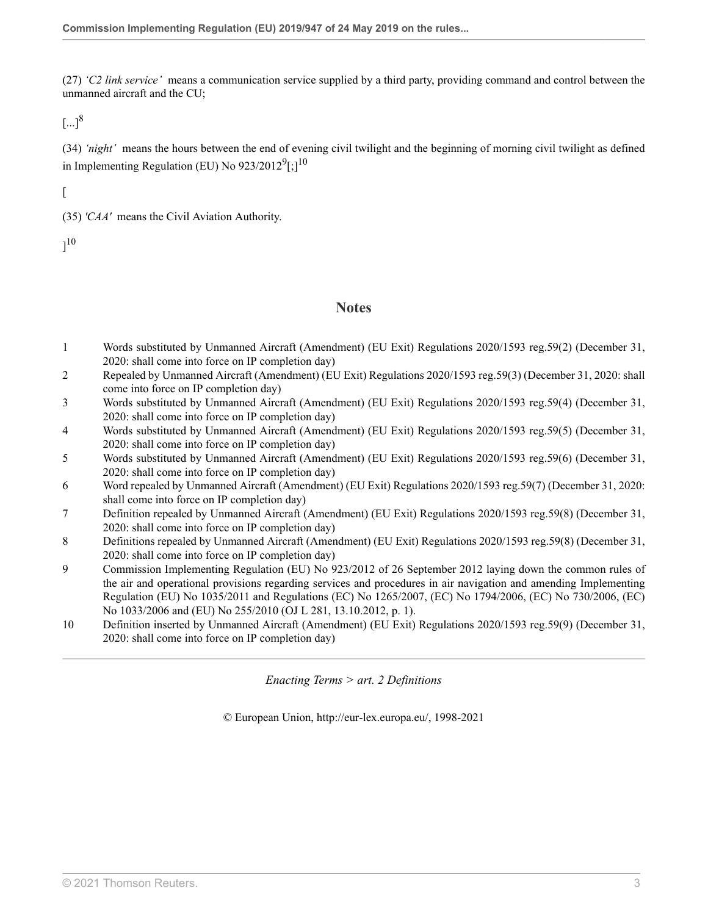(27) *'C2 link service'* means a communication service supplied by a third party, providing command and control between the unmanned aircraft and the CU;

[...][8]

(34) *'night'* means the hours between the end of evening civil twilight and the beginning of morning civil twilight as defined in Implementing Regulation (EU) No 923/2012[9][;][10]

[

(35) *'CAA'* means the Civil Aviation Authority.

][10]

## Notes

1. Words substituted by Unmanned Aircraft (Amendment) (EU Exit) Regulations 2020/1593 reg.59(2) (December 31, 2020: shall come into force on IP completion day)
2. Repealed by Unmanned Aircraft (Amendment) (EU Exit) Regulations 2020/1593 reg.59(3) (December 31, 2020: shall come into force on IP completion day)
3. Words substituted by Unmanned Aircraft (Amendment) (EU Exit) Regulations 2020/1593 reg.59(4) (December 31, 2020: shall come into force on IP completion day)
4. Words substituted by Unmanned Aircraft (Amendment) (EU Exit) Regulations 2020/1593 reg.59(5) (December 31, 2020: shall come into force on IP completion day)
5. Words substituted by Unmanned Aircraft (Amendment) (EU Exit) Regulations 2020/1593 reg.59(6) (December 31, 2020: shall come into force on IP completion day)
6. Word repealed by Unmanned Aircraft (Amendment) (EU Exit) Regulations 2020/1593 reg.59(7) (December 31, 2020: shall come into force on IP completion day)
7. Definition repealed by Unmanned Aircraft (Amendment) (EU Exit) Regulations 2020/1593 reg.59(8) (December 31, 2020: shall come into force on IP completion day)
8. Definitions repealed by Unmanned Aircraft (Amendment) (EU Exit) Regulations 2020/1593 reg.59(8) (December 31, 2020: shall come into force on IP completion day)
9. Commission Implementing Regulation (EU) No 923/2012 of 26 September 2012 laying down the common rules of the air and operational provisions regarding services and procedures in air navigation and amending Implementing Regulation (EU) No 1035/2011 and Regulations (EC) No 1265/2007, (EC) No 1794/2006, (EC) No 730/2006, (EC) No 1033/2006 and (EU) No 255/2010 (OJ L 281, 13.10.2012, p. 1).
10. Definition inserted by Unmanned Aircraft (Amendment) (EU Exit) Regulations 2020/1593 reg.59(9) (December 31, 2020: shall come into force on IP completion day)

*Enacting Terms > art. 2 Definitions*

© European Union, http://eur-lex.europa.eu/, 1998-2021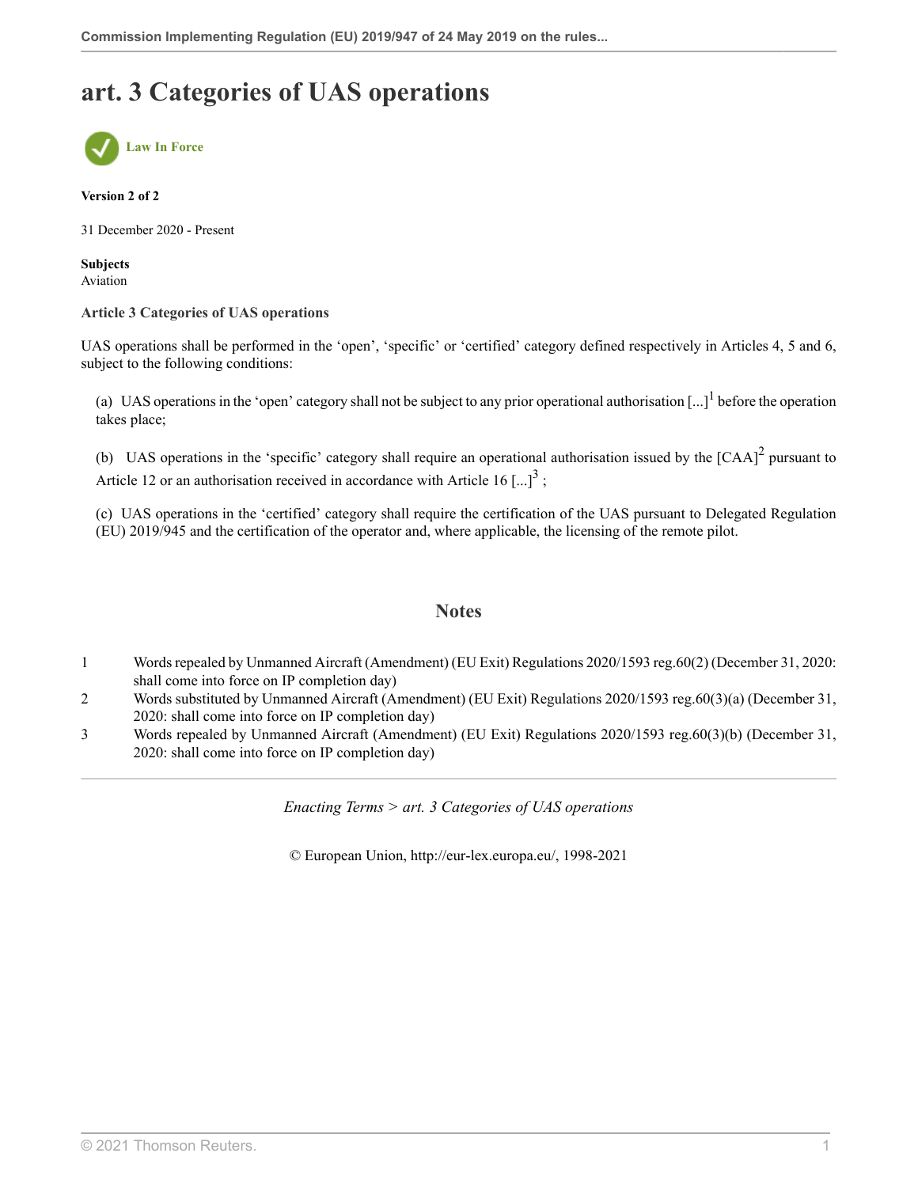# art. 3 Categories of UAS operations

Law In Force

**Version 2 of 2**

31 December 2020 - Present

**Subjects**
Aviation

**Article 3 Categories of UAS operations**

UAS operations shall be performed in the 'open', 'specific' or 'certified' category defined respectively in Articles 4, 5 and 6, subject to the following conditions:

(a) UAS operations in the 'open' category shall not be subject to any prior operational authorisation [...][1] before the operation takes place;

(b) UAS operations in the 'specific' category shall require an operational authorisation issued by the [CAA][2] pursuant to Article 12 or an authorisation received in accordance with Article 16 [...][3] ;

(c) UAS operations in the 'certified' category shall require the certification of the UAS pursuant to Delegated Regulation (EU) 2019/945 and the certification of the operator and, where applicable, the licensing of the remote pilot.

## Notes

1. Words repealed by Unmanned Aircraft (Amendment) (EU Exit) Regulations 2020/1593 reg.60(2) (December 31, 2020: shall come into force on IP completion day)
2. Words substituted by Unmanned Aircraft (Amendment) (EU Exit) Regulations 2020/1593 reg.60(3)(a) (December 31, 2020: shall come into force on IP completion day)
3. Words repealed by Unmanned Aircraft (Amendment) (EU Exit) Regulations 2020/1593 reg.60(3)(b) (December 31, 2020: shall come into force on IP completion day)

*Enacting Terms > art. 3 Categories of UAS operations*

© European Union, http://eur-lex.europa.eu/, 1998-2021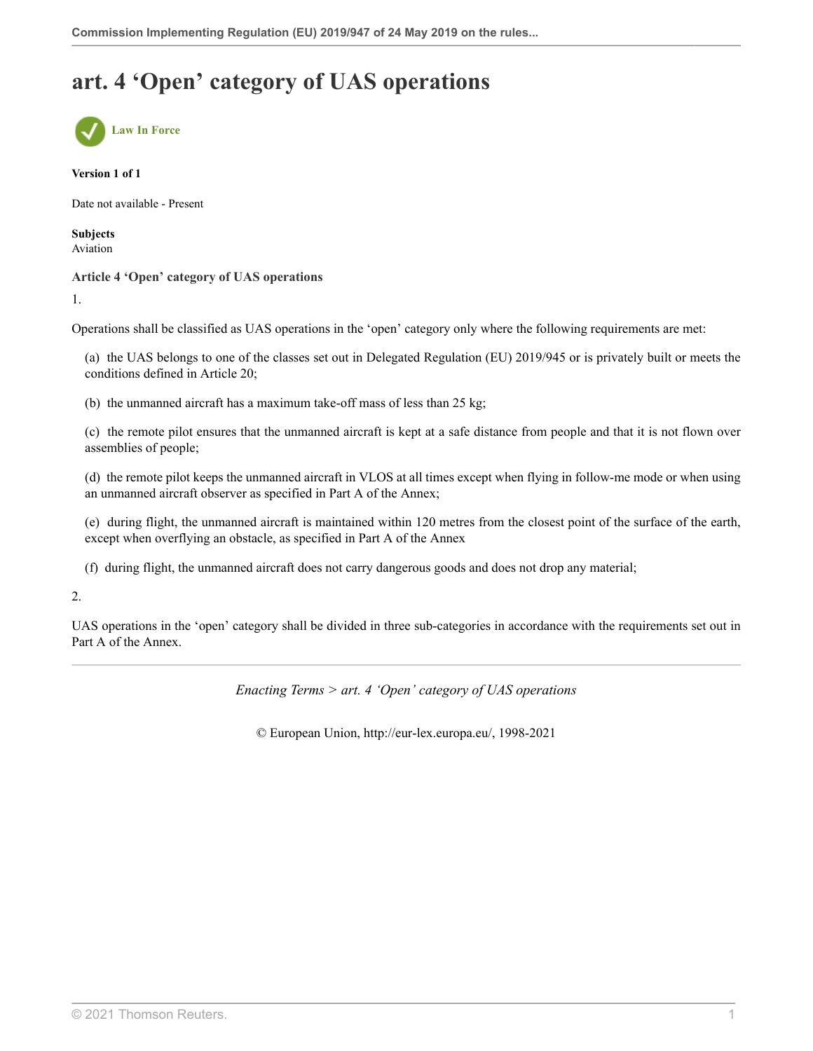# art. 4 'Open' category of UAS operations

Law In Force

**Version 1 of 1**

Date not available - Present

**Subjects**
Aviation

**Article 4 'Open' category of UAS operations**

1.

Operations shall be classified as UAS operations in the 'open' category only where the following requirements are met:

(a) the UAS belongs to one of the classes set out in Delegated Regulation (EU) 2019/945 or is privately built or meets the conditions defined in Article 20;

(b) the unmanned aircraft has a maximum take-off mass of less than 25 kg;

(c) the remote pilot ensures that the unmanned aircraft is kept at a safe distance from people and that it is not flown over assemblies of people;

(d) the remote pilot keeps the unmanned aircraft in VLOS at all times except when flying in follow-me mode or when using an unmanned aircraft observer as specified in Part A of the Annex;

(e) during flight, the unmanned aircraft is maintained within 120 metres from the closest point of the surface of the earth, except when overflying an obstacle, as specified in Part A of the Annex

(f) during flight, the unmanned aircraft does not carry dangerous goods and does not drop any material;

2.

UAS operations in the 'open' category shall be divided in three sub-categories in accordance with the requirements set out in Part A of the Annex.

*Enacting Terms > art. 4 'Open' category of UAS operations*

© European Union, http://eur-lex.europa.eu/, 1998-2021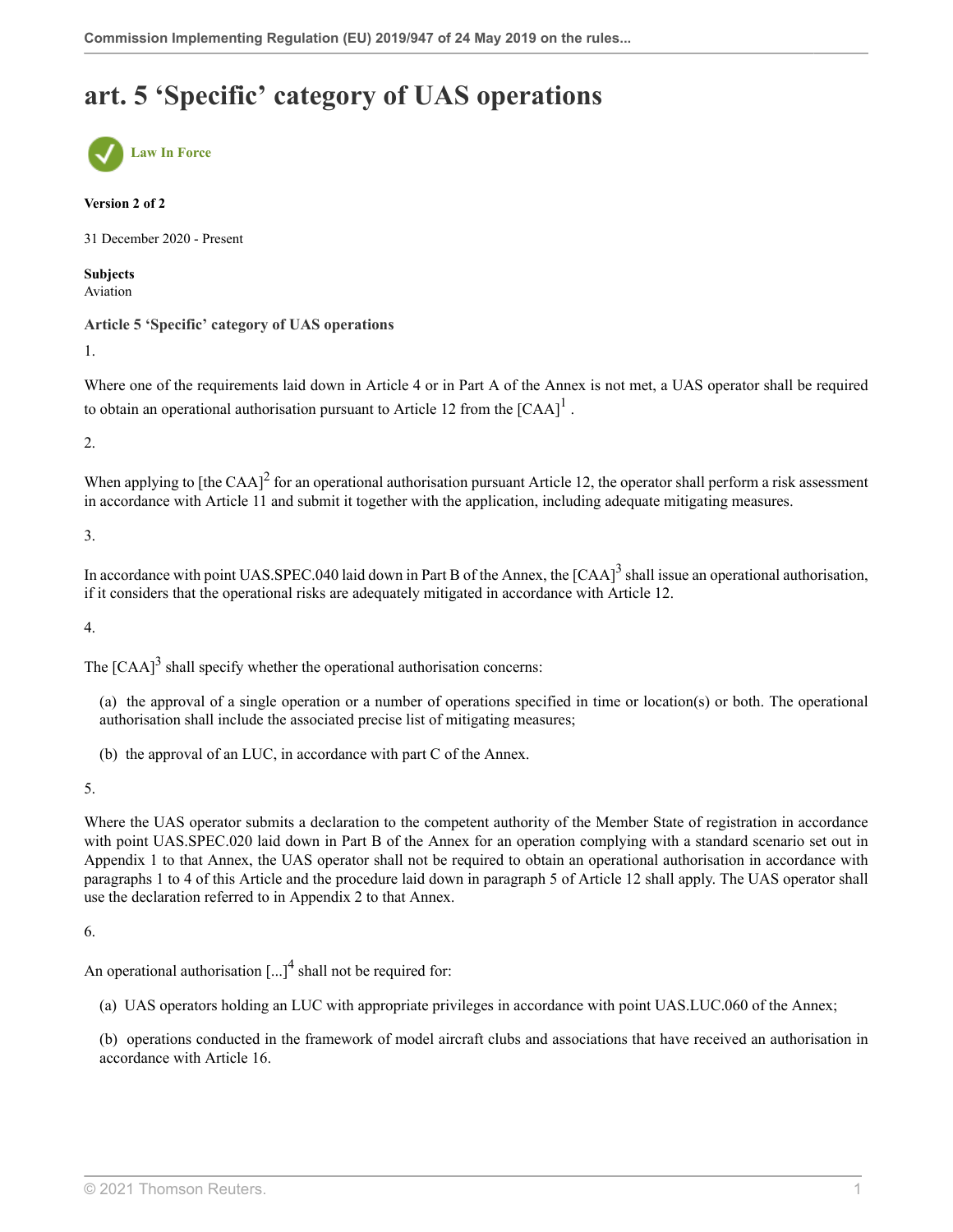# art. 5 ‘Specific’ category of UAS operations

Law In Force

**Version 2 of 2**

31 December 2020 - Present

**Subjects**
Aviation

**Article 5 ‘Specific’ category of UAS operations**

1.

Where one of the requirements laid down in Article 4 or in Part A of the Annex is not met, a UAS operator shall be required to obtain an operational authorisation pursuant to Article 12 from the [CAA][1] .

2.

When applying to [the CAA][2] for an operational authorisation pursuant Article 12, the operator shall perform a risk assessment in accordance with Article 11 and submit it together with the application, including adequate mitigating measures.

3.

In accordance with point UAS.SPEC.040 laid down in Part B of the Annex, the [CAA][3] shall issue an operational authorisation, if it considers that the operational risks are adequately mitigated in accordance with Article 12.

4.

The [CAA][3] shall specify whether the operational authorisation concerns:

(a) the approval of a single operation or a number of operations specified in time or location(s) or both. The operational authorisation shall include the associated precise list of mitigating measures;

(b) the approval of an LUC, in accordance with part C of the Annex.

5.

Where the UAS operator submits a declaration to the competent authority of the Member State of registration in accordance with point UAS.SPEC.020 laid down in Part B of the Annex for an operation complying with a standard scenario set out in Appendix 1 to that Annex, the UAS operator shall not be required to obtain an operational authorisation in accordance with paragraphs 1 to 4 of this Article and the procedure laid down in paragraph 5 of Article 12 shall apply. The UAS operator shall use the declaration referred to in Appendix 2 to that Annex.

6.

An operational authorisation [...][4] shall not be required for:

(a) UAS operators holding an LUC with appropriate privileges in accordance with point UAS.LUC.060 of the Annex;

(b) operations conducted in the framework of model aircraft clubs and associations that have received an authorisation in accordance with Article 16.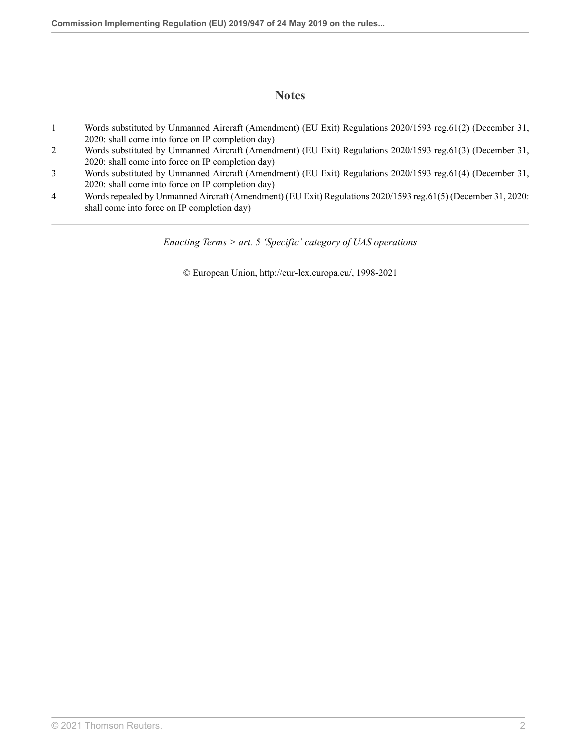## Notes

1. Words substituted by Unmanned Aircraft (Amendment) (EU Exit) Regulations 2020/1593 reg.61(2) (December 31, 2020: shall come into force on IP completion day)
2. Words substituted by Unmanned Aircraft (Amendment) (EU Exit) Regulations 2020/1593 reg.61(3) (December 31, 2020: shall come into force on IP completion day)
3. Words substituted by Unmanned Aircraft (Amendment) (EU Exit) Regulations 2020/1593 reg.61(4) (December 31, 2020: shall come into force on IP completion day)
4. Words repealed by Unmanned Aircraft (Amendment) (EU Exit) Regulations 2020/1593 reg.61(5) (December 31, 2020: shall come into force on IP completion day)

---

*Enacting Terms > art. 5 'Specific' category of UAS operations*

© European Union, http://eur-lex.europa.eu/, 1998-2021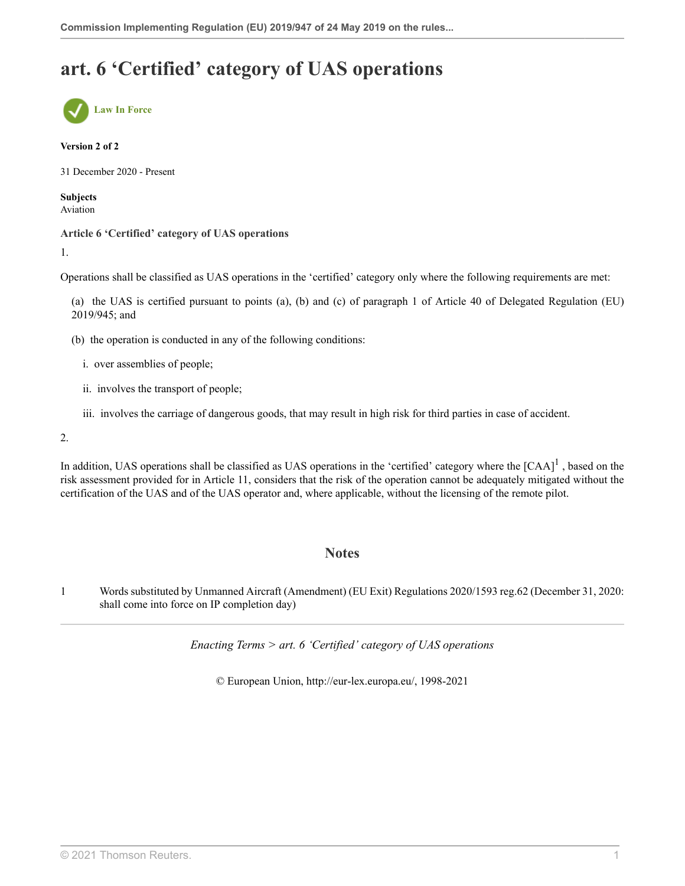# art. 6 'Certified' category of UAS operations

Law In Force

**Version 2 of 2**

31 December 2020 - Present

**Subjects**
Aviation

**Article 6 'Certified' category of UAS operations**

1.

Operations shall be classified as UAS operations in the 'certified' category only where the following requirements are met:

(a) the UAS is certified pursuant to points (a), (b) and (c) of paragraph 1 of Article 40 of Delegated Regulation (EU) 2019/945; and

(b) the operation is conducted in any of the following conditions:

i. over assemblies of people;

ii. involves the transport of people;

iii. involves the carriage of dangerous goods, that may result in high risk for third parties in case of accident.

2.

In addition, UAS operations shall be classified as UAS operations in the 'certified' category where the [CAA][1] , based on the risk assessment provided for in Article 11, considers that the risk of the operation cannot be adequately mitigated without the certification of the UAS and of the UAS operator and, where applicable, without the licensing of the remote pilot.

## Notes

1 Words substituted by Unmanned Aircraft (Amendment) (EU Exit) Regulations 2020/1593 reg.62 (December 31, 2020: shall come into force on IP completion day)

*Enacting Terms > art. 6 'Certified' category of UAS operations*

© European Union, http://eur-lex.europa.eu/, 1998-2021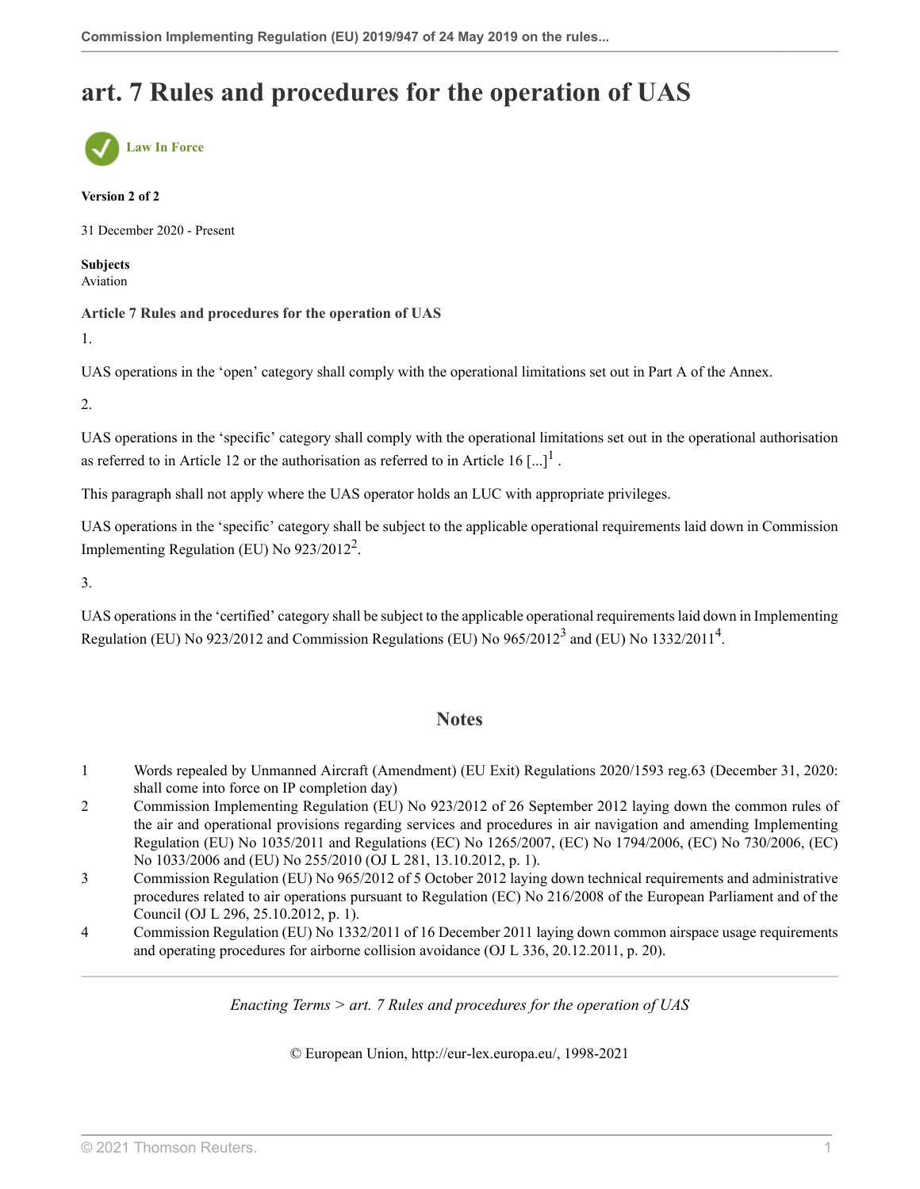# art. 7 Rules and procedures for the operation of UAS

Law In Force

**Version 2 of 2**

31 December 2020 - Present

**Subjects**
Aviation

**Article 7 Rules and procedures for the operation of UAS**

1.

UAS operations in the 'open' category shall comply with the operational limitations set out in Part A of the Annex.

2.

UAS operations in the 'specific' category shall comply with the operational limitations set out in the operational authorisation as referred to in Article 12 or the authorisation as referred to in Article 16 [...][1] .

This paragraph shall not apply where the UAS operator holds an LUC with appropriate privileges.

UAS operations in the 'specific' category shall be subject to the applicable operational requirements laid down in Commission Implementing Regulation (EU) No 923/2012[2].

3.

UAS operations in the 'certified' category shall be subject to the applicable operational requirements laid down in Implementing Regulation (EU) No 923/2012 and Commission Regulations (EU) No 965/2012[3] and (EU) No 1332/2011[4].

## Notes

1 Words repealed by Unmanned Aircraft (Amendment) (EU Exit) Regulations 2020/1593 reg.63 (December 31, 2020: shall come into force on IP completion day)

2 Commission Implementing Regulation (EU) No 923/2012 of 26 September 2012 laying down the common rules of the air and operational provisions regarding services and procedures in air navigation and amending Implementing Regulation (EU) No 1035/2011 and Regulations (EC) No 1265/2007, (EC) No 1794/2006, (EC) No 730/2006, (EC) No 1033/2006 and (EU) No 255/2010 (OJ L 281, 13.10.2012, p. 1).

3 Commission Regulation (EU) No 965/2012 of 5 October 2012 laying down technical requirements and administrative procedures related to air operations pursuant to Regulation (EC) No 216/2008 of the European Parliament and of the Council (OJ L 296, 25.10.2012, p. 1).

4 Commission Regulation (EU) No 1332/2011 of 16 December 2011 laying down common airspace usage requirements and operating procedures for airborne collision avoidance (OJ L 336, 20.12.2011, p. 20).

*Enacting Terms > art. 7 Rules and procedures for the operation of UAS*

© European Union, http://eur-lex.europa.eu/, 1998-2021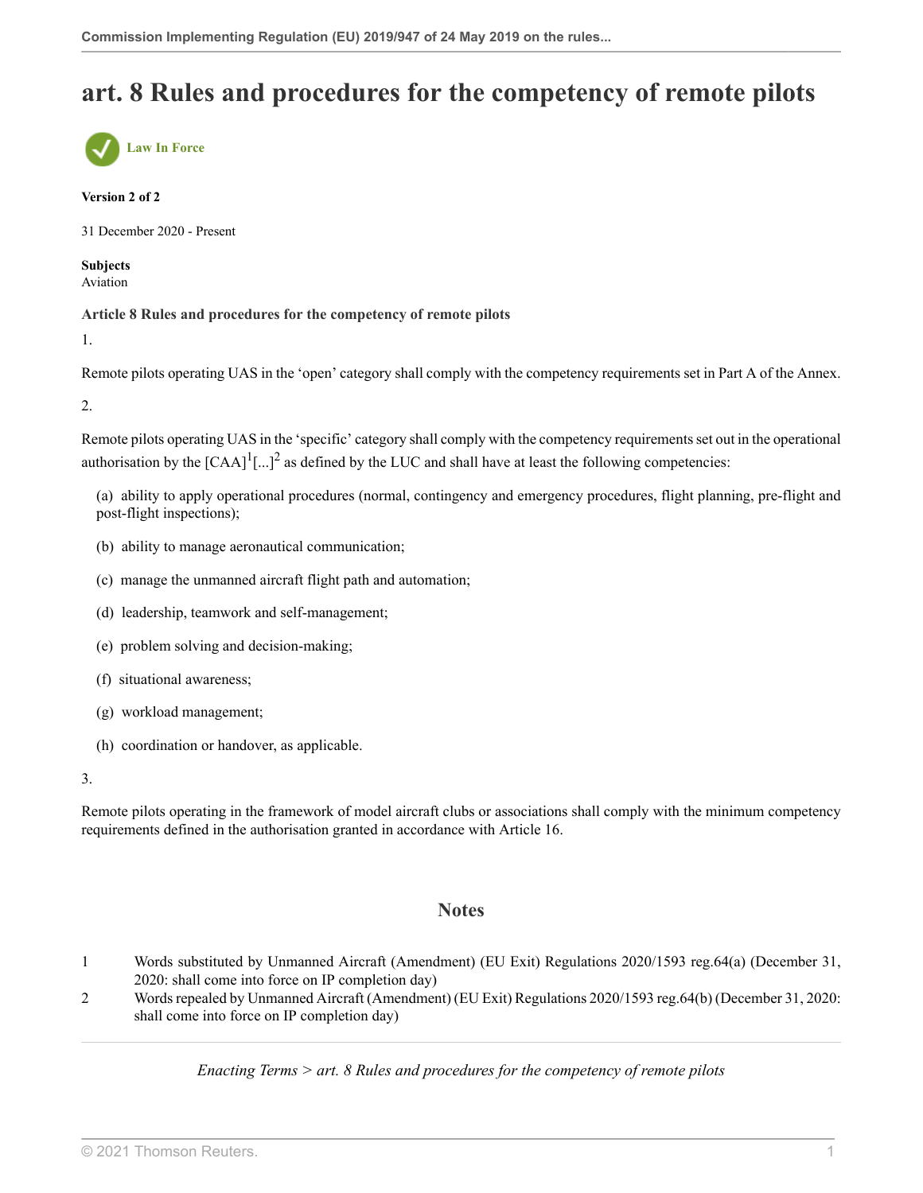# art. 8 Rules and procedures for the competency of remote pilots

Law In Force

**Version 2 of 2**

31 December 2020 - Present

**Subjects**
Aviation

**Article 8 Rules and procedures for the competency of remote pilots**

1.

Remote pilots operating UAS in the 'open' category shall comply with the competency requirements set in Part A of the Annex.

2.

Remote pilots operating UAS in the 'specific' category shall comply with the competency requirements set out in the operational authorisation by the [CAA][1][...][2] as defined by the LUC and shall have at least the following competencies:

(a) ability to apply operational procedures (normal, contingency and emergency procedures, flight planning, pre-flight and post-flight inspections);

(b) ability to manage aeronautical communication;

(c) manage the unmanned aircraft flight path and automation;

(d) leadership, teamwork and self-management;

(e) problem solving and decision-making;

(f) situational awareness;

(g) workload management;

(h) coordination or handover, as applicable.

3.

Remote pilots operating in the framework of model aircraft clubs or associations shall comply with the minimum competency requirements defined in the authorisation granted in accordance with Article 16.

## Notes

1. Words substituted by Unmanned Aircraft (Amendment) (EU Exit) Regulations 2020/1593 reg.64(a) (December 31, 2020: shall come into force on IP completion day)
2. Words repealed by Unmanned Aircraft (Amendment) (EU Exit) Regulations 2020/1593 reg.64(b) (December 31, 2020: shall come into force on IP completion day)

*Enacting Terms > art. 8 Rules and procedures for the competency of remote pilots*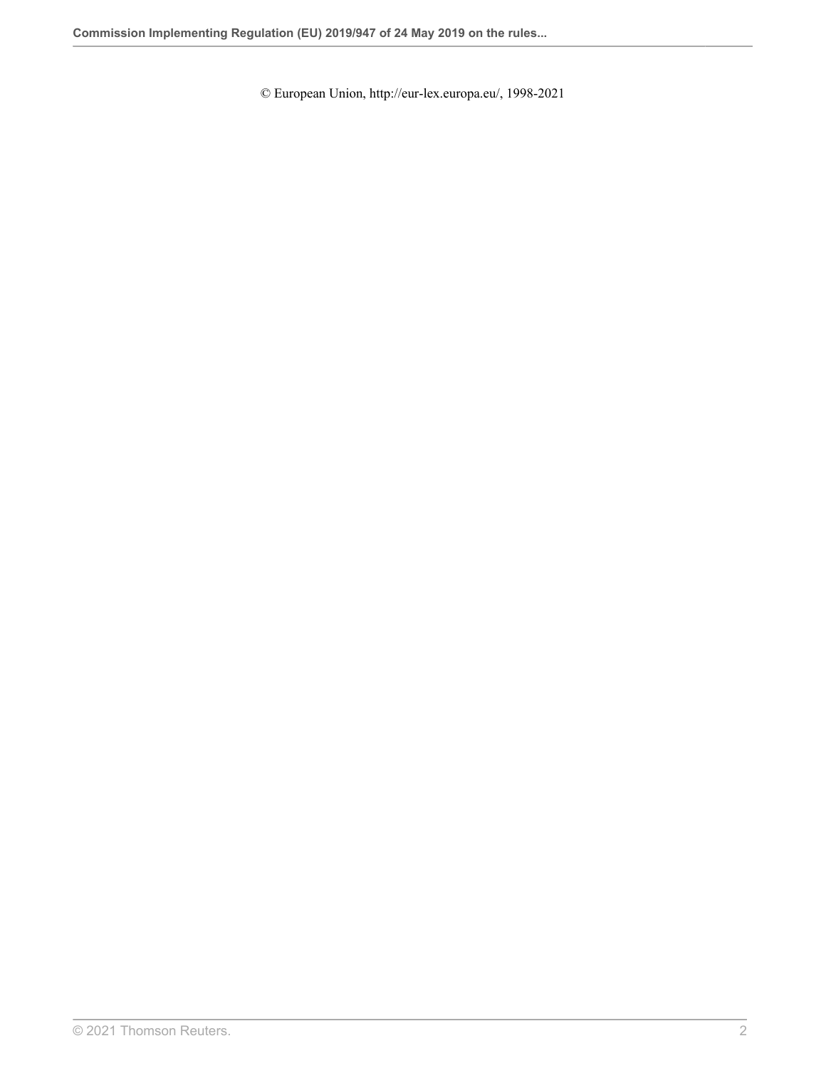© European Union, http://eur-lex.europa.eu/, 1998-2021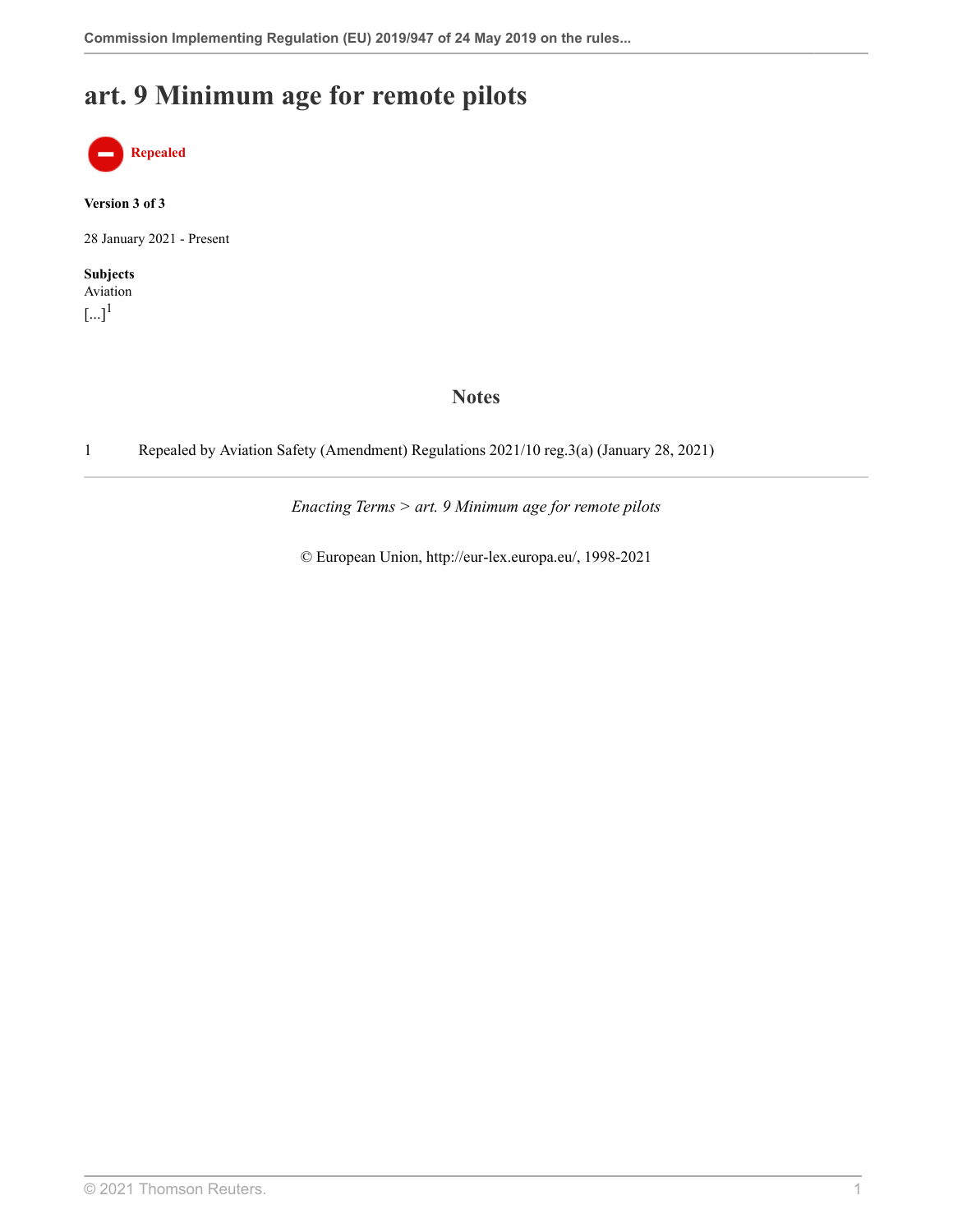# art. 9 Minimum age for remote pilots

**Repealed**

**Version 3 of 3**

28 January 2021 - Present

**Subjects**
Aviation

[...][1]

## Notes

1 Repealed by Aviation Safety (Amendment) Regulations 2021/10 reg.3(a) (January 28, 2021)

*Enacting Terms > art. 9 Minimum age for remote pilots*

© European Union, http://eur-lex.europa.eu/, 1998-2021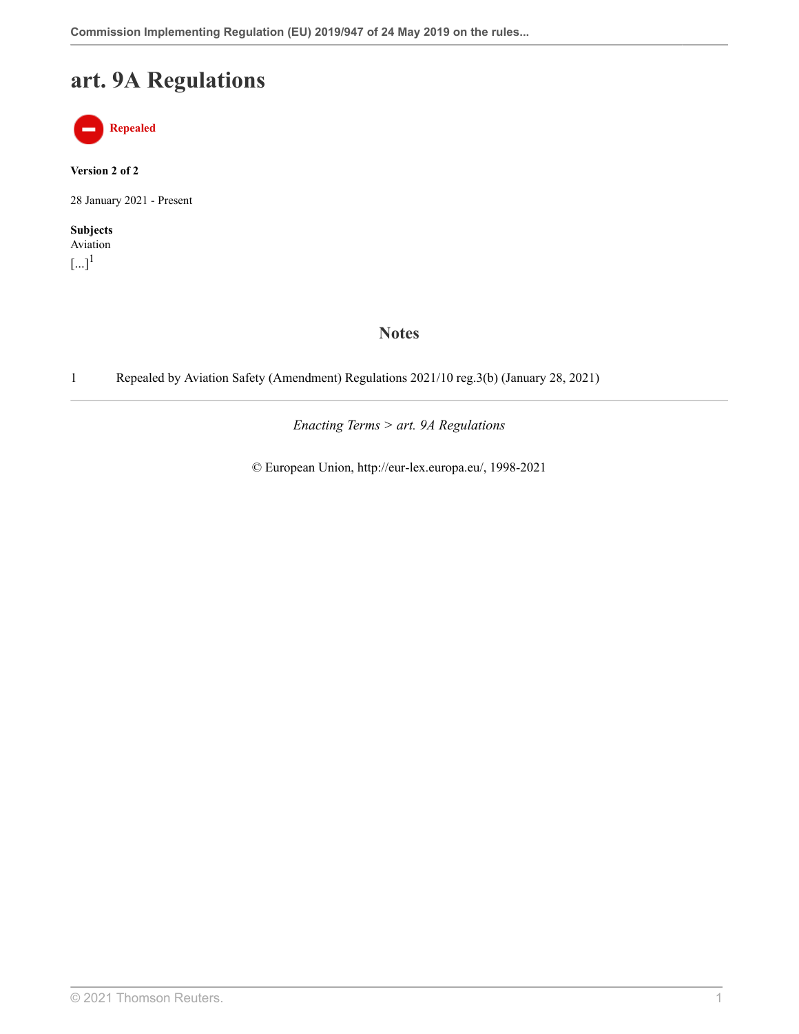# art. 9A Regulations

**Repealed**

**Version 2 of 2**

28 January 2021 - Present

**Subjects**
Aviation

[...][1]

## Notes

1 Repealed by Aviation Safety (Amendment) Regulations 2021/10 reg.3(b) (January 28, 2021)

*Enacting Terms > art. 9A Regulations*

© European Union, http://eur-lex.europa.eu/, 1998-2021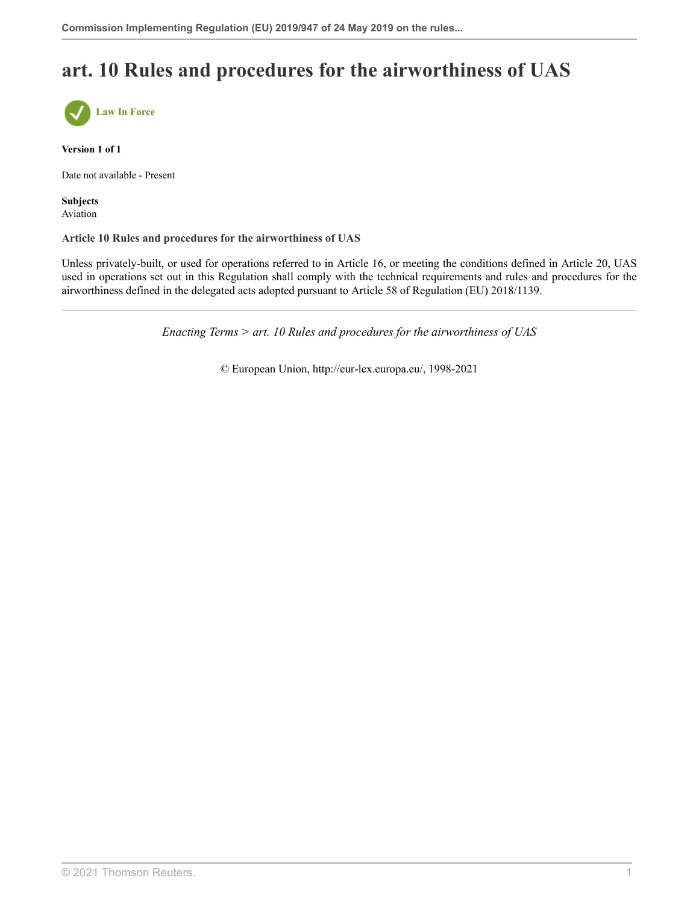# art. 10 Rules and procedures for the airworthiness of UAS

Law In Force

**Version 1 of 1**

Date not available - Present

**Subjects**
Aviation

**Article 10 Rules and procedures for the airworthiness of UAS**

Unless privately-built, or used for operations referred to in Article 16, or meeting the conditions defined in Article 20, UAS used in operations set out in this Regulation shall comply with the technical requirements and rules and procedures for the airworthiness defined in the delegated acts adopted pursuant to Article 58 of Regulation (EU) 2018/1139.

---

*Enacting Terms > art. 10 Rules and procedures for the airworthiness of UAS*

© European Union, http://eur-lex.europa.eu/, 1998-2021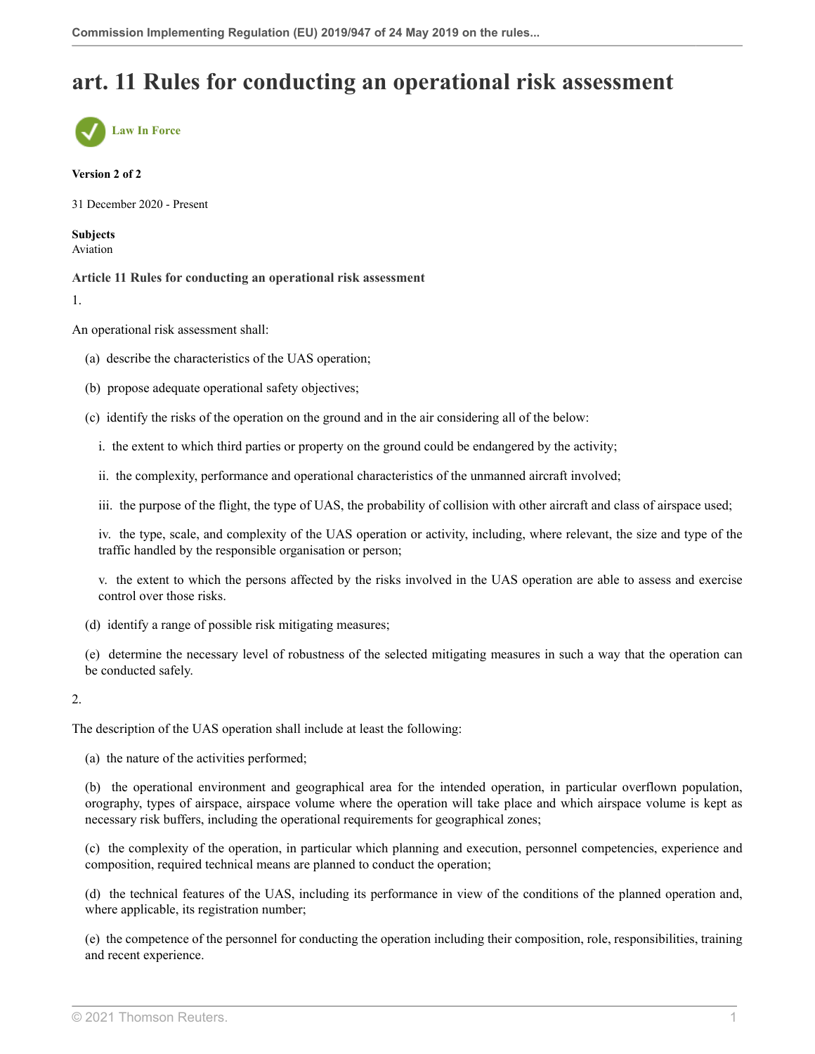# art. 11 Rules for conducting an operational risk assessment

Law In Force

**Version 2 of 2**

31 December 2020 - Present

**Subjects**
Aviation

**Article 11 Rules for conducting an operational risk assessment**

1.

An operational risk assessment shall:

(a) describe the characteristics of the UAS operation;

(b) propose adequate operational safety objectives;

(c) identify the risks of the operation on the ground and in the air considering all of the below:

i. the extent to which third parties or property on the ground could be endangered by the activity;

ii. the complexity, performance and operational characteristics of the unmanned aircraft involved;

iii. the purpose of the flight, the type of UAS, the probability of collision with other aircraft and class of airspace used;

iv. the type, scale, and complexity of the UAS operation or activity, including, where relevant, the size and type of the traffic handled by the responsible organisation or person;

v. the extent to which the persons affected by the risks involved in the UAS operation are able to assess and exercise control over those risks.

(d) identify a range of possible risk mitigating measures;

(e) determine the necessary level of robustness of the selected mitigating measures in such a way that the operation can be conducted safely.

2.

The description of the UAS operation shall include at least the following:

(a) the nature of the activities performed;

(b) the operational environment and geographical area for the intended operation, in particular overflown population, orography, types of airspace, airspace volume where the operation will take place and which airspace volume is kept as necessary risk buffers, including the operational requirements for geographical zones;

(c) the complexity of the operation, in particular which planning and execution, personnel competencies, experience and composition, required technical means are planned to conduct the operation;

(d) the technical features of the UAS, including its performance in view of the conditions of the planned operation and, where applicable, its registration number;

(e) the competence of the personnel for conducting the operation including their composition, role, responsibilities, training and recent experience.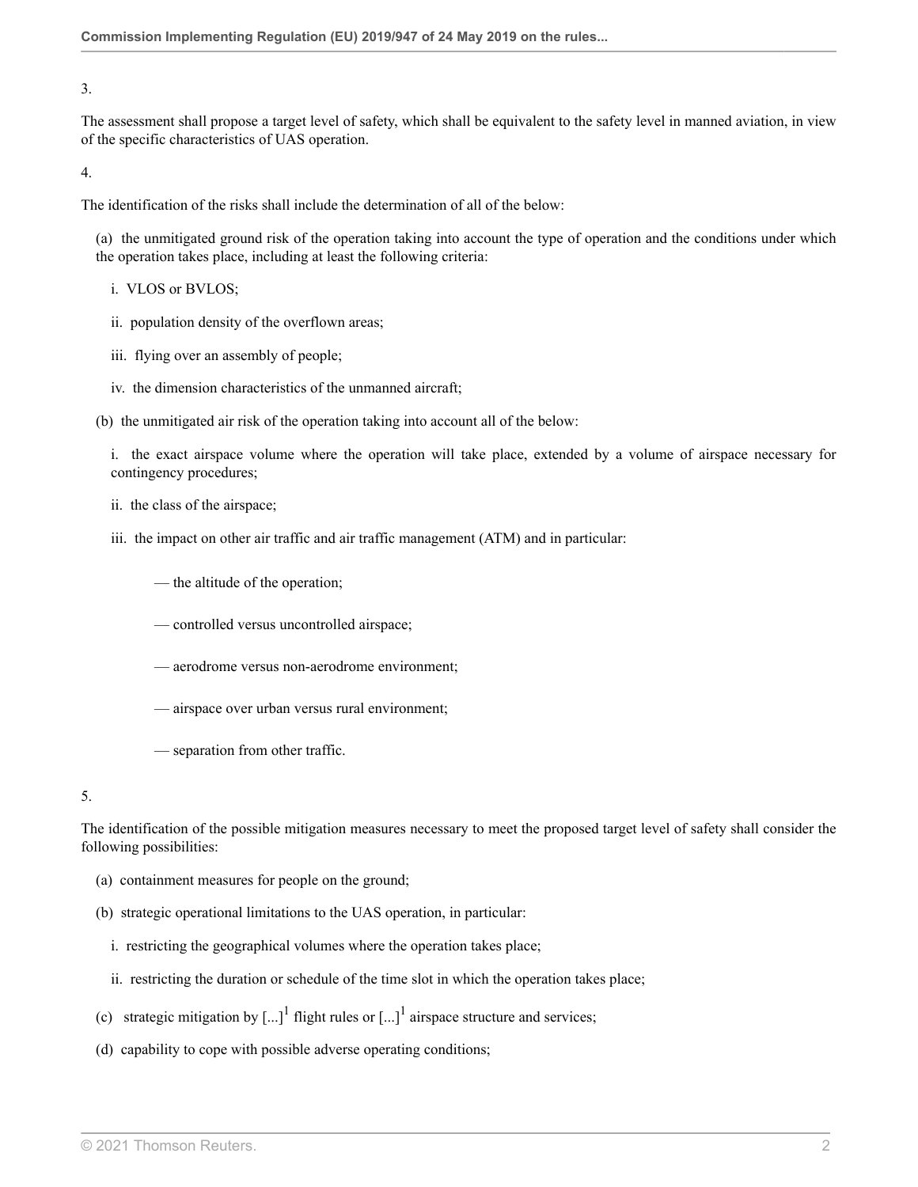3.

The assessment shall propose a target level of safety, which shall be equivalent to the safety level in manned aviation, in view of the specific characteristics of UAS operation.

4.

The identification of the risks shall include the determination of all of the below:

(a) the unmitigated ground risk of the operation taking into account the type of operation and the conditions under which the operation takes place, including at least the following criteria:

i. VLOS or BVLOS;

ii. population density of the overflown areas;

iii. flying over an assembly of people;

iv. the dimension characteristics of the unmanned aircraft;

(b) the unmitigated air risk of the operation taking into account all of the below:

i. the exact airspace volume where the operation will take place, extended by a volume of airspace necessary for contingency procedures;

ii. the class of the airspace;

iii. the impact on other air traffic and air traffic management (ATM) and in particular:

— the altitude of the operation;

— controlled versus uncontrolled airspace;

— aerodrome versus non-aerodrome environment;

— airspace over urban versus rural environment;

— separation from other traffic.

5.

The identification of the possible mitigation measures necessary to meet the proposed target level of safety shall consider the following possibilities:

(a) containment measures for people on the ground;

(b) strategic operational limitations to the UAS operation, in particular:

i. restricting the geographical volumes where the operation takes place;

ii. restricting the duration or schedule of the time slot in which the operation takes place;

(c) strategic mitigation by [...][1] flight rules or [...][1] airspace structure and services;

(d) capability to cope with possible adverse operating conditions;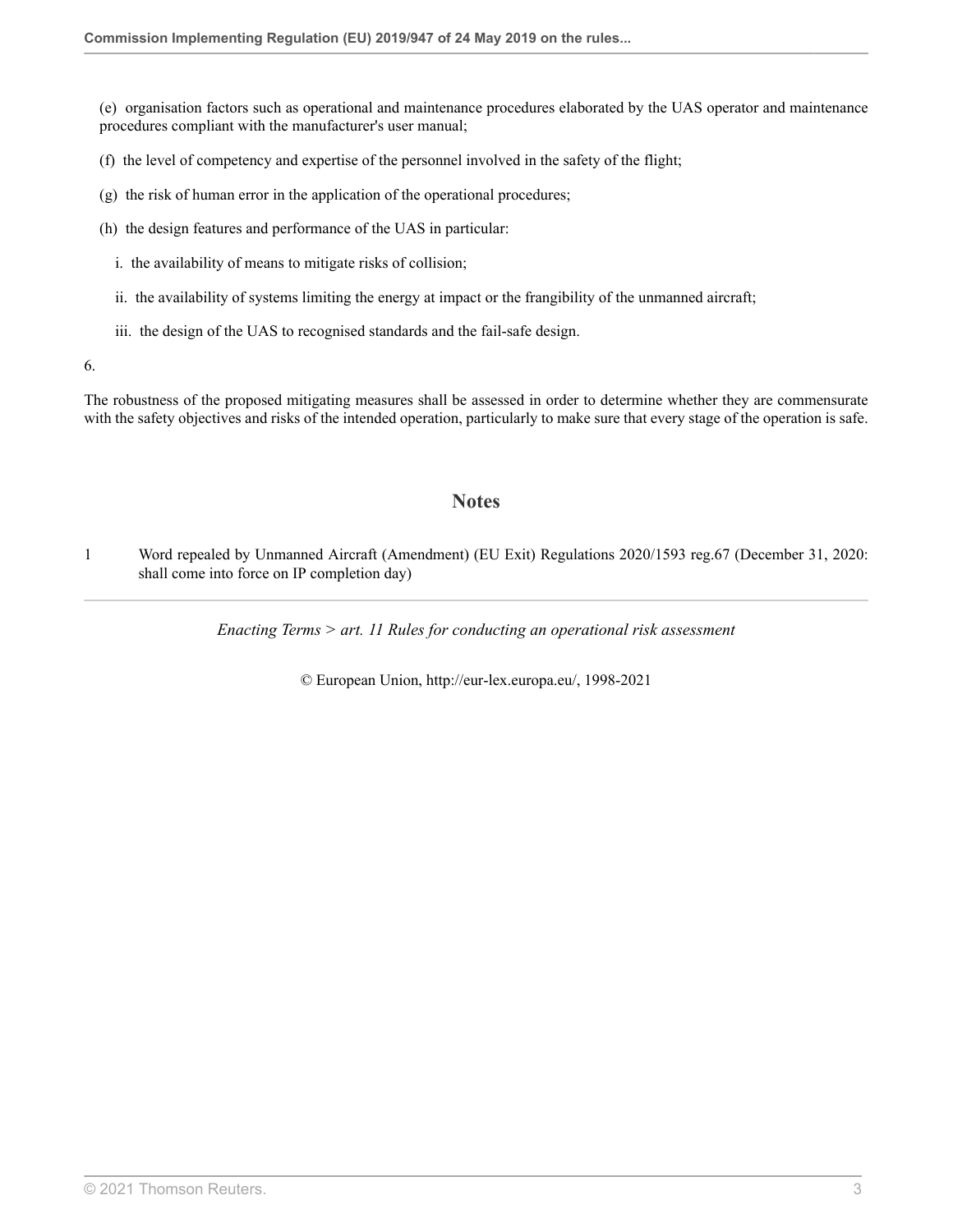(e) organisation factors such as operational and maintenance procedures elaborated by the UAS operator and maintenance procedures compliant with the manufacturer's user manual;

(f) the level of competency and expertise of the personnel involved in the safety of the flight;

(g) the risk of human error in the application of the operational procedures;

(h) the design features and performance of the UAS in particular:

i. the availability of means to mitigate risks of collision;

ii. the availability of systems limiting the energy at impact or the frangibility of the unmanned aircraft;

iii. the design of the UAS to recognised standards and the fail-safe design.

6.

The robustness of the proposed mitigating measures shall be assessed in order to determine whether they are commensurate with the safety objectives and risks of the intended operation, particularly to make sure that every stage of the operation is safe.

## Notes

1 Word repealed by Unmanned Aircraft (Amendment) (EU Exit) Regulations 2020/1593 reg.67 (December 31, 2020: shall come into force on IP completion day)

*Enacting Terms > art. 11 Rules for conducting an operational risk assessment*

© European Union, http://eur-lex.europa.eu/, 1998-2021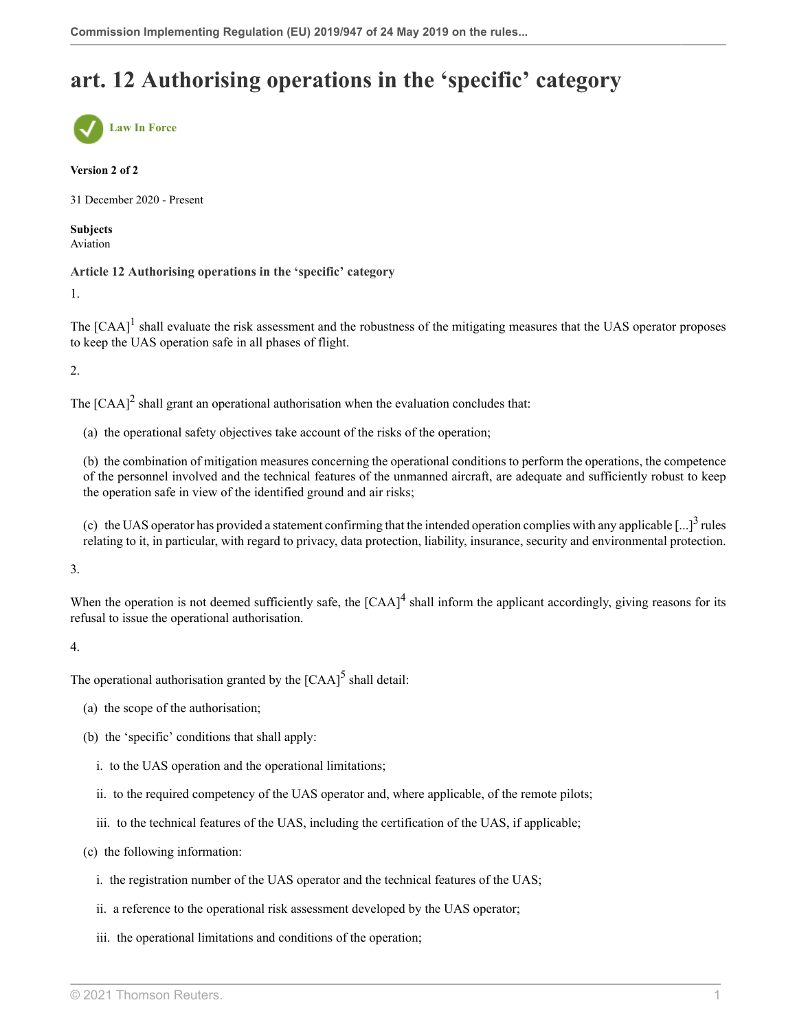# art. 12 Authorising operations in the 'specific' category

Law In Force

**Version 2 of 2**

31 December 2020 - Present

**Subjects**
Aviation

**Article 12 Authorising operations in the 'specific' category**

1.

The [CAA][1] shall evaluate the risk assessment and the robustness of the mitigating measures that the UAS operator proposes to keep the UAS operation safe in all phases of flight.

2.

The [CAA][2] shall grant an operational authorisation when the evaluation concludes that:

(a) the operational safety objectives take account of the risks of the operation;

(b) the combination of mitigation measures concerning the operational conditions to perform the operations, the competence of the personnel involved and the technical features of the unmanned aircraft, are adequate and sufficiently robust to keep the operation safe in view of the identified ground and air risks;

(c) the UAS operator has provided a statement confirming that the intended operation complies with any applicable [...][3] rules relating to it, in particular, with regard to privacy, data protection, liability, insurance, security and environmental protection.

3.

When the operation is not deemed sufficiently safe, the [CAA][4] shall inform the applicant accordingly, giving reasons for its refusal to issue the operational authorisation.

4.

The operational authorisation granted by the [CAA][5] shall detail:

(a) the scope of the authorisation;

(b) the 'specific' conditions that shall apply:

i. to the UAS operation and the operational limitations;

ii. to the required competency of the UAS operator and, where applicable, of the remote pilots;

iii. to the technical features of the UAS, including the certification of the UAS, if applicable;

(c) the following information:

i. the registration number of the UAS operator and the technical features of the UAS;

ii. a reference to the operational risk assessment developed by the UAS operator;

iii. the operational limitations and conditions of the operation;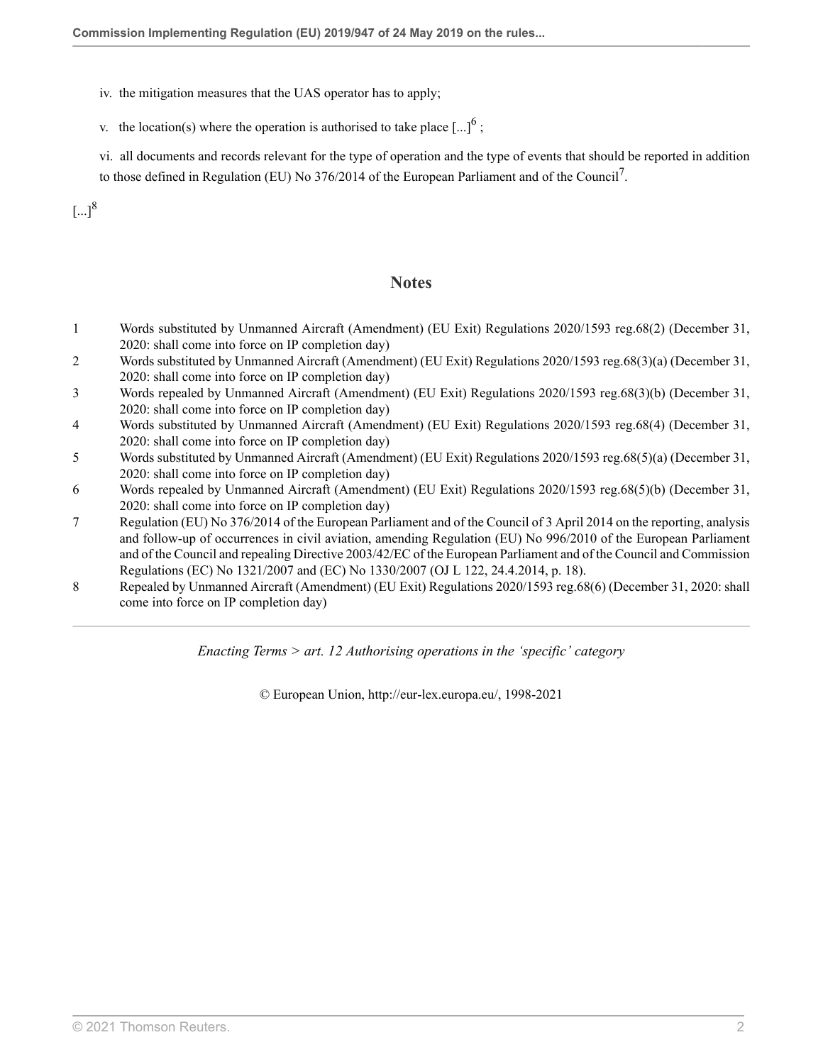iv. the mitigation measures that the UAS operator has to apply;

v. the location(s) where the operation is authorised to take place [...][6] ;

vi. all documents and records relevant for the type of operation and the type of events that should be reported in addition to those defined in Regulation (EU) No 376/2014 of the European Parliament and of the Council[7].

[...][8]

## Notes

1 Words substituted by Unmanned Aircraft (Amendment) (EU Exit) Regulations 2020/1593 reg.68(2) (December 31, 2020: shall come into force on IP completion day)

2 Words substituted by Unmanned Aircraft (Amendment) (EU Exit) Regulations 2020/1593 reg.68(3)(a) (December 31, 2020: shall come into force on IP completion day)

3 Words repealed by Unmanned Aircraft (Amendment) (EU Exit) Regulations 2020/1593 reg.68(3)(b) (December 31, 2020: shall come into force on IP completion day)

4 Words substituted by Unmanned Aircraft (Amendment) (EU Exit) Regulations 2020/1593 reg.68(4) (December 31, 2020: shall come into force on IP completion day)

5 Words substituted by Unmanned Aircraft (Amendment) (EU Exit) Regulations 2020/1593 reg.68(5)(a) (December 31, 2020: shall come into force on IP completion day)

6 Words repealed by Unmanned Aircraft (Amendment) (EU Exit) Regulations 2020/1593 reg.68(5)(b) (December 31, 2020: shall come into force on IP completion day)

7 Regulation (EU) No 376/2014 of the European Parliament and of the Council of 3 April 2014 on the reporting, analysis and follow-up of occurrences in civil aviation, amending Regulation (EU) No 996/2010 of the European Parliament and of the Council and repealing Directive 2003/42/EC of the European Parliament and of the Council and Commission Regulations (EC) No 1321/2007 and (EC) No 1330/2007 (OJ L 122, 24.4.2014, p. 18).

8 Repealed by Unmanned Aircraft (Amendment) (EU Exit) Regulations 2020/1593 reg.68(6) (December 31, 2020: shall come into force on IP completion day)

*Enacting Terms > art. 12 Authorising operations in the 'specific' category*

© European Union, http://eur-lex.europa.eu/, 1998-2021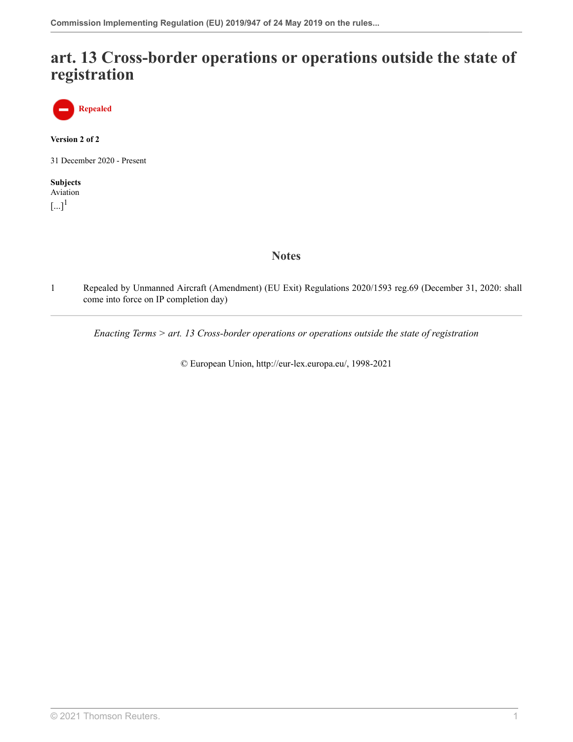# art. 13 Cross-border operations or operations outside the state of registration

Repealed

**Version 2 of 2**

31 December 2020 - Present

**Subjects**
Aviation

[...][1]

## Notes

1 Repealed by Unmanned Aircraft (Amendment) (EU Exit) Regulations 2020/1593 reg.69 (December 31, 2020: shall come into force on IP completion day)

*Enacting Terms > art. 13 Cross-border operations or operations outside the state of registration*

© European Union, http://eur-lex.europa.eu/, 1998-2021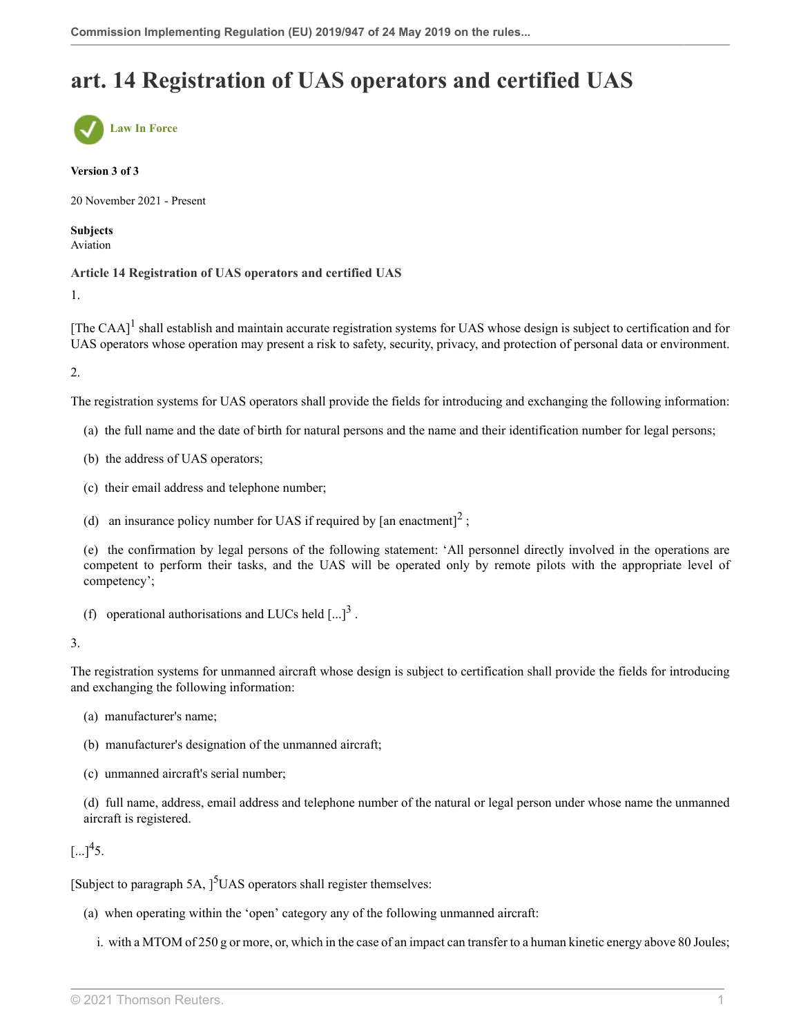# art. 14 Registration of UAS operators and certified UAS

Law In Force

**Version 3 of 3**

20 November 2021 - Present

**Subjects**
Aviation

**Article 14 Registration of UAS operators and certified UAS**

1.

[The CAA][1] shall establish and maintain accurate registration systems for UAS whose design is subject to certification and for UAS operators whose operation may present a risk to safety, security, privacy, and protection of personal data or environment.

2.

The registration systems for UAS operators shall provide the fields for introducing and exchanging the following information:

(a) the full name and the date of birth for natural persons and the name and their identification number for legal persons;

(b) the address of UAS operators;

(c) their email address and telephone number;

(d) an insurance policy number for UAS if required by [an enactment][2] ;

(e) the confirmation by legal persons of the following statement: 'All personnel directly involved in the operations are competent to perform their tasks, and the UAS will be operated only by remote pilots with the appropriate level of competency';

(f) operational authorisations and LUCs held [...][3] .

3.

The registration systems for unmanned aircraft whose design is subject to certification shall provide the fields for introducing and exchanging the following information:

(a) manufacturer's name;

(b) manufacturer's designation of the unmanned aircraft;

(c) unmanned aircraft's serial number;

(d) full name, address, email address and telephone number of the natural or legal person under whose name the unmanned aircraft is registered.

[...][4]5.

[Subject to paragraph 5A, ][5]UAS operators shall register themselves:

(a) when operating within the 'open' category any of the following unmanned aircraft:

i. with a MTOM of 250 g or more, or, which in the case of an impact can transfer to a human kinetic energy above 80 Joules;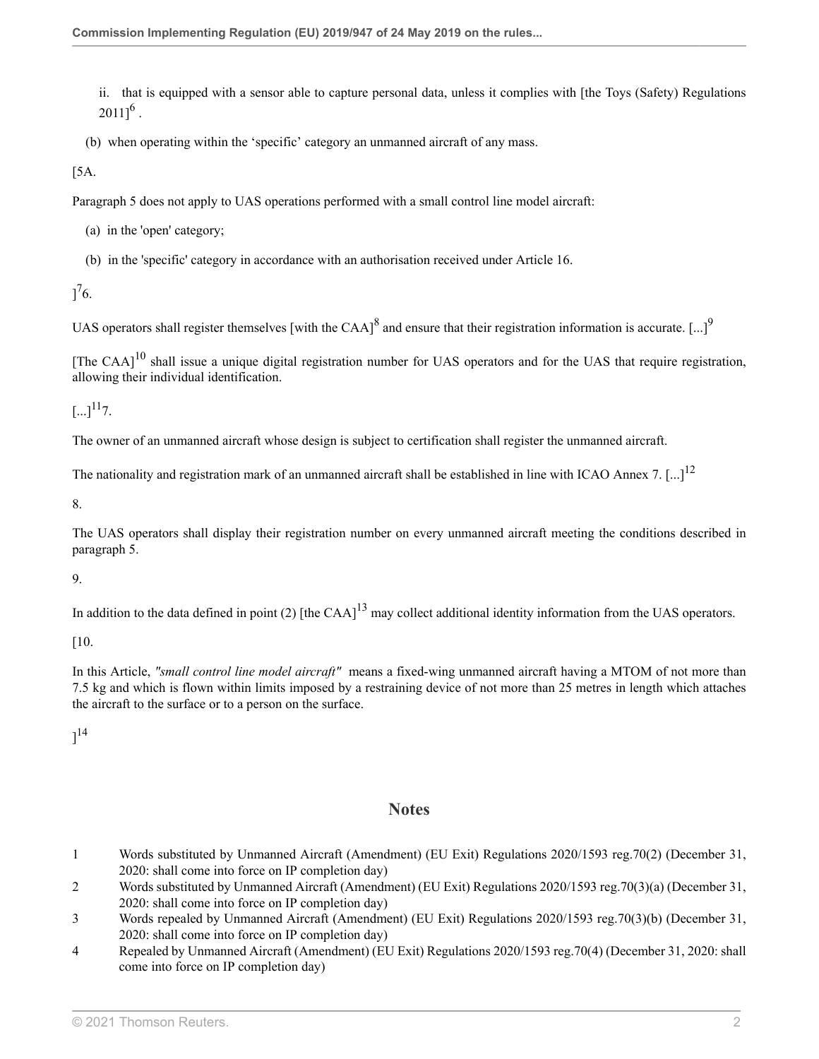ii. that is equipped with a sensor able to capture personal data, unless it complies with [the Toys (Safety) Regulations 2011][6] .

(b) when operating within the 'specific' category an unmanned aircraft of any mass.

[5A.

Paragraph 5 does not apply to UAS operations performed with a small control line model aircraft:

(a) in the 'open' category;

(b) in the 'specific' category in accordance with an authorisation received under Article 16.

][7]6.

UAS operators shall register themselves [with the CAA][8] and ensure that their registration information is accurate. [...][9]

[The CAA][10] shall issue a unique digital registration number for UAS operators and for the UAS that require registration, allowing their individual identification.

[...][11]7.

The owner of an unmanned aircraft whose design is subject to certification shall register the unmanned aircraft.

The nationality and registration mark of an unmanned aircraft shall be established in line with ICAO Annex 7. [...][12]

8.

The UAS operators shall display their registration number on every unmanned aircraft meeting the conditions described in paragraph 5.

9.

In addition to the data defined in point (2) [the CAA][13] may collect additional identity information from the UAS operators.

[10.

In this Article, *"small control line model aircraft"* means a fixed-wing unmanned aircraft having a MTOM of not more than 7.5 kg and which is flown within limits imposed by a restraining device of not more than 25 metres in length which attaches the aircraft to the surface or to a person on the surface.

][14]

## Notes

1 Words substituted by Unmanned Aircraft (Amendment) (EU Exit) Regulations 2020/1593 reg.70(2) (December 31, 2020: shall come into force on IP completion day)

2 Words substituted by Unmanned Aircraft (Amendment) (EU Exit) Regulations 2020/1593 reg.70(3)(a) (December 31, 2020: shall come into force on IP completion day)

3 Words repealed by Unmanned Aircraft (Amendment) (EU Exit) Regulations 2020/1593 reg.70(3)(b) (December 31, 2020: shall come into force on IP completion day)

4 Repealed by Unmanned Aircraft (Amendment) (EU Exit) Regulations 2020/1593 reg.70(4) (December 31, 2020: shall come into force on IP completion day)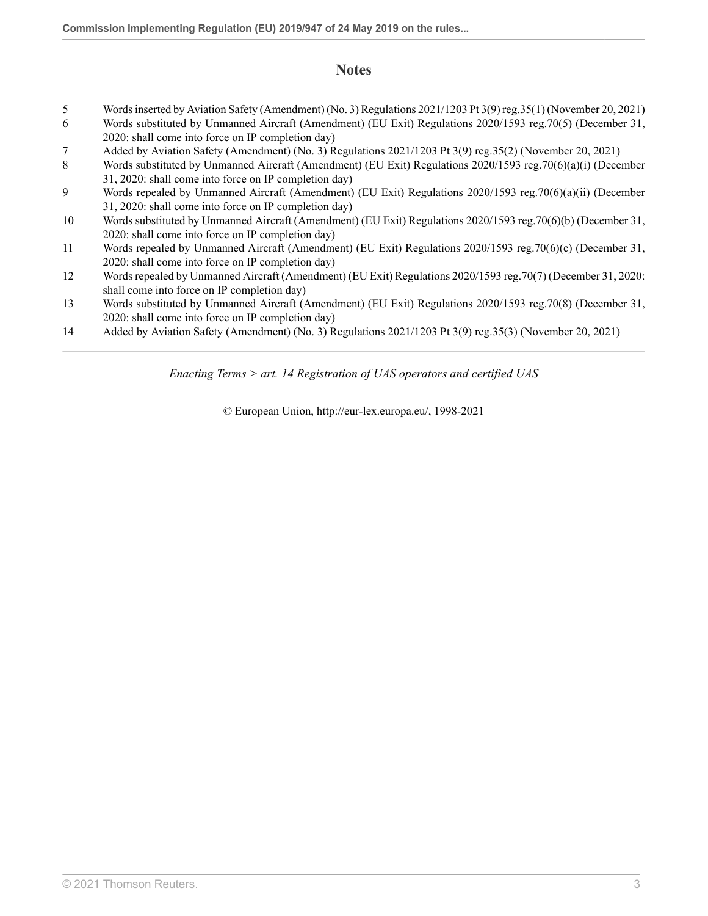## Notes

5 Words inserted by Aviation Safety (Amendment) (No. 3) Regulations 2021/1203 Pt 3(9) reg.35(1) (November 20, 2021)

6 Words substituted by Unmanned Aircraft (Amendment) (EU Exit) Regulations 2020/1593 reg.70(5) (December 31, 2020: shall come into force on IP completion day)

7 Added by Aviation Safety (Amendment) (No. 3) Regulations 2021/1203 Pt 3(9) reg.35(2) (November 20, 2021)

8 Words substituted by Unmanned Aircraft (Amendment) (EU Exit) Regulations 2020/1593 reg.70(6)(a)(i) (December 31, 2020: shall come into force on IP completion day)

9 Words repealed by Unmanned Aircraft (Amendment) (EU Exit) Regulations 2020/1593 reg.70(6)(a)(ii) (December 31, 2020: shall come into force on IP completion day)

10 Words substituted by Unmanned Aircraft (Amendment) (EU Exit) Regulations 2020/1593 reg.70(6)(b) (December 31, 2020: shall come into force on IP completion day)

11 Words repealed by Unmanned Aircraft (Amendment) (EU Exit) Regulations 2020/1593 reg.70(6)(c) (December 31, 2020: shall come into force on IP completion day)

12 Words repealed by Unmanned Aircraft (Amendment) (EU Exit) Regulations 2020/1593 reg.70(7) (December 31, 2020: shall come into force on IP completion day)

13 Words substituted by Unmanned Aircraft (Amendment) (EU Exit) Regulations 2020/1593 reg.70(8) (December 31, 2020: shall come into force on IP completion day)

14 Added by Aviation Safety (Amendment) (No. 3) Regulations 2021/1203 Pt 3(9) reg.35(3) (November 20, 2021)

*Enacting Terms > art. 14 Registration of UAS operators and certified UAS*

© European Union, http://eur-lex.europa.eu/, 1998-2021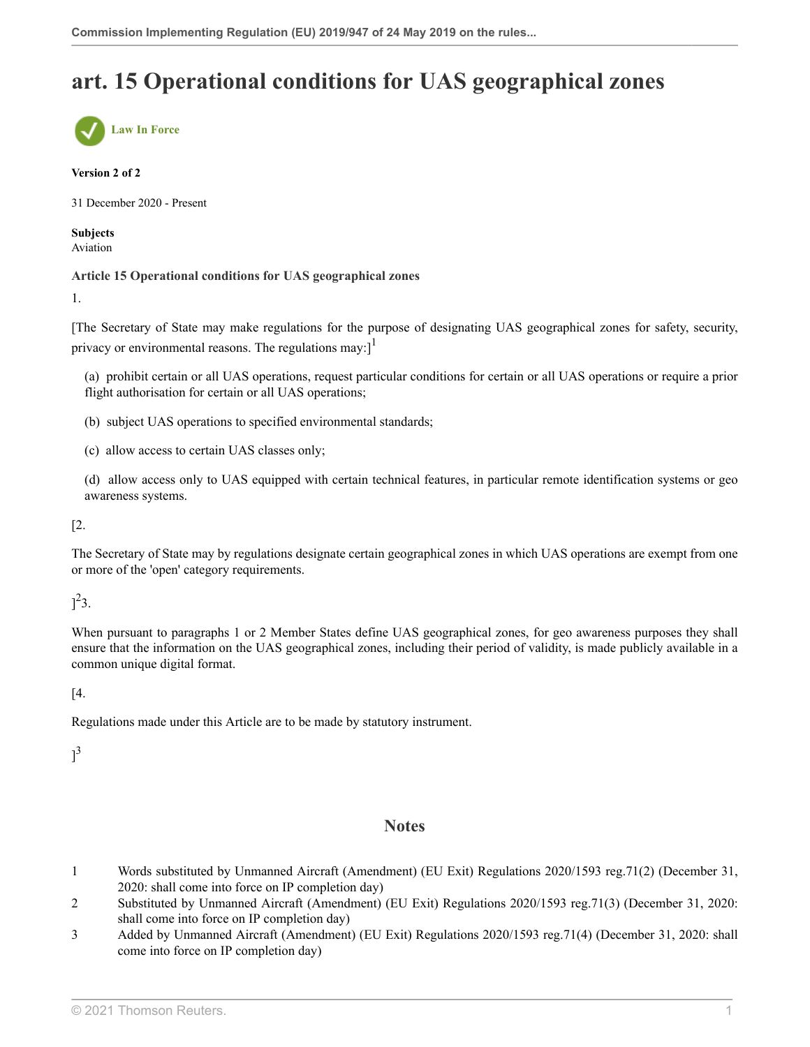# art. 15 Operational conditions for UAS geographical zones

Law In Force

**Version 2 of 2**

31 December 2020 - Present

**Subjects**
Aviation

**Article 15 Operational conditions for UAS geographical zones**

1.

[The Secretary of State may make regulations for the purpose of designating UAS geographical zones for safety, security, privacy or environmental reasons. The regulations may:][1]

(a) prohibit certain or all UAS operations, request particular conditions for certain or all UAS operations or require a prior flight authorisation for certain or all UAS operations;

(b) subject UAS operations to specified environmental standards;

(c) allow access to certain UAS classes only;

(d) allow access only to UAS equipped with certain technical features, in particular remote identification systems or geo awareness systems.

[2.

The Secretary of State may by regulations designate certain geographical zones in which UAS operations are exempt from one or more of the 'open' category requirements.

][2]3.

When pursuant to paragraphs 1 or 2 Member States define UAS geographical zones, for geo awareness purposes they shall ensure that the information on the UAS geographical zones, including their period of validity, is made publicly available in a common unique digital format.

[4.

Regulations made under this Article are to be made by statutory instrument.

][3]

## Notes

1 Words substituted by Unmanned Aircraft (Amendment) (EU Exit) Regulations 2020/1593 reg.71(2) (December 31, 2020: shall come into force on IP completion day)

2 Substituted by Unmanned Aircraft (Amendment) (EU Exit) Regulations 2020/1593 reg.71(3) (December 31, 2020: shall come into force on IP completion day)

3 Added by Unmanned Aircraft (Amendment) (EU Exit) Regulations 2020/1593 reg.71(4) (December 31, 2020: shall come into force on IP completion day)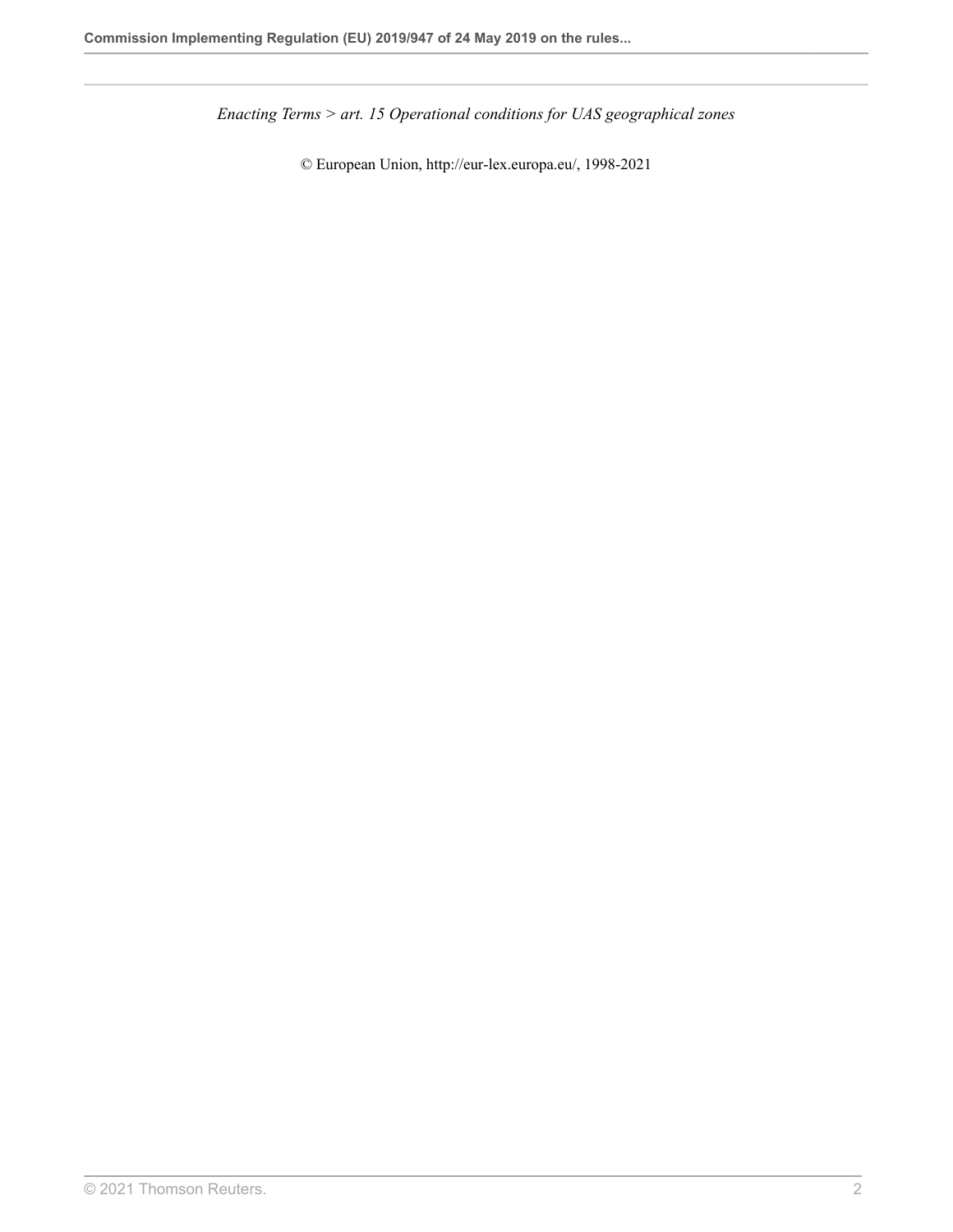*Enacting Terms > art. 15 Operational conditions for UAS geographical zones*

© European Union, http://eur-lex.europa.eu/, 1998-2021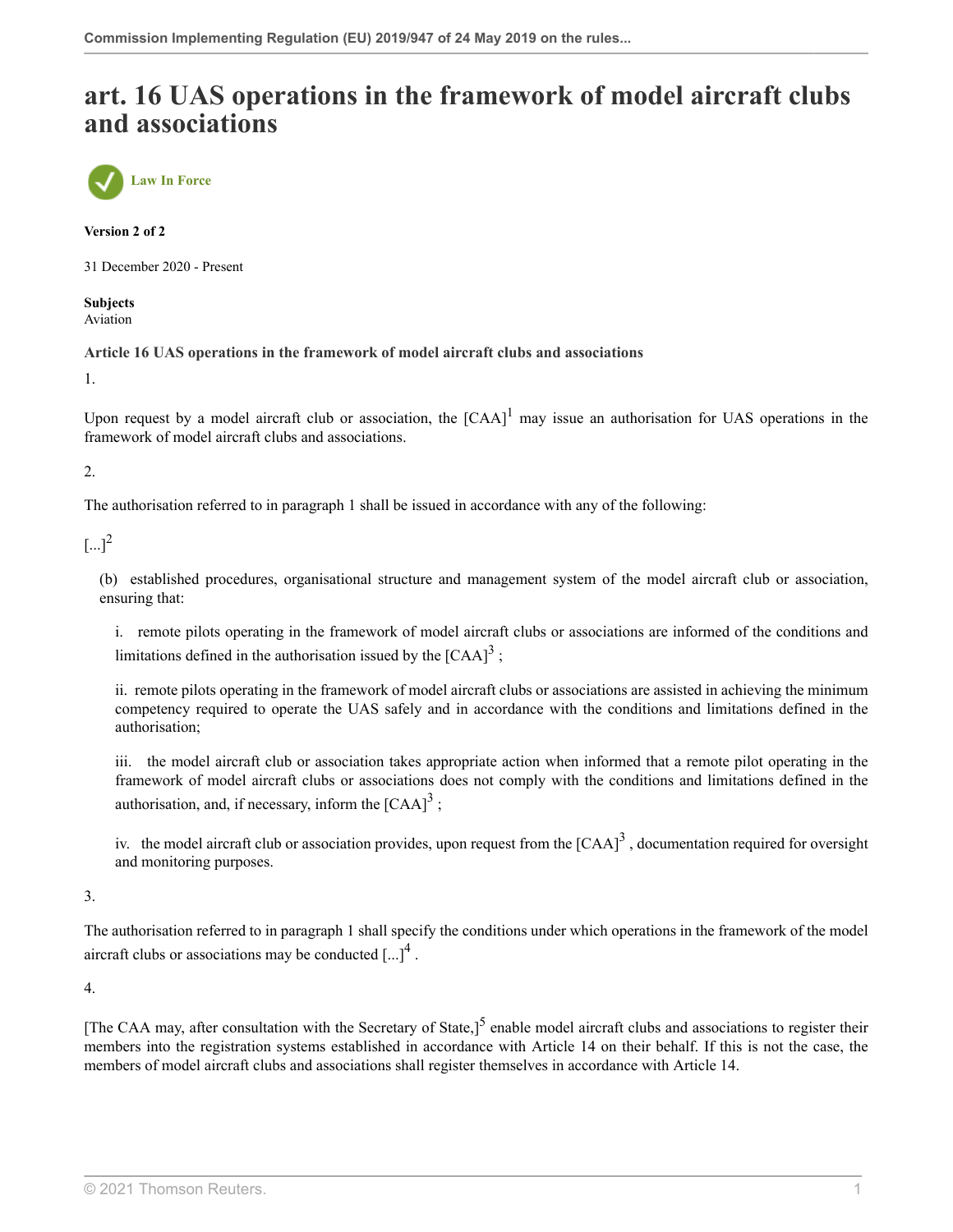# art. 16 UAS operations in the framework of model aircraft clubs and associations

Law In Force

**Version 2 of 2**

31 December 2020 - Present

**Subjects**
Aviation

**Article 16 UAS operations in the framework of model aircraft clubs and associations**

1.

Upon request by a model aircraft club or association, the [CAA][1] may issue an authorisation for UAS operations in the framework of model aircraft clubs and associations.

2.

The authorisation referred to in paragraph 1 shall be issued in accordance with any of the following:

[...][2]

(b) established procedures, organisational structure and management system of the model aircraft club or association, ensuring that:

i. remote pilots operating in the framework of model aircraft clubs or associations are informed of the conditions and limitations defined in the authorisation issued by the [CAA][3] ;

ii. remote pilots operating in the framework of model aircraft clubs or associations are assisted in achieving the minimum competency required to operate the UAS safely and in accordance with the conditions and limitations defined in the authorisation;

iii. the model aircraft club or association takes appropriate action when informed that a remote pilot operating in the framework of model aircraft clubs or associations does not comply with the conditions and limitations defined in the authorisation, and, if necessary, inform the [CAA][3] ;

iv. the model aircraft club or association provides, upon request from the [CAA][3] , documentation required for oversight and monitoring purposes.

3.

The authorisation referred to in paragraph 1 shall specify the conditions under which operations in the framework of the model aircraft clubs or associations may be conducted [...][4] .

4.

[The CAA may, after consultation with the Secretary of State,][5] enable model aircraft clubs and associations to register their members into the registration systems established in accordance with Article 14 on their behalf. If this is not the case, the members of model aircraft clubs and associations shall register themselves in accordance with Article 14.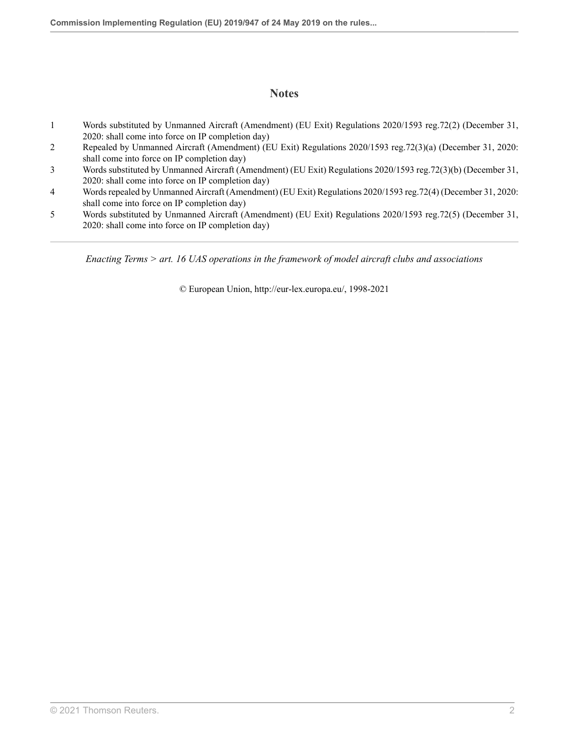## Notes

1. Words substituted by Unmanned Aircraft (Amendment) (EU Exit) Regulations 2020/1593 reg.72(2) (December 31, 2020: shall come into force on IP completion day)
2. Repealed by Unmanned Aircraft (Amendment) (EU Exit) Regulations 2020/1593 reg.72(3)(a) (December 31, 2020: shall come into force on IP completion day)
3. Words substituted by Unmanned Aircraft (Amendment) (EU Exit) Regulations 2020/1593 reg.72(3)(b) (December 31, 2020: shall come into force on IP completion day)
4. Words repealed by Unmanned Aircraft (Amendment) (EU Exit) Regulations 2020/1593 reg.72(4) (December 31, 2020: shall come into force on IP completion day)
5. Words substituted by Unmanned Aircraft (Amendment) (EU Exit) Regulations 2020/1593 reg.72(5) (December 31, 2020: shall come into force on IP completion day)

---

*Enacting Terms > art. 16 UAS operations in the framework of model aircraft clubs and associations*

© European Union, http://eur-lex.europa.eu/, 1998-2021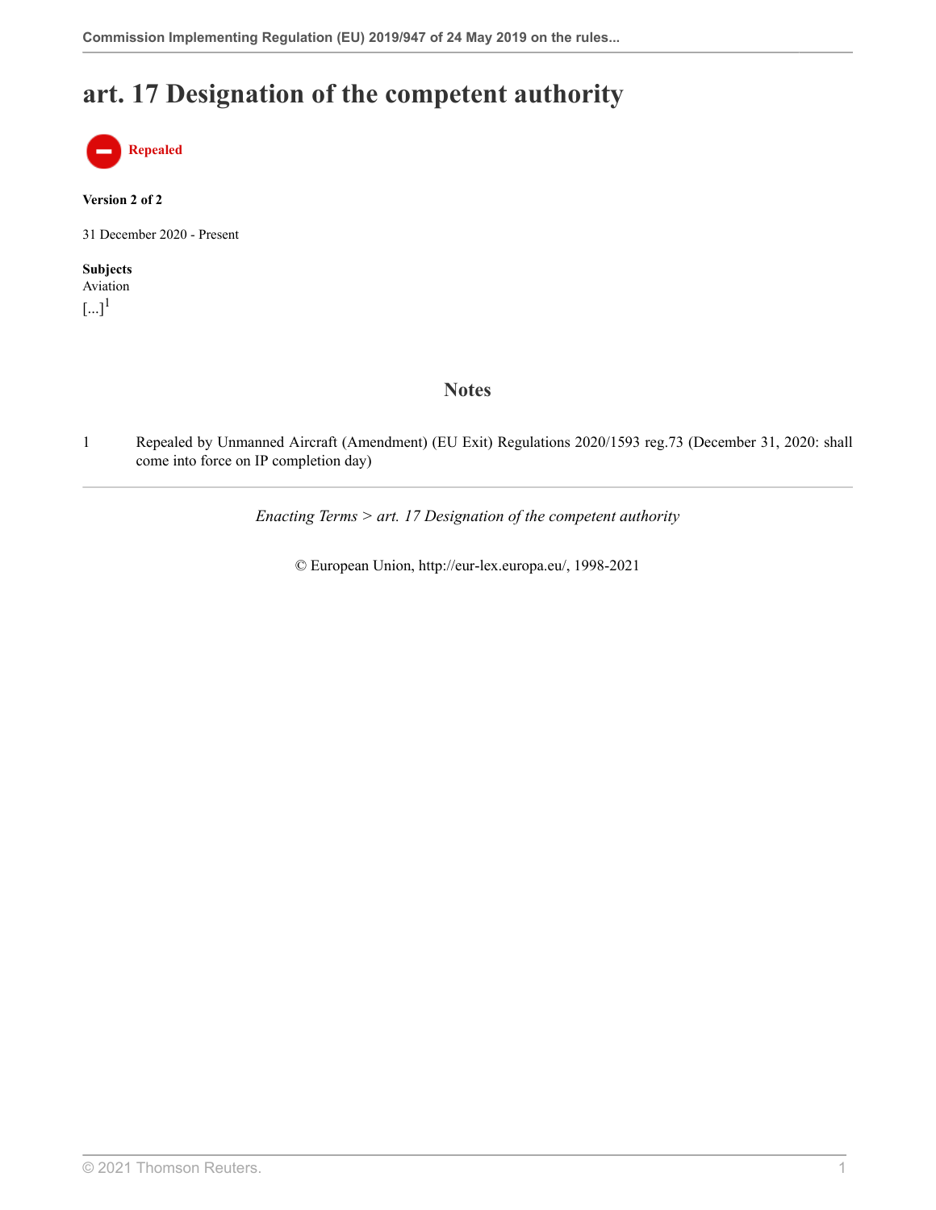# art. 17 Designation of the competent authority

**Repealed**

**Version 2 of 2**

31 December 2020 - Present

**Subjects**
Aviation

[...][1]

## Notes

1 Repealed by Unmanned Aircraft (Amendment) (EU Exit) Regulations 2020/1593 reg.73 (December 31, 2020: shall come into force on IP completion day)

---

*Enacting Terms > art. 17 Designation of the competent authority*

© European Union, http://eur-lex.europa.eu/, 1998-2021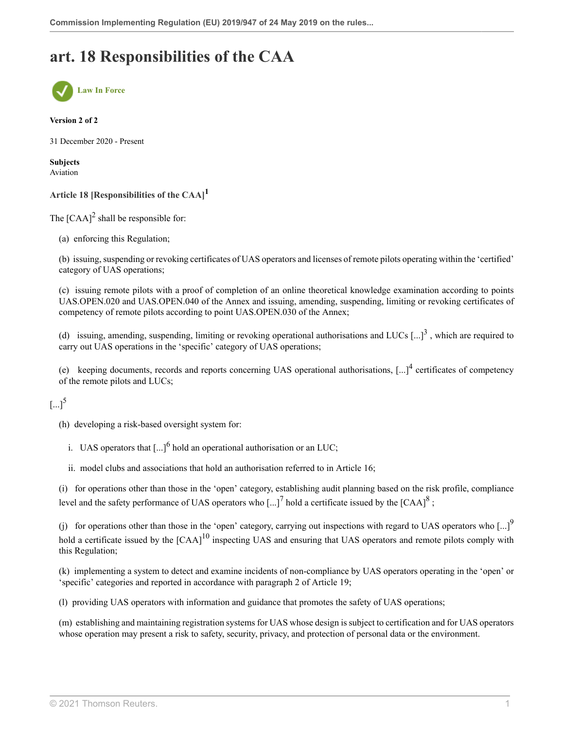# art. 18 Responsibilities of the CAA

Law In Force

**Version 2 of 2**

31 December 2020 - Present

**Subjects**
Aviation

**Article 18 [Responsibilities of the CAA][1]**

The [CAA][2] shall be responsible for:

(a) enforcing this Regulation;

(b) issuing, suspending or revoking certificates of UAS operators and licenses of remote pilots operating within the 'certified' category of UAS operations;

(c) issuing remote pilots with a proof of completion of an online theoretical knowledge examination according to points UAS.OPEN.020 and UAS.OPEN.040 of the Annex and issuing, amending, suspending, limiting or revoking certificates of competency of remote pilots according to point UAS.OPEN.030 of the Annex;

(d) issuing, amending, suspending, limiting or revoking operational authorisations and LUCs [...][3], which are required to carry out UAS operations in the 'specific' category of UAS operations;

(e) keeping documents, records and reports concerning UAS operational authorisations, [...][4] certificates of competency of the remote pilots and LUCs;

[...][5]

(h) developing a risk-based oversight system for:

i. UAS operators that [...][6] hold an operational authorisation or an LUC;

ii. model clubs and associations that hold an authorisation referred to in Article 16;

(i) for operations other than those in the 'open' category, establishing audit planning based on the risk profile, compliance level and the safety performance of UAS operators who [...][7] hold a certificate issued by the [CAA][8];

(j) for operations other than those in the 'open' category, carrying out inspections with regard to UAS operators who [...][9] hold a certificate issued by the [CAA][10] inspecting UAS and ensuring that UAS operators and remote pilots comply with this Regulation;

(k) implementing a system to detect and examine incidents of non-compliance by UAS operators operating in the 'open' or 'specific' categories and reported in accordance with paragraph 2 of Article 19;

(l) providing UAS operators with information and guidance that promotes the safety of UAS operations;

(m) establishing and maintaining registration systems for UAS whose design is subject to certification and for UAS operators whose operation may present a risk to safety, security, privacy, and protection of personal data or the environment.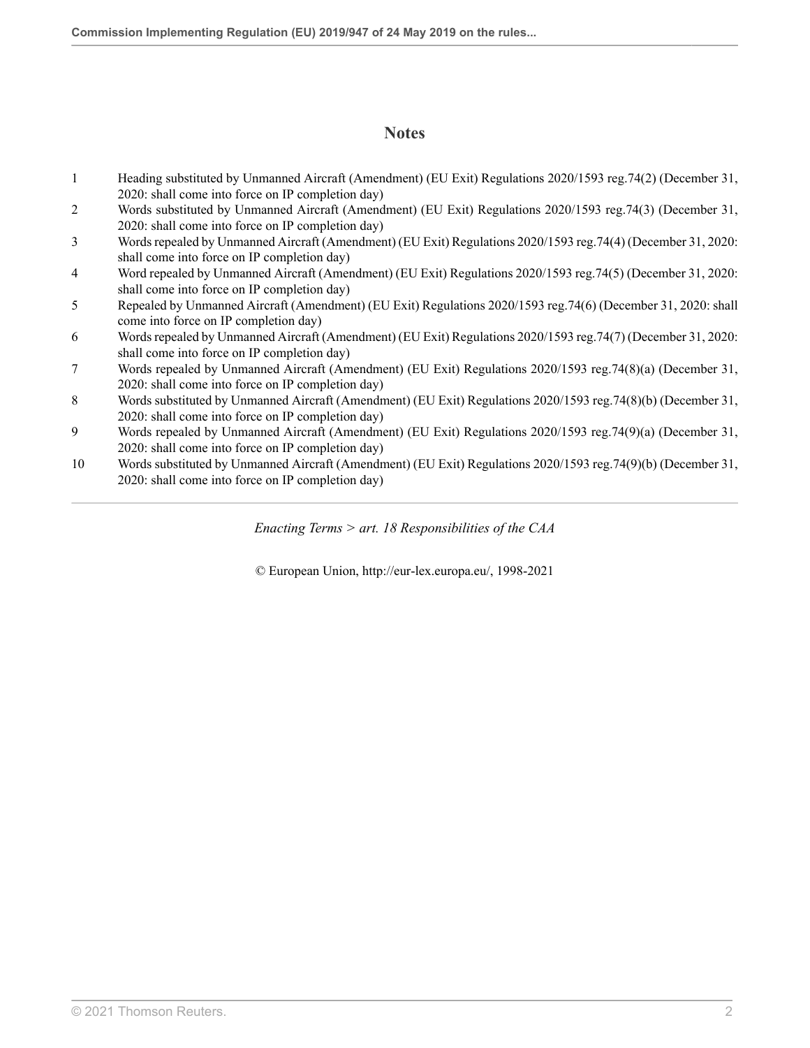## Notes

1. Heading substituted by Unmanned Aircraft (Amendment) (EU Exit) Regulations 2020/1593 reg.74(2) (December 31, 2020: shall come into force on IP completion day)
2. Words substituted by Unmanned Aircraft (Amendment) (EU Exit) Regulations 2020/1593 reg.74(3) (December 31, 2020: shall come into force on IP completion day)
3. Words repealed by Unmanned Aircraft (Amendment) (EU Exit) Regulations 2020/1593 reg.74(4) (December 31, 2020: shall come into force on IP completion day)
4. Word repealed by Unmanned Aircraft (Amendment) (EU Exit) Regulations 2020/1593 reg.74(5) (December 31, 2020: shall come into force on IP completion day)
5. Repealed by Unmanned Aircraft (Amendment) (EU Exit) Regulations 2020/1593 reg.74(6) (December 31, 2020: shall come into force on IP completion day)
6. Words repealed by Unmanned Aircraft (Amendment) (EU Exit) Regulations 2020/1593 reg.74(7) (December 31, 2020: shall come into force on IP completion day)
7. Words repealed by Unmanned Aircraft (Amendment) (EU Exit) Regulations 2020/1593 reg.74(8)(a) (December 31, 2020: shall come into force on IP completion day)
8. Words substituted by Unmanned Aircraft (Amendment) (EU Exit) Regulations 2020/1593 reg.74(8)(b) (December 31, 2020: shall come into force on IP completion day)
9. Words repealed by Unmanned Aircraft (Amendment) (EU Exit) Regulations 2020/1593 reg.74(9)(a) (December 31, 2020: shall come into force on IP completion day)
10. Words substituted by Unmanned Aircraft (Amendment) (EU Exit) Regulations 2020/1593 reg.74(9)(b) (December 31, 2020: shall come into force on IP completion day)

---

*Enacting Terms > art. 18 Responsibilities of the CAA*

© European Union, http://eur-lex.europa.eu/, 1998-2021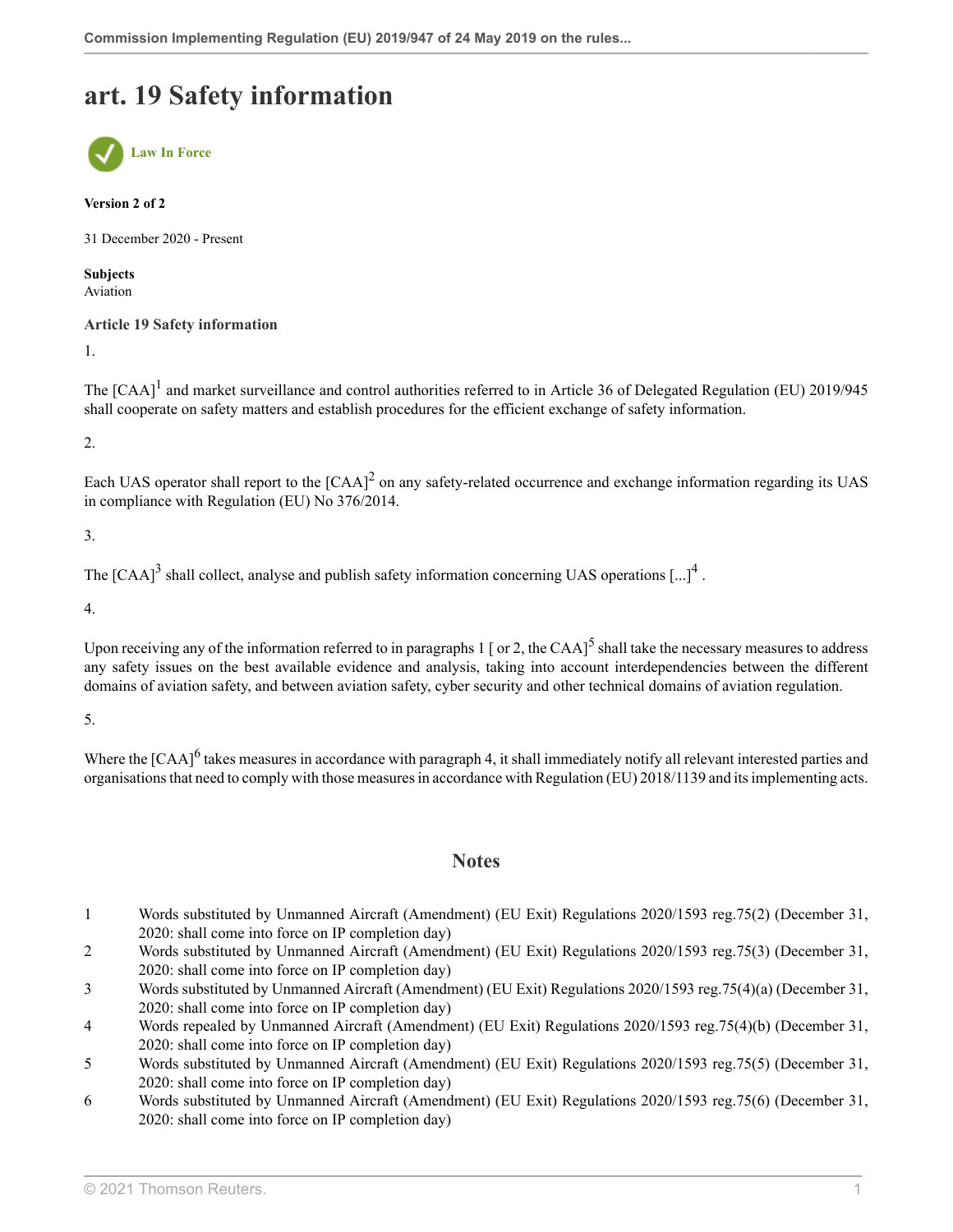# art. 19 Safety information

Law In Force

**Version 2 of 2**

31 December 2020 - Present

**Subjects**
Aviation

**Article 19 Safety information**

1.

The [CAA][1] and market surveillance and control authorities referred to in Article 36 of Delegated Regulation (EU) 2019/945 shall cooperate on safety matters and establish procedures for the efficient exchange of safety information.

2.

Each UAS operator shall report to the [CAA][2] on any safety-related occurrence and exchange information regarding its UAS in compliance with Regulation (EU) No 376/2014.

3.

The [CAA][3] shall collect, analyse and publish safety information concerning UAS operations [...][4] .

4.

Upon receiving any of the information referred to in paragraphs 1 [ or 2, the CAA][5] shall take the necessary measures to address any safety issues on the best available evidence and analysis, taking into account interdependencies between the different domains of aviation safety, and between aviation safety, cyber security and other technical domains of aviation regulation.

5.

Where the [CAA][6] takes measures in accordance with paragraph 4, it shall immediately notify all relevant interested parties and organisations that need to comply with those measures in accordance with Regulation (EU) 2018/1139 and its implementing acts.

## Notes

1. Words substituted by Unmanned Aircraft (Amendment) (EU Exit) Regulations 2020/1593 reg.75(2) (December 31, 2020: shall come into force on IP completion day)
2. Words substituted by Unmanned Aircraft (Amendment) (EU Exit) Regulations 2020/1593 reg.75(3) (December 31, 2020: shall come into force on IP completion day)
3. Words substituted by Unmanned Aircraft (Amendment) (EU Exit) Regulations 2020/1593 reg.75(4)(a) (December 31, 2020: shall come into force on IP completion day)
4. Words repealed by Unmanned Aircraft (Amendment) (EU Exit) Regulations 2020/1593 reg.75(4)(b) (December 31, 2020: shall come into force on IP completion day)
5. Words substituted by Unmanned Aircraft (Amendment) (EU Exit) Regulations 2020/1593 reg.75(5) (December 31, 2020: shall come into force on IP completion day)
6. Words substituted by Unmanned Aircraft (Amendment) (EU Exit) Regulations 2020/1593 reg.75(6) (December 31, 2020: shall come into force on IP completion day)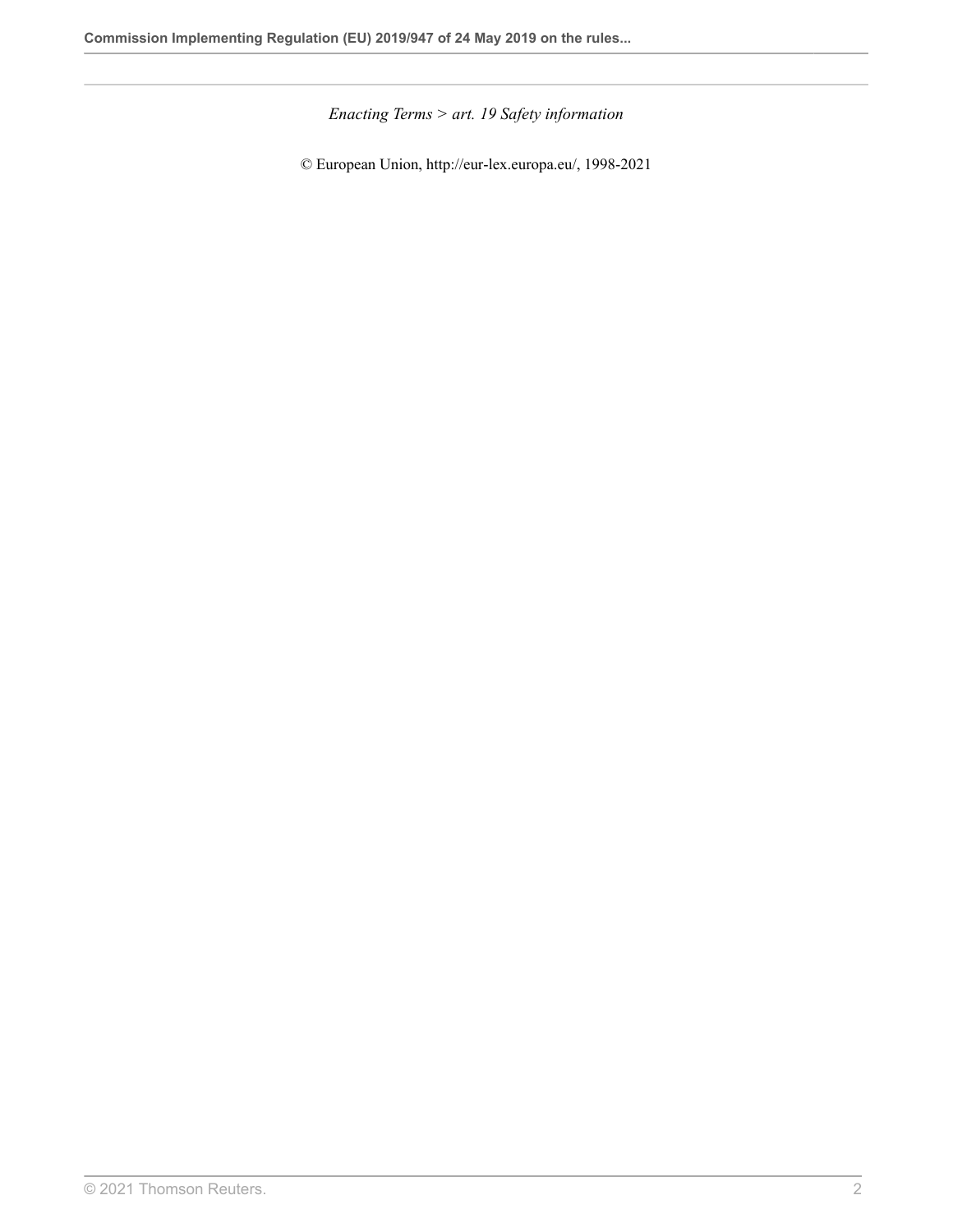*Enacting Terms > art. 19 Safety information*

© European Union, http://eur-lex.europa.eu/, 1998-2021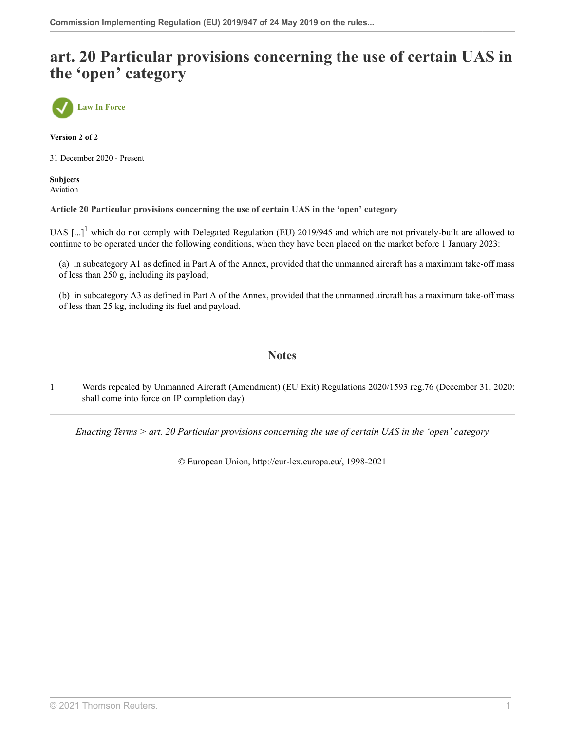# art. 20 Particular provisions concerning the use of certain UAS in the 'open' category

Law In Force

**Version 2 of 2**

31 December 2020 - Present

**Subjects**
Aviation

**Article 20 Particular provisions concerning the use of certain UAS in the 'open' category**

UAS [...][1] which do not comply with Delegated Regulation (EU) 2019/945 and which are not privately-built are allowed to continue to be operated under the following conditions, when they have been placed on the market before 1 January 2023:

(a) in subcategory A1 as defined in Part A of the Annex, provided that the unmanned aircraft has a maximum take-off mass of less than 250 g, including its payload;

(b) in subcategory A3 as defined in Part A of the Annex, provided that the unmanned aircraft has a maximum take-off mass of less than 25 kg, including its fuel and payload.

## Notes

1 Words repealed by Unmanned Aircraft (Amendment) (EU Exit) Regulations 2020/1593 reg.76 (December 31, 2020: shall come into force on IP completion day)

*Enacting Terms > art. 20 Particular provisions concerning the use of certain UAS in the 'open' category*

© European Union, http://eur-lex.europa.eu/, 1998-2021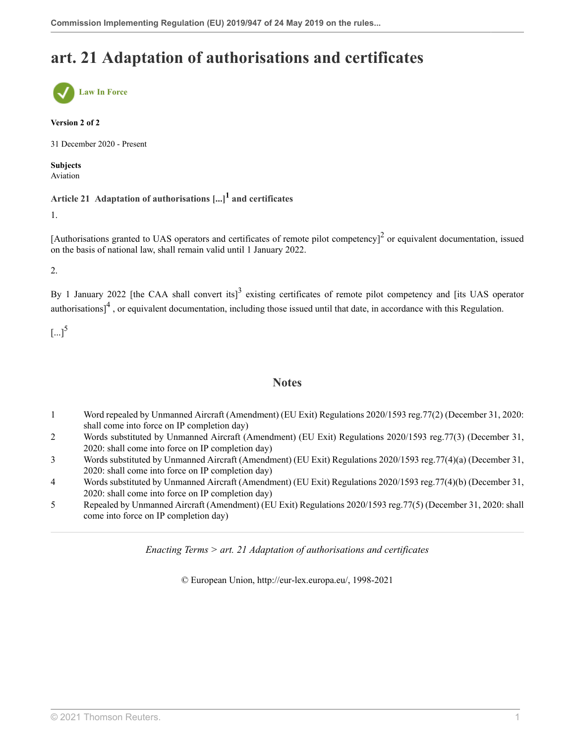# art. 21 Adaptation of authorisations and certificates

Law In Force

**Version 2 of 2**

31 December 2020 - Present

**Subjects**
Aviation

**Article 21 Adaptation of authorisations [...][1] and certificates**

1.

[Authorisations granted to UAS operators and certificates of remote pilot competency][2] or equivalent documentation, issued on the basis of national law, shall remain valid until 1 January 2022.

2.

By 1 January 2022 [the CAA shall convert its][3] existing certificates of remote pilot competency and [its UAS operator authorisations][4] , or equivalent documentation, including those issued until that date, in accordance with this Regulation.

[...][5]

## Notes

1. Word repealed by Unmanned Aircraft (Amendment) (EU Exit) Regulations 2020/1593 reg.77(2) (December 31, 2020: shall come into force on IP completion day)
2. Words substituted by Unmanned Aircraft (Amendment) (EU Exit) Regulations 2020/1593 reg.77(3) (December 31, 2020: shall come into force on IP completion day)
3. Words substituted by Unmanned Aircraft (Amendment) (EU Exit) Regulations 2020/1593 reg.77(4)(a) (December 31, 2020: shall come into force on IP completion day)
4. Words substituted by Unmanned Aircraft (Amendment) (EU Exit) Regulations 2020/1593 reg.77(4)(b) (December 31, 2020: shall come into force on IP completion day)
5. Repealed by Unmanned Aircraft (Amendment) (EU Exit) Regulations 2020/1593 reg.77(5) (December 31, 2020: shall come into force on IP completion day)

*Enacting Terms > art. 21 Adaptation of authorisations and certificates*

© European Union, http://eur-lex.europa.eu/, 1998-2021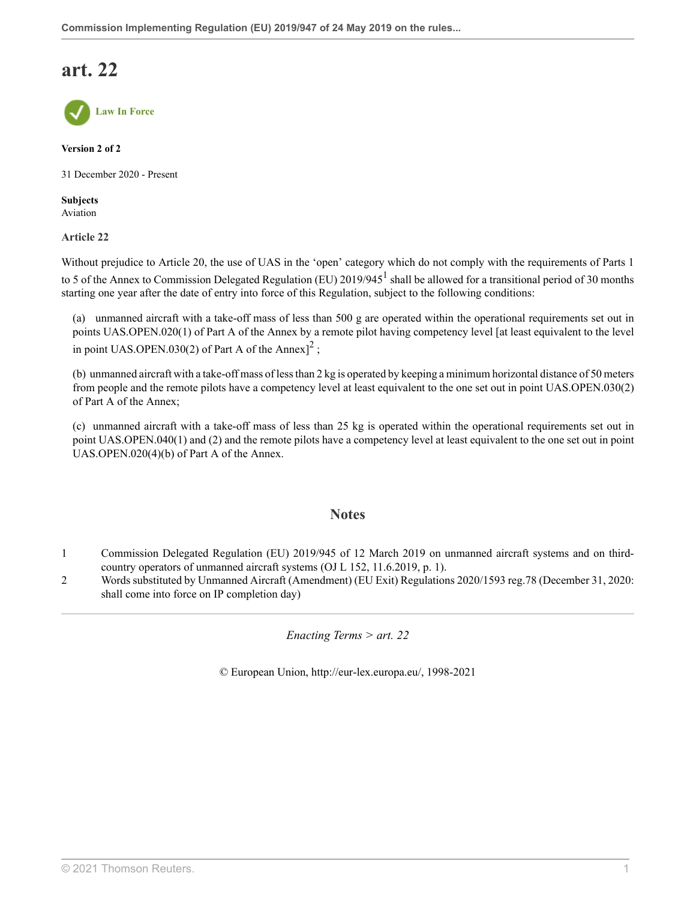# art. 22

**Law In Force**

**Version 2 of 2**

31 December 2020 - Present

**Subjects**
Aviation

**Article 22**

Without prejudice to Article 20, the use of UAS in the 'open' category which do not comply with the requirements of Parts 1 to 5 of the Annex to Commission Delegated Regulation (EU) 2019/945[1] shall be allowed for a transitional period of 30 months starting one year after the date of entry into force of this Regulation, subject to the following conditions:

(a) unmanned aircraft with a take-off mass of less than 500 g are operated within the operational requirements set out in points UAS.OPEN.020(1) of Part A of the Annex by a remote pilot having competency level [at least equivalent to the level in point UAS.OPEN.030(2) of Part A of the Annex][2] ;

(b) unmanned aircraft with a take-off mass of less than 2 kg is operated by keeping a minimum horizontal distance of 50 meters from people and the remote pilots have a competency level at least equivalent to the one set out in point UAS.OPEN.030(2) of Part A of the Annex;

(c) unmanned aircraft with a take-off mass of less than 25 kg is operated within the operational requirements set out in point UAS.OPEN.040(1) and (2) and the remote pilots have a competency level at least equivalent to the one set out in point UAS.OPEN.020(4)(b) of Part A of the Annex.

## Notes

1 Commission Delegated Regulation (EU) 2019/945 of 12 March 2019 on unmanned aircraft systems and on third-country operators of unmanned aircraft systems (OJ L 152, 11.6.2019, p. 1).

2 Words substituted by Unmanned Aircraft (Amendment) (EU Exit) Regulations 2020/1593 reg.78 (December 31, 2020: shall come into force on IP completion day)

*Enacting Terms > art. 22*

© European Union, http://eur-lex.europa.eu/, 1998-2021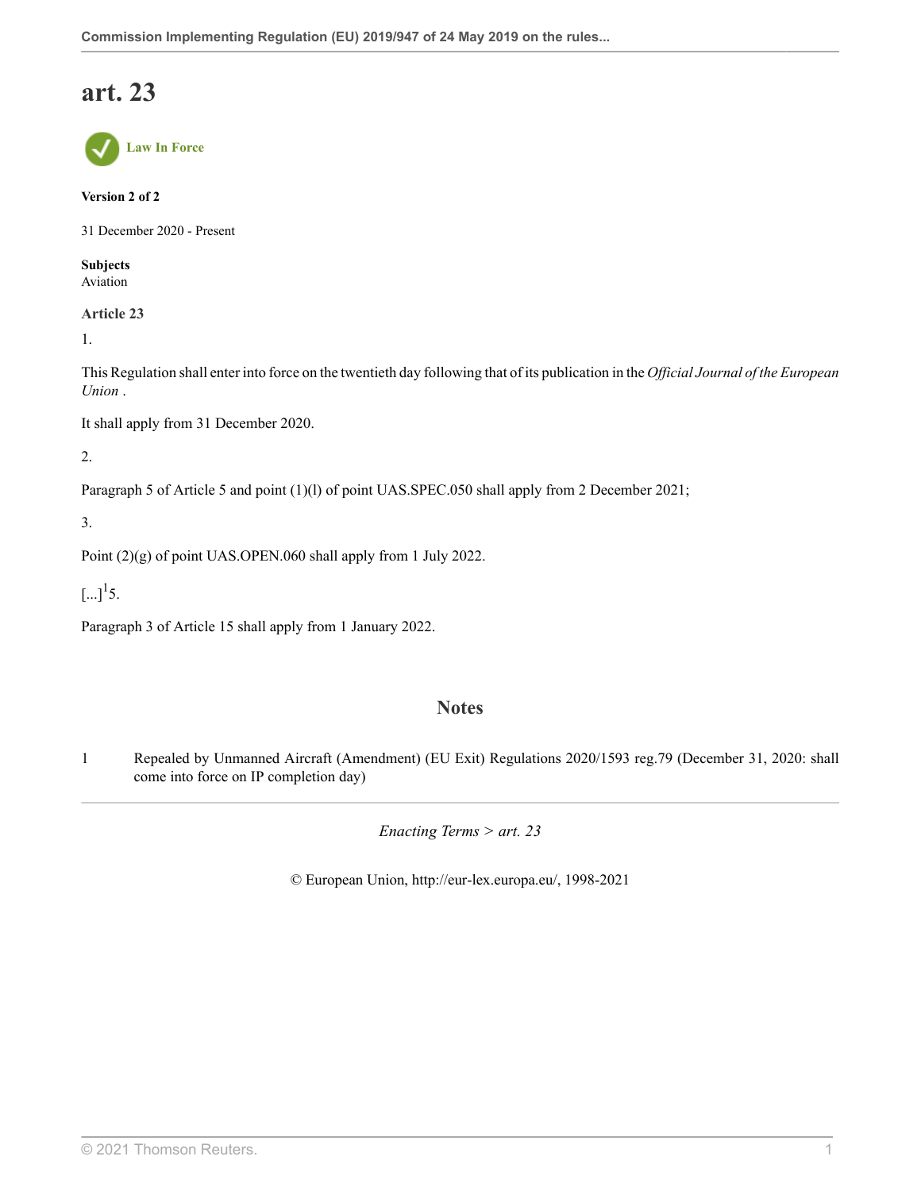# art. 23

Law In Force

**Version 2 of 2**

31 December 2020 - Present

**Subjects**
Aviation

### Article 23

1.

This Regulation shall enter into force on the twentieth day following that of its publication in the *Official Journal of the European Union* .

It shall apply from 31 December 2020.

2.

Paragraph 5 of Article 5 and point (1)(l) of point UAS.SPEC.050 shall apply from 2 December 2021;

3.

Point (2)(g) of point UAS.OPEN.060 shall apply from 1 July 2022.

[...][1]5.

Paragraph 3 of Article 15 shall apply from 1 January 2022.

## Notes

1 Repealed by Unmanned Aircraft (Amendment) (EU Exit) Regulations 2020/1593 reg.79 (December 31, 2020: shall come into force on IP completion day)

*Enacting Terms > art. 23*

© European Union, http://eur-lex.europa.eu/, 1998-2021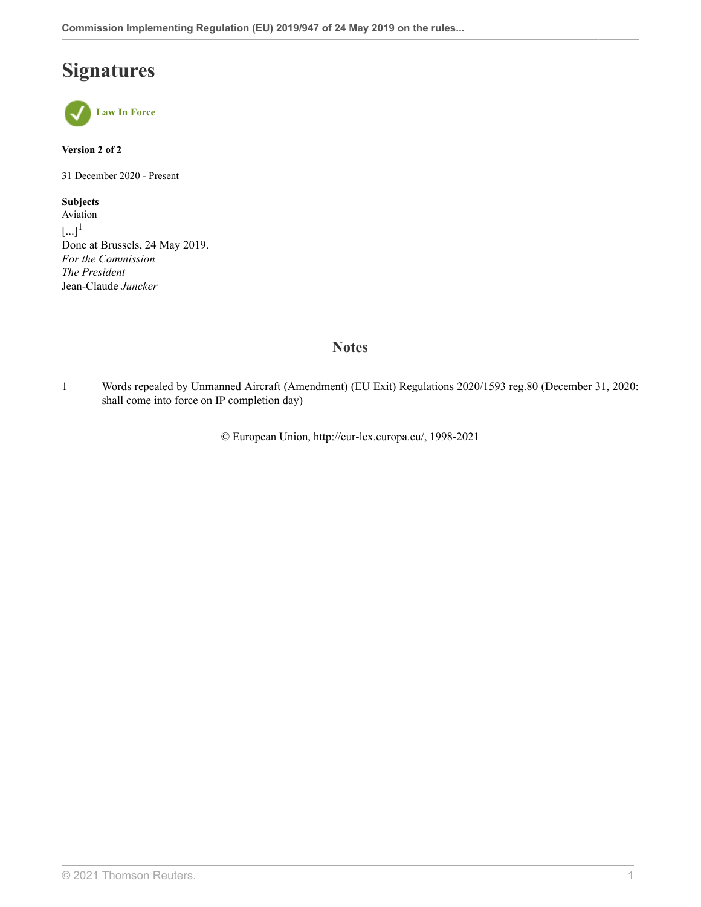# Signatures

**Law In Force**

**Version 2 of 2**

31 December 2020 - Present

**Subjects**
Aviation
[...][1]
Done at Brussels, 24 May 2019.
*For the Commission*
*The President*
Jean-Claude *Juncker*

## Notes

1 Words repealed by Unmanned Aircraft (Amendment) (EU Exit) Regulations 2020/1593 reg.80 (December 31, 2020: shall come into force on IP completion day)

© European Union, http://eur-lex.europa.eu/, 1998-2021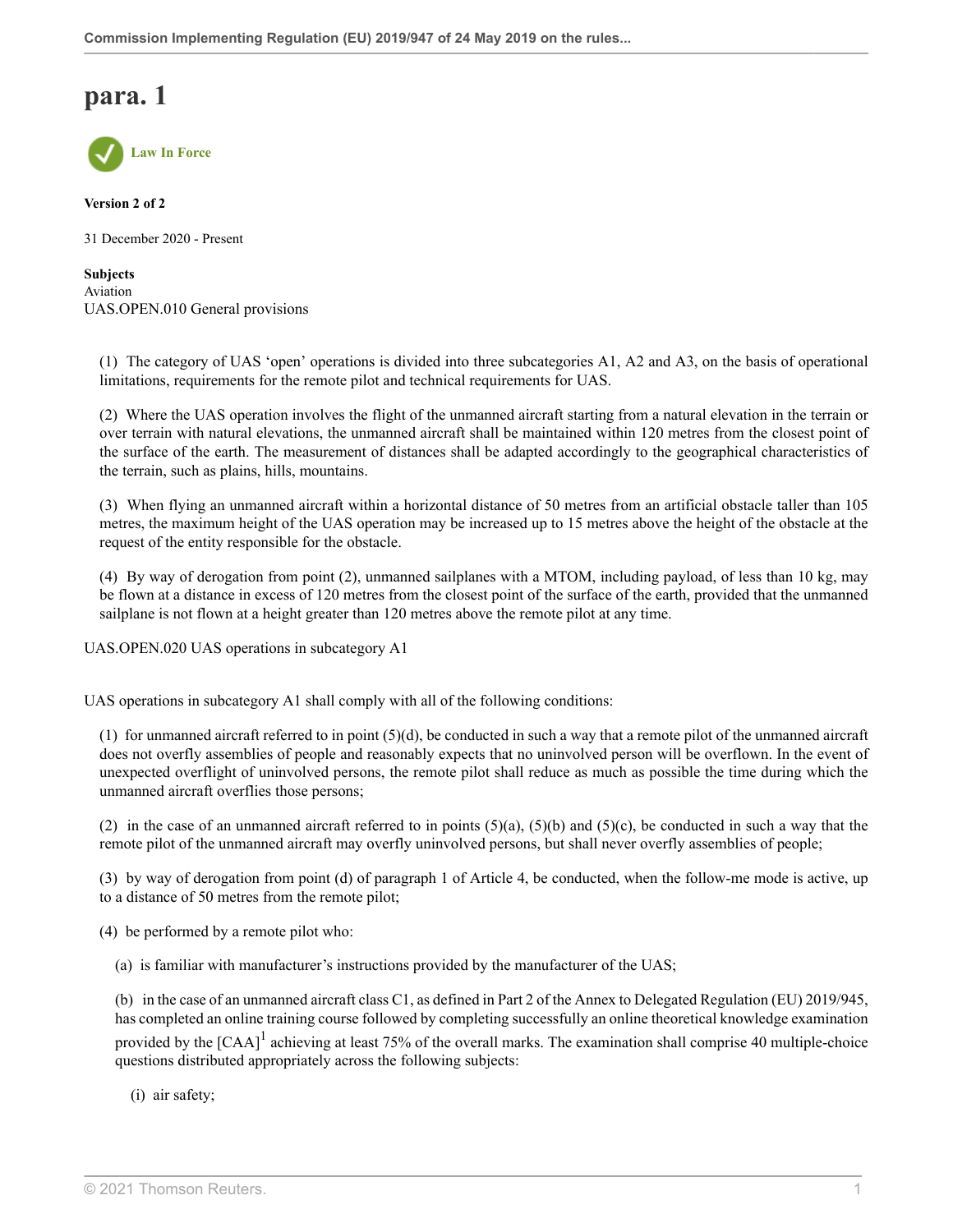# para. 1

Law In Force

**Version 2 of 2**

31 December 2020 - Present

**Subjects**
Aviation
UAS.OPEN.010 General provisions

(1) The category of UAS 'open' operations is divided into three subcategories A1, A2 and A3, on the basis of operational limitations, requirements for the remote pilot and technical requirements for UAS.

(2) Where the UAS operation involves the flight of the unmanned aircraft starting from a natural elevation in the terrain or over terrain with natural elevations, the unmanned aircraft shall be maintained within 120 metres from the closest point of the surface of the earth. The measurement of distances shall be adapted accordingly to the geographical characteristics of the terrain, such as plains, hills, mountains.

(3) When flying an unmanned aircraft within a horizontal distance of 50 metres from an artificial obstacle taller than 105 metres, the maximum height of the UAS operation may be increased up to 15 metres above the height of the obstacle at the request of the entity responsible for the obstacle.

(4) By way of derogation from point (2), unmanned sailplanes with a MTOM, including payload, of less than 10 kg, may be flown at a distance in excess of 120 metres from the closest point of the surface of the earth, provided that the unmanned sailplane is not flown at a height greater than 120 metres above the remote pilot at any time.

UAS.OPEN.020 UAS operations in subcategory A1

UAS operations in subcategory A1 shall comply with all of the following conditions:

(1) for unmanned aircraft referred to in point (5)(d), be conducted in such a way that a remote pilot of the unmanned aircraft does not overfly assemblies of people and reasonably expects that no uninvolved person will be overflown. In the event of unexpected overflight of uninvolved persons, the remote pilot shall reduce as much as possible the time during which the unmanned aircraft overflies those persons;

(2) in the case of an unmanned aircraft referred to in points (5)(a), (5)(b) and (5)(c), be conducted in such a way that the remote pilot of the unmanned aircraft may overfly uninvolved persons, but shall never overfly assemblies of people;

(3) by way of derogation from point (d) of paragraph 1 of Article 4, be conducted, when the follow-me mode is active, up to a distance of 50 metres from the remote pilot;

(4) be performed by a remote pilot who:

(a) is familiar with manufacturer's instructions provided by the manufacturer of the UAS;

(b) in the case of an unmanned aircraft class C1, as defined in Part 2 of the Annex to Delegated Regulation (EU) 2019/945, has completed an online training course followed by completing successfully an online theoretical knowledge examination provided by the [CAA][1] achieving at least 75% of the overall marks. The examination shall comprise 40 multiple-choice questions distributed appropriately across the following subjects:

(i) air safety;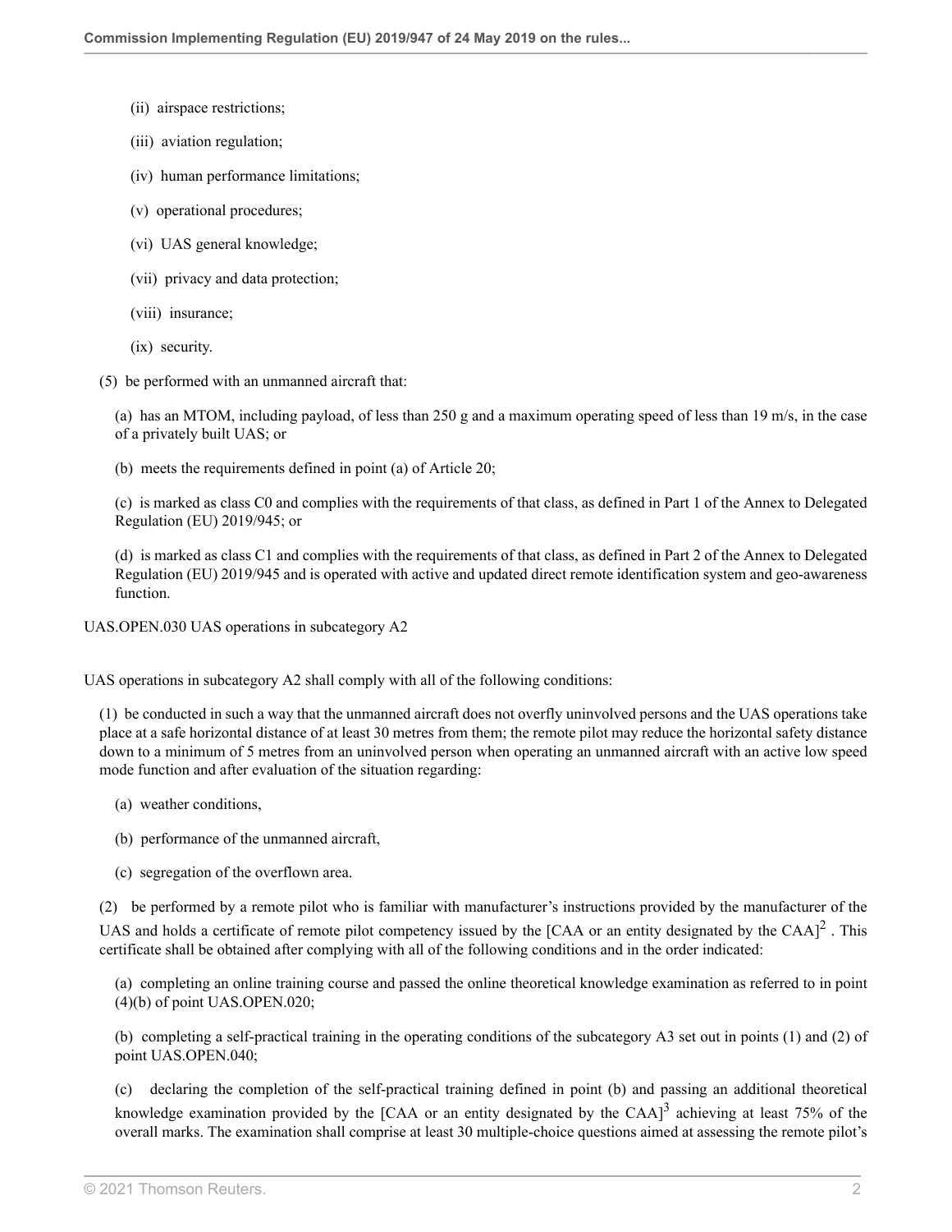(ii) airspace restrictions;

(iii) aviation regulation;

(iv) human performance limitations;

(v) operational procedures;

(vi) UAS general knowledge;

(vii) privacy and data protection;

(viii) insurance;

(ix) security.

(5) be performed with an unmanned aircraft that:

(a) has an MTOM, including payload, of less than 250 g and a maximum operating speed of less than 19 m/s, in the case of a privately built UAS; or

(b) meets the requirements defined in point (a) of Article 20;

(c) is marked as class C0 and complies with the requirements of that class, as defined in Part 1 of the Annex to Delegated Regulation (EU) 2019/945; or

(d) is marked as class C1 and complies with the requirements of that class, as defined in Part 2 of the Annex to Delegated Regulation (EU) 2019/945 and is operated with active and updated direct remote identification system and geo-awareness function.

UAS.OPEN.030 UAS operations in subcategory A2

UAS operations in subcategory A2 shall comply with all of the following conditions:

(1) be conducted in such a way that the unmanned aircraft does not overfly uninvolved persons and the UAS operations take place at a safe horizontal distance of at least 30 metres from them; the remote pilot may reduce the horizontal safety distance down to a minimum of 5 metres from an uninvolved person when operating an unmanned aircraft with an active low speed mode function and after evaluation of the situation regarding:

(a) weather conditions,

(b) performance of the unmanned aircraft,

(c) segregation of the overflown area.

(2) be performed by a remote pilot who is familiar with manufacturer's instructions provided by the manufacturer of the UAS and holds a certificate of remote pilot competency issued by the [CAA or an entity designated by the CAA][2] . This certificate shall be obtained after complying with all of the following conditions and in the order indicated:

(a) completing an online training course and passed the online theoretical knowledge examination as referred to in point (4)(b) of point UAS.OPEN.020;

(b) completing a self-practical training in the operating conditions of the subcategory A3 set out in points (1) and (2) of point UAS.OPEN.040;

(c) declaring the completion of the self-practical training defined in point (b) and passing an additional theoretical knowledge examination provided by the [CAA or an entity designated by the CAA][3] achieving at least 75% of the overall marks. The examination shall comprise at least 30 multiple-choice questions aimed at assessing the remote pilot's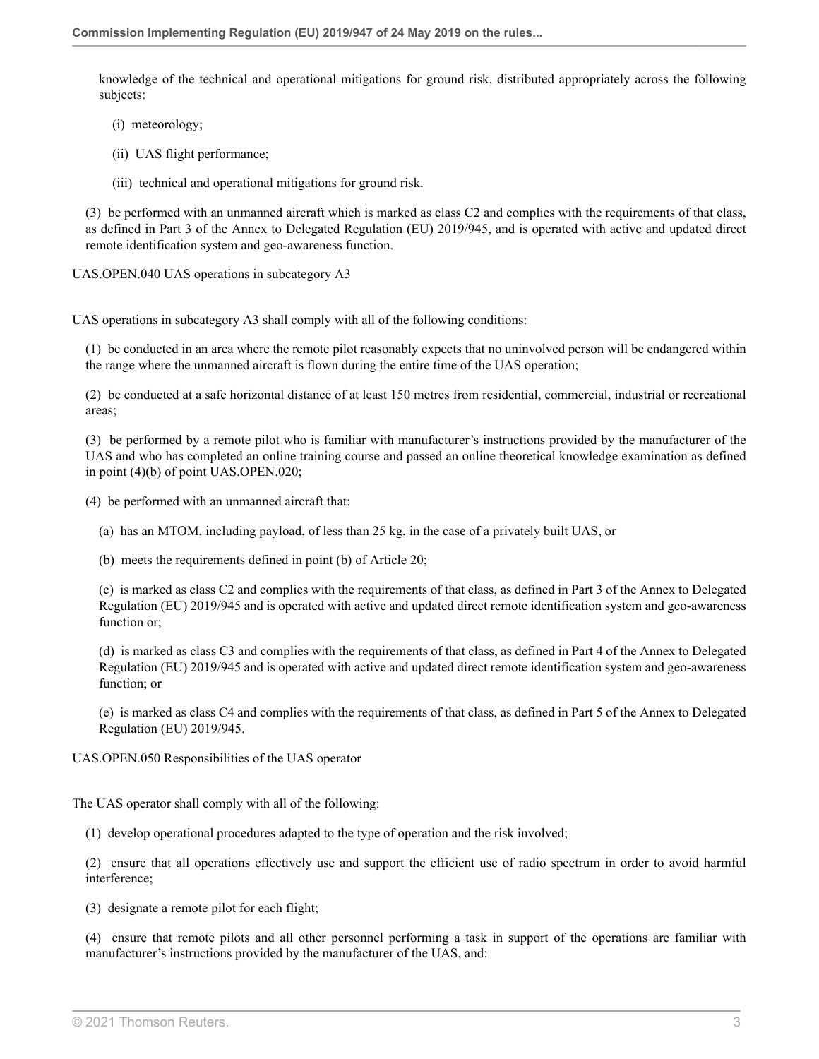knowledge of the technical and operational mitigations for ground risk, distributed appropriately across the following subjects:

(i) meteorology;

(ii) UAS flight performance;

(iii) technical and operational mitigations for ground risk.

(3) be performed with an unmanned aircraft which is marked as class C2 and complies with the requirements of that class, as defined in Part 3 of the Annex to Delegated Regulation (EU) 2019/945, and is operated with active and updated direct remote identification system and geo-awareness function.

UAS.OPEN.040 UAS operations in subcategory A3

UAS operations in subcategory A3 shall comply with all of the following conditions:

(1) be conducted in an area where the remote pilot reasonably expects that no uninvolved person will be endangered within the range where the unmanned aircraft is flown during the entire time of the UAS operation;

(2) be conducted at a safe horizontal distance of at least 150 metres from residential, commercial, industrial or recreational areas;

(3) be performed by a remote pilot who is familiar with manufacturer's instructions provided by the manufacturer of the UAS and who has completed an online training course and passed an online theoretical knowledge examination as defined in point (4)(b) of point UAS.OPEN.020;

(4) be performed with an unmanned aircraft that:

(a) has an MTOM, including payload, of less than 25 kg, in the case of a privately built UAS, or

(b) meets the requirements defined in point (b) of Article 20;

(c) is marked as class C2 and complies with the requirements of that class, as defined in Part 3 of the Annex to Delegated Regulation (EU) 2019/945 and is operated with active and updated direct remote identification system and geo-awareness function or;

(d) is marked as class C3 and complies with the requirements of that class, as defined in Part 4 of the Annex to Delegated Regulation (EU) 2019/945 and is operated with active and updated direct remote identification system and geo-awareness function; or

(e) is marked as class C4 and complies with the requirements of that class, as defined in Part 5 of the Annex to Delegated Regulation (EU) 2019/945.

UAS.OPEN.050 Responsibilities of the UAS operator

The UAS operator shall comply with all of the following:

(1) develop operational procedures adapted to the type of operation and the risk involved;

(2) ensure that all operations effectively use and support the efficient use of radio spectrum in order to avoid harmful interference;

(3) designate a remote pilot for each flight;

(4) ensure that remote pilots and all other personnel performing a task in support of the operations are familiar with manufacturer's instructions provided by the manufacturer of the UAS, and: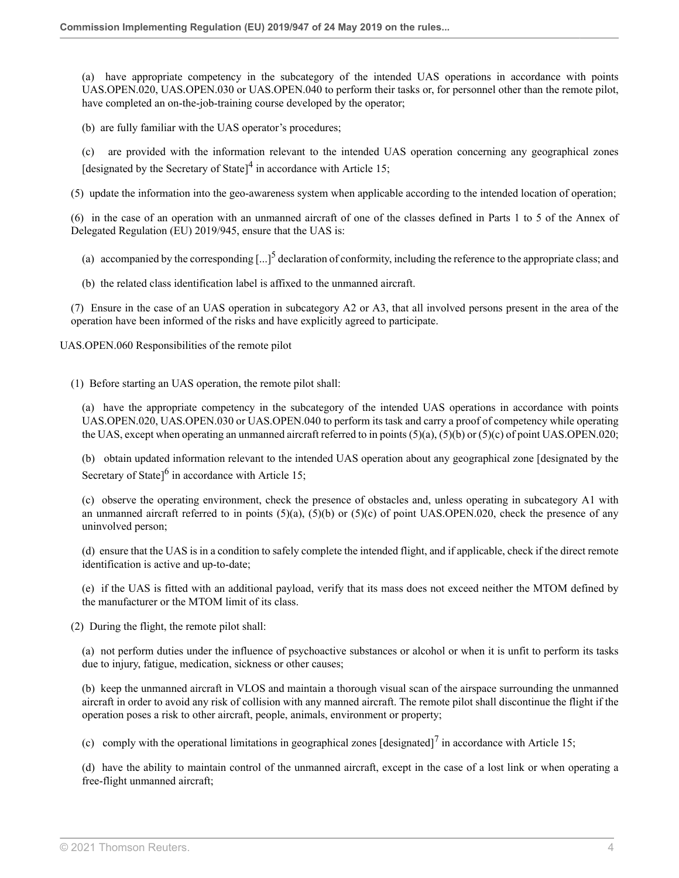(a) have appropriate competency in the subcategory of the intended UAS operations in accordance with points UAS.OPEN.020, UAS.OPEN.030 or UAS.OPEN.040 to perform their tasks or, for personnel other than the remote pilot, have completed an on-the-job-training course developed by the operator;

(b) are fully familiar with the UAS operator's procedures;

(c) are provided with the information relevant to the intended UAS operation concerning any geographical zones [designated by the Secretary of State][4] in accordance with Article 15;

(5) update the information into the geo-awareness system when applicable according to the intended location of operation;

(6) in the case of an operation with an unmanned aircraft of one of the classes defined in Parts 1 to 5 of the Annex of Delegated Regulation (EU) 2019/945, ensure that the UAS is:

(a) accompanied by the corresponding [...][5] declaration of conformity, including the reference to the appropriate class; and

(b) the related class identification label is affixed to the unmanned aircraft.

(7) Ensure in the case of an UAS operation in subcategory A2 or A3, that all involved persons present in the area of the operation have been informed of the risks and have explicitly agreed to participate.

UAS.OPEN.060 Responsibilities of the remote pilot

(1) Before starting an UAS operation, the remote pilot shall:

(a) have the appropriate competency in the subcategory of the intended UAS operations in accordance with points UAS.OPEN.020, UAS.OPEN.030 or UAS.OPEN.040 to perform its task and carry a proof of competency while operating the UAS, except when operating an unmanned aircraft referred to in points (5)(a), (5)(b) or (5)(c) of point UAS.OPEN.020;

(b) obtain updated information relevant to the intended UAS operation about any geographical zone [designated by the Secretary of State][6] in accordance with Article 15;

(c) observe the operating environment, check the presence of obstacles and, unless operating in subcategory A1 with an unmanned aircraft referred to in points (5)(a), (5)(b) or (5)(c) of point UAS.OPEN.020, check the presence of any uninvolved person;

(d) ensure that the UAS is in a condition to safely complete the intended flight, and if applicable, check if the direct remote identification is active and up-to-date;

(e) if the UAS is fitted with an additional payload, verify that its mass does not exceed neither the MTOM defined by the manufacturer or the MTOM limit of its class.

(2) During the flight, the remote pilot shall:

(a) not perform duties under the influence of psychoactive substances or alcohol or when it is unfit to perform its tasks due to injury, fatigue, medication, sickness or other causes;

(b) keep the unmanned aircraft in VLOS and maintain a thorough visual scan of the airspace surrounding the unmanned aircraft in order to avoid any risk of collision with any manned aircraft. The remote pilot shall discontinue the flight if the operation poses a risk to other aircraft, people, animals, environment or property;

(c) comply with the operational limitations in geographical zones [designated][7] in accordance with Article 15;

(d) have the ability to maintain control of the unmanned aircraft, except in the case of a lost link or when operating a free-flight unmanned aircraft;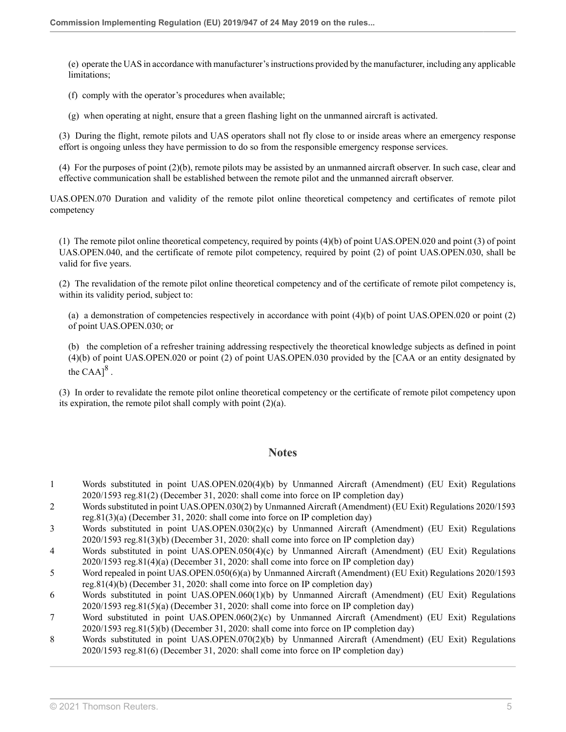(e) operate the UAS in accordance with manufacturer's instructions provided by the manufacturer, including any applicable limitations;

(f) comply with the operator's procedures when available;

(g) when operating at night, ensure that a green flashing light on the unmanned aircraft is activated.

(3) During the flight, remote pilots and UAS operators shall not fly close to or inside areas where an emergency response effort is ongoing unless they have permission to do so from the responsible emergency response services.

(4) For the purposes of point (2)(b), remote pilots may be assisted by an unmanned aircraft observer. In such case, clear and effective communication shall be established between the remote pilot and the unmanned aircraft observer.

UAS.OPEN.070 Duration and validity of the remote pilot online theoretical competency and certificates of remote pilot competency

(1) The remote pilot online theoretical competency, required by points (4)(b) of point UAS.OPEN.020 and point (3) of point UAS.OPEN.040, and the certificate of remote pilot competency, required by point (2) of point UAS.OPEN.030, shall be valid for five years.

(2) The revalidation of the remote pilot online theoretical competency and of the certificate of remote pilot competency is, within its validity period, subject to:

(a) a demonstration of competencies respectively in accordance with point (4)(b) of point UAS.OPEN.020 or point (2) of point UAS.OPEN.030; or

(b) the completion of a refresher training addressing respectively the theoretical knowledge subjects as defined in point (4)(b) of point UAS.OPEN.020 or point (2) of point UAS.OPEN.030 provided by the [CAA or an entity designated by the CAA][8] .

(3) In order to revalidate the remote pilot online theoretical competency or the certificate of remote pilot competency upon its expiration, the remote pilot shall comply with point (2)(a).

## Notes

1 Words substituted in point UAS.OPEN.020(4)(b) by Unmanned Aircraft (Amendment) (EU Exit) Regulations 2020/1593 reg.81(2) (December 31, 2020: shall come into force on IP completion day)

2 Words substituted in point UAS.OPEN.030(2) by Unmanned Aircraft (Amendment) (EU Exit) Regulations 2020/1593 reg.81(3)(a) (December 31, 2020: shall come into force on IP completion day)

3 Words substituted in point UAS.OPEN.030(2)(c) by Unmanned Aircraft (Amendment) (EU Exit) Regulations 2020/1593 reg.81(3)(b) (December 31, 2020: shall come into force on IP completion day)

4 Words substituted in point UAS.OPEN.050(4)(c) by Unmanned Aircraft (Amendment) (EU Exit) Regulations 2020/1593 reg.81(4)(a) (December 31, 2020: shall come into force on IP completion day)

5 Word repealed in point UAS.OPEN.050(6)(a) by Unmanned Aircraft (Amendment) (EU Exit) Regulations 2020/1593 reg.81(4)(b) (December 31, 2020: shall come into force on IP completion day)

6 Words substituted in point UAS.OPEN.060(1)(b) by Unmanned Aircraft (Amendment) (EU Exit) Regulations 2020/1593 reg.81(5)(a) (December 31, 2020: shall come into force on IP completion day)

7 Word substituted in point UAS.OPEN.060(2)(c) by Unmanned Aircraft (Amendment) (EU Exit) Regulations 2020/1593 reg.81(5)(b) (December 31, 2020: shall come into force on IP completion day)

8 Words substituted in point UAS.OPEN.070(2)(b) by Unmanned Aircraft (Amendment) (EU Exit) Regulations 2020/1593 reg.81(6) (December 31, 2020: shall come into force on IP completion day)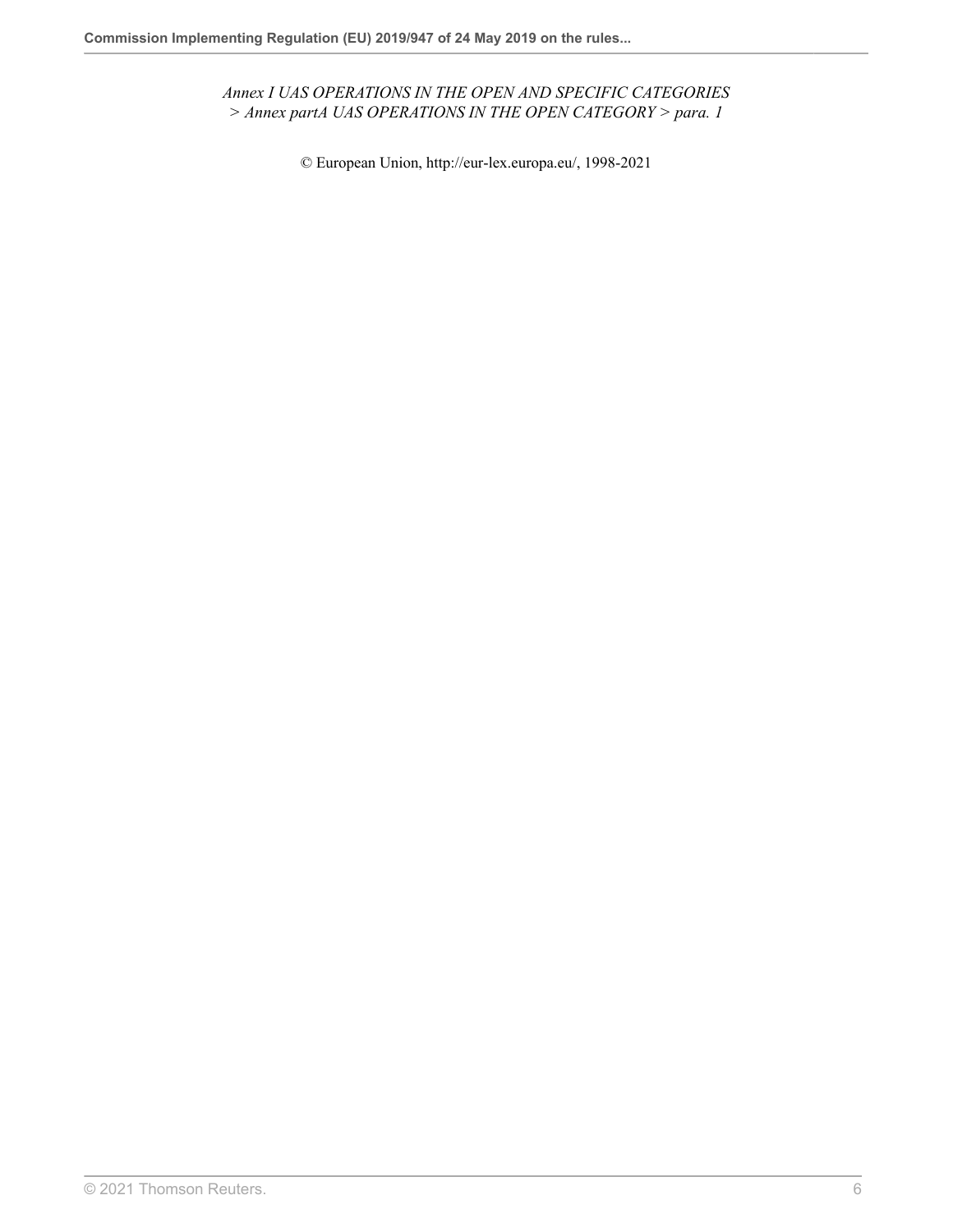*Annex I UAS OPERATIONS IN THE OPEN AND SPECIFIC CATEGORIES > Annex partA UAS OPERATIONS IN THE OPEN CATEGORY > para. 1*

© European Union, http://eur-lex.europa.eu/, 1998-2021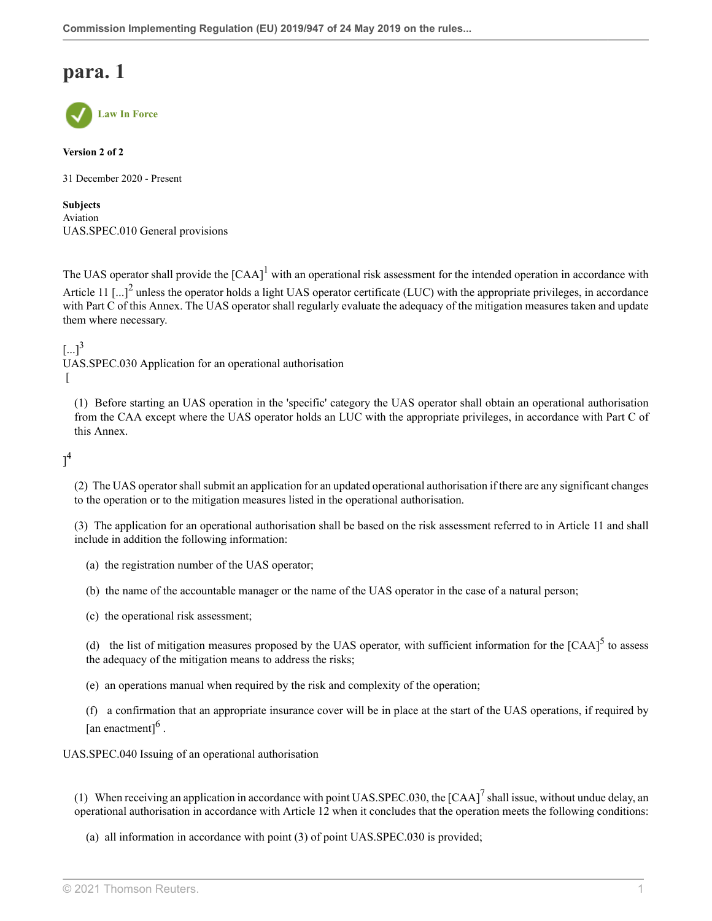# para. 1

Law In Force

**Version 2 of 2**

31 December 2020 - Present

**Subjects**
Aviation
UAS.SPEC.010 General provisions

The UAS operator shall provide the [CAA][1] with an operational risk assessment for the intended operation in accordance with Article 11 [...][2] unless the operator holds a light UAS operator certificate (LUC) with the appropriate privileges, in accordance with Part C of this Annex. The UAS operator shall regularly evaluate the adequacy of the mitigation measures taken and update them where necessary.

[...][3]
UAS.SPEC.030 Application for an operational authorisation
[

(1) Before starting an UAS operation in the 'specific' category the UAS operator shall obtain an operational authorisation from the CAA except where the UAS operator holds an LUC with the appropriate privileges, in accordance with Part C of this Annex.

][4]

(2) The UAS operator shall submit an application for an updated operational authorisation if there are any significant changes to the operation or to the mitigation measures listed in the operational authorisation.

(3) The application for an operational authorisation shall be based on the risk assessment referred to in Article 11 and shall include in addition the following information:

(a) the registration number of the UAS operator;

(b) the name of the accountable manager or the name of the UAS operator in the case of a natural person;

(c) the operational risk assessment;

(d) the list of mitigation measures proposed by the UAS operator, with sufficient information for the [CAA][5] to assess the adequacy of the mitigation means to address the risks;

(e) an operations manual when required by the risk and complexity of the operation;

(f) a confirmation that an appropriate insurance cover will be in place at the start of the UAS operations, if required by [an enactment][6] .

UAS.SPEC.040 Issuing of an operational authorisation

(1) When receiving an application in accordance with point UAS.SPEC.030, the [CAA][7] shall issue, without undue delay, an operational authorisation in accordance with Article 12 when it concludes that the operation meets the following conditions:

(a) all information in accordance with point (3) of point UAS.SPEC.030 is provided;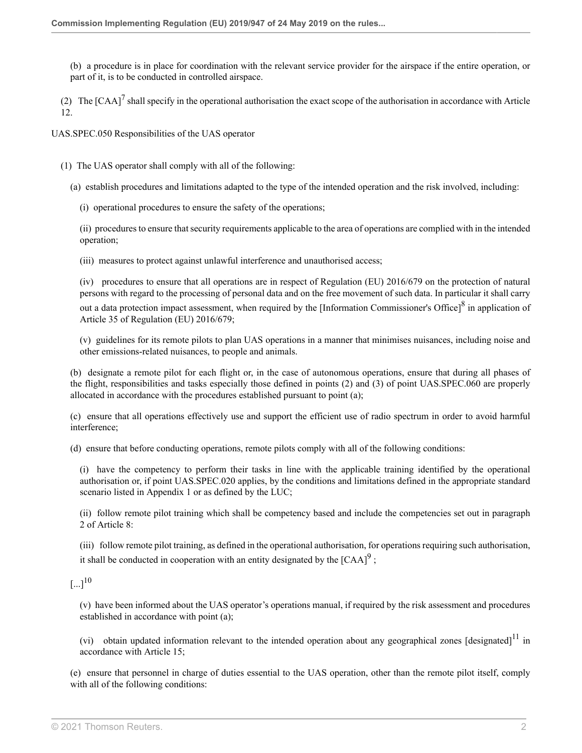(b) a procedure is in place for coordination with the relevant service provider for the airspace if the entire operation, or part of it, is to be conducted in controlled airspace.

(2) The [CAA][7] shall specify in the operational authorisation the exact scope of the authorisation in accordance with Article 12.

UAS.SPEC.050 Responsibilities of the UAS operator

(1) The UAS operator shall comply with all of the following:

(a) establish procedures and limitations adapted to the type of the intended operation and the risk involved, including:

(i) operational procedures to ensure the safety of the operations;

(ii) procedures to ensure that security requirements applicable to the area of operations are complied with in the intended operation;

(iii) measures to protect against unlawful interference and unauthorised access;

(iv) procedures to ensure that all operations are in respect of Regulation (EU) 2016/679 on the protection of natural persons with regard to the processing of personal data and on the free movement of such data. In particular it shall carry out a data protection impact assessment, when required by the [Information Commissioner's Office][8] in application of Article 35 of Regulation (EU) 2016/679;

(v) guidelines for its remote pilots to plan UAS operations in a manner that minimises nuisances, including noise and other emissions-related nuisances, to people and animals.

(b) designate a remote pilot for each flight or, in the case of autonomous operations, ensure that during all phases of the flight, responsibilities and tasks especially those defined in points (2) and (3) of point UAS.SPEC.060 are properly allocated in accordance with the procedures established pursuant to point (a);

(c) ensure that all operations effectively use and support the efficient use of radio spectrum in order to avoid harmful interference;

(d) ensure that before conducting operations, remote pilots comply with all of the following conditions:

(i) have the competency to perform their tasks in line with the applicable training identified by the operational authorisation or, if point UAS.SPEC.020 applies, by the conditions and limitations defined in the appropriate standard scenario listed in Appendix 1 or as defined by the LUC;

(ii) follow remote pilot training which shall be competency based and include the competencies set out in paragraph 2 of Article 8:

(iii) follow remote pilot training, as defined in the operational authorisation, for operations requiring such authorisation, it shall be conducted in cooperation with an entity designated by the [CAA][9] ;

[...][10]

(v) have been informed about the UAS operator's operations manual, if required by the risk assessment and procedures established in accordance with point (a);

(vi) obtain updated information relevant to the intended operation about any geographical zones [designated][11] in accordance with Article 15;

(e) ensure that personnel in charge of duties essential to the UAS operation, other than the remote pilot itself, comply with all of the following conditions: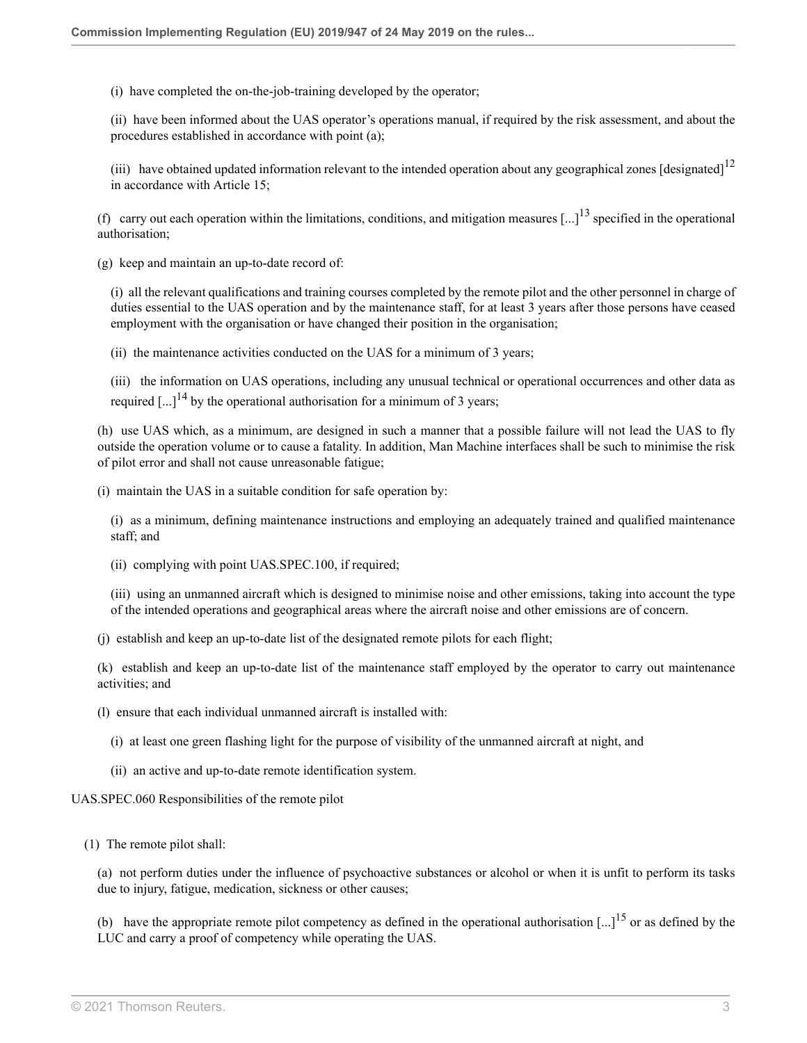(i) have completed the on-the-job-training developed by the operator;

(ii) have been informed about the UAS operator's operations manual, if required by the risk assessment, and about the procedures established in accordance with point (a);

(iii) have obtained updated information relevant to the intended operation about any geographical zones [designated][12] in accordance with Article 15;

(f) carry out each operation within the limitations, conditions, and mitigation measures [...][13] specified in the operational authorisation;

(g) keep and maintain an up-to-date record of:

(i) all the relevant qualifications and training courses completed by the remote pilot and the other personnel in charge of duties essential to the UAS operation and by the maintenance staff, for at least 3 years after those persons have ceased employment with the organisation or have changed their position in the organisation;

(ii) the maintenance activities conducted on the UAS for a minimum of 3 years;

(iii) the information on UAS operations, including any unusual technical or operational occurrences and other data as required [...][14] by the operational authorisation for a minimum of 3 years;

(h) use UAS which, as a minimum, are designed in such a manner that a possible failure will not lead the UAS to fly outside the operation volume or to cause a fatality. In addition, Man Machine interfaces shall be such to minimise the risk of pilot error and shall not cause unreasonable fatigue;

(i) maintain the UAS in a suitable condition for safe operation by:

(i) as a minimum, defining maintenance instructions and employing an adequately trained and qualified maintenance staff; and

(ii) complying with point UAS.SPEC.100, if required;

(iii) using an unmanned aircraft which is designed to minimise noise and other emissions, taking into account the type of the intended operations and geographical areas where the aircraft noise and other emissions are of concern.

(j) establish and keep an up-to-date list of the designated remote pilots for each flight;

(k) establish and keep an up-to-date list of the maintenance staff employed by the operator to carry out maintenance activities; and

(l) ensure that each individual unmanned aircraft is installed with:

(i) at least one green flashing light for the purpose of visibility of the unmanned aircraft at night, and

(ii) an active and up-to-date remote identification system.

UAS.SPEC.060 Responsibilities of the remote pilot

(1) The remote pilot shall:

(a) not perform duties under the influence of psychoactive substances or alcohol or when it is unfit to perform its tasks due to injury, fatigue, medication, sickness or other causes;

(b) have the appropriate remote pilot competency as defined in the operational authorisation [...][15] or as defined by the LUC and carry a proof of competency while operating the UAS.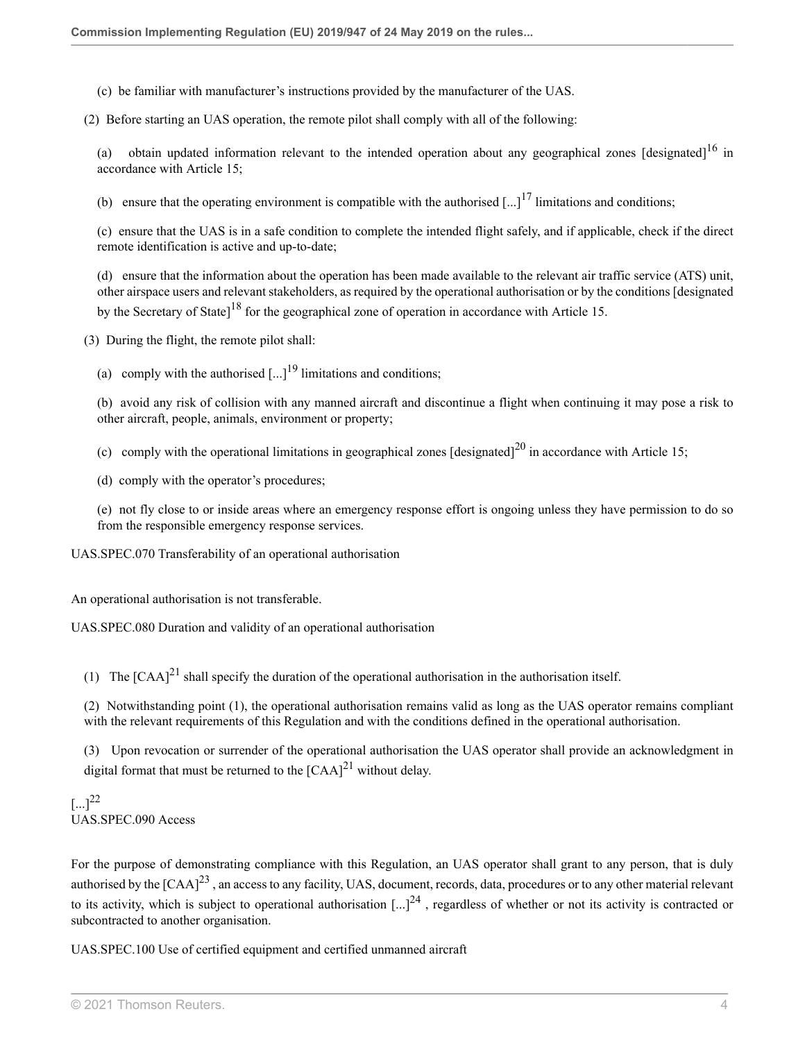(c) be familiar with manufacturer's instructions provided by the manufacturer of the UAS.

(2) Before starting an UAS operation, the remote pilot shall comply with all of the following:

(a) obtain updated information relevant to the intended operation about any geographical zones [designated][16] in accordance with Article 15;

(b) ensure that the operating environment is compatible with the authorised [...][17] limitations and conditions;

(c) ensure that the UAS is in a safe condition to complete the intended flight safely, and if applicable, check if the direct remote identification is active and up-to-date;

(d) ensure that the information about the operation has been made available to the relevant air traffic service (ATS) unit, other airspace users and relevant stakeholders, as required by the operational authorisation or by the conditions [designated by the Secretary of State][18] for the geographical zone of operation in accordance with Article 15.

(3) During the flight, the remote pilot shall:

(a) comply with the authorised [...][19] limitations and conditions;

(b) avoid any risk of collision with any manned aircraft and discontinue a flight when continuing it may pose a risk to other aircraft, people, animals, environment or property;

(c) comply with the operational limitations in geographical zones [designated][20] in accordance with Article 15;

(d) comply with the operator's procedures;

(e) not fly close to or inside areas where an emergency response effort is ongoing unless they have permission to do so from the responsible emergency response services.

UAS.SPEC.070 Transferability of an operational authorisation

An operational authorisation is not transferable.

UAS.SPEC.080 Duration and validity of an operational authorisation

(1) The [CAA][21] shall specify the duration of the operational authorisation in the authorisation itself.

(2) Notwithstanding point (1), the operational authorisation remains valid as long as the UAS operator remains compliant with the relevant requirements of this Regulation and with the conditions defined in the operational authorisation.

(3) Upon revocation or surrender of the operational authorisation the UAS operator shall provide an acknowledgment in digital format that must be returned to the [CAA][21] without delay.

[...][22]

UAS.SPEC.090 Access

For the purpose of demonstrating compliance with this Regulation, an UAS operator shall grant to any person, that is duly authorised by the [CAA][23] , an access to any facility, UAS, document, records, data, procedures or to any other material relevant to its activity, which is subject to operational authorisation [...][24] , regardless of whether or not its activity is contracted or subcontracted to another organisation.

UAS.SPEC.100 Use of certified equipment and certified unmanned aircraft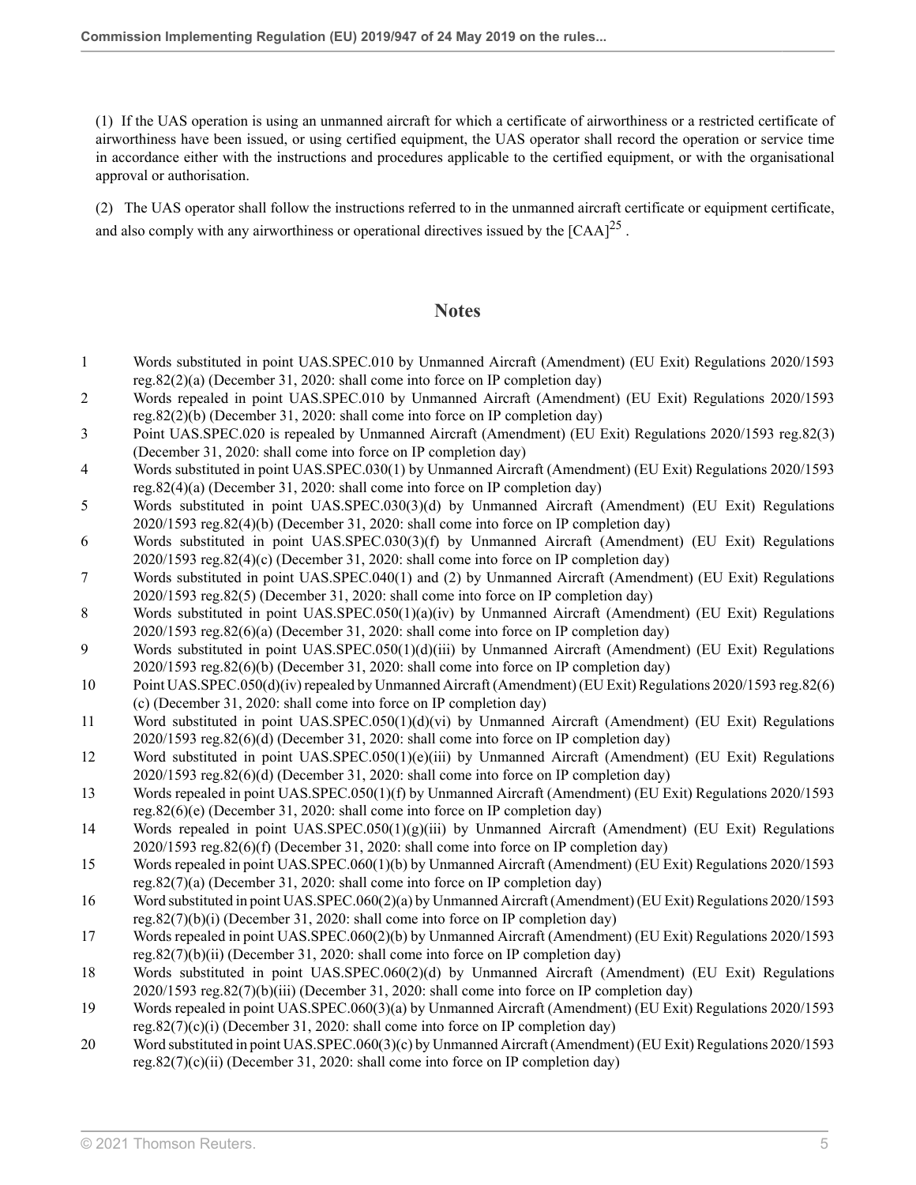(1) If the UAS operation is using an unmanned aircraft for which a certificate of airworthiness or a restricted certificate of airworthiness have been issued, or using certified equipment, the UAS operator shall record the operation or service time in accordance either with the instructions and procedures applicable to the certified equipment, or with the organisational approval or authorisation.

(2) The UAS operator shall follow the instructions referred to in the unmanned aircraft certificate or equipment certificate, and also comply with any airworthiness or operational directives issued by the [CAA][25] .

## Notes

1. Words substituted in point UAS.SPEC.010 by Unmanned Aircraft (Amendment) (EU Exit) Regulations 2020/1593 reg.82(2)(a) (December 31, 2020: shall come into force on IP completion day)
2. Words repealed in point UAS.SPEC.010 by Unmanned Aircraft (Amendment) (EU Exit) Regulations 2020/1593 reg.82(2)(b) (December 31, 2020: shall come into force on IP completion day)
3. Point UAS.SPEC.020 is repealed by Unmanned Aircraft (Amendment) (EU Exit) Regulations 2020/1593 reg.82(3) (December 31, 2020: shall come into force on IP completion day)
4. Words substituted in point UAS.SPEC.030(1) by Unmanned Aircraft (Amendment) (EU Exit) Regulations 2020/1593 reg.82(4)(a) (December 31, 2020: shall come into force on IP completion day)
5. Words substituted in point UAS.SPEC.030(3)(d) by Unmanned Aircraft (Amendment) (EU Exit) Regulations 2020/1593 reg.82(4)(b) (December 31, 2020: shall come into force on IP completion day)
6. Words substituted in point UAS.SPEC.030(3)(f) by Unmanned Aircraft (Amendment) (EU Exit) Regulations 2020/1593 reg.82(4)(c) (December 31, 2020: shall come into force on IP completion day)
7. Words substituted in point UAS.SPEC.040(1) and (2) by Unmanned Aircraft (Amendment) (EU Exit) Regulations 2020/1593 reg.82(5) (December 31, 2020: shall come into force on IP completion day)
8. Words substituted in point UAS.SPEC.050(1)(a)(iv) by Unmanned Aircraft (Amendment) (EU Exit) Regulations 2020/1593 reg.82(6)(a) (December 31, 2020: shall come into force on IP completion day)
9. Words substituted in point UAS.SPEC.050(1)(d)(iii) by Unmanned Aircraft (Amendment) (EU Exit) Regulations 2020/1593 reg.82(6)(b) (December 31, 2020: shall come into force on IP completion day)
10. Point UAS.SPEC.050(d)(iv) repealed by Unmanned Aircraft (Amendment) (EU Exit) Regulations 2020/1593 reg.82(6)(c) (December 31, 2020: shall come into force on IP completion day)
11. Word substituted in point UAS.SPEC.050(1)(d)(vi) by Unmanned Aircraft (Amendment) (EU Exit) Regulations 2020/1593 reg.82(6)(d) (December 31, 2020: shall come into force on IP completion day)
12. Word substituted in point UAS.SPEC.050(1)(e)(iii) by Unmanned Aircraft (Amendment) (EU Exit) Regulations 2020/1593 reg.82(6)(d) (December 31, 2020: shall come into force on IP completion day)
13. Words repealed in point UAS.SPEC.050(1)(f) by Unmanned Aircraft (Amendment) (EU Exit) Regulations 2020/1593 reg.82(6)(e) (December 31, 2020: shall come into force on IP completion day)
14. Words repealed in point UAS.SPEC.050(1)(g)(iii) by Unmanned Aircraft (Amendment) (EU Exit) Regulations 2020/1593 reg.82(6)(f) (December 31, 2020: shall come into force on IP completion day)
15. Words repealed in point UAS.SPEC.060(1)(b) by Unmanned Aircraft (Amendment) (EU Exit) Regulations 2020/1593 reg.82(7)(a) (December 31, 2020: shall come into force on IP completion day)
16. Word substituted in point UAS.SPEC.060(2)(a) by Unmanned Aircraft (Amendment) (EU Exit) Regulations 2020/1593 reg.82(7)(b)(i) (December 31, 2020: shall come into force on IP completion day)
17. Words repealed in point UAS.SPEC.060(2)(b) by Unmanned Aircraft (Amendment) (EU Exit) Regulations 2020/1593 reg.82(7)(b)(ii) (December 31, 2020: shall come into force on IP completion day)
18. Words substituted in point UAS.SPEC.060(2)(d) by Unmanned Aircraft (Amendment) (EU Exit) Regulations 2020/1593 reg.82(7)(b)(iii) (December 31, 2020: shall come into force on IP completion day)
19. Words repealed in point UAS.SPEC.060(3)(a) by Unmanned Aircraft (Amendment) (EU Exit) Regulations 2020/1593 reg.82(7)(c)(i) (December 31, 2020: shall come into force on IP completion day)
20. Word substituted in point UAS.SPEC.060(3)(c) by Unmanned Aircraft (Amendment) (EU Exit) Regulations 2020/1593 reg.82(7)(c)(ii) (December 31, 2020: shall come into force on IP completion day)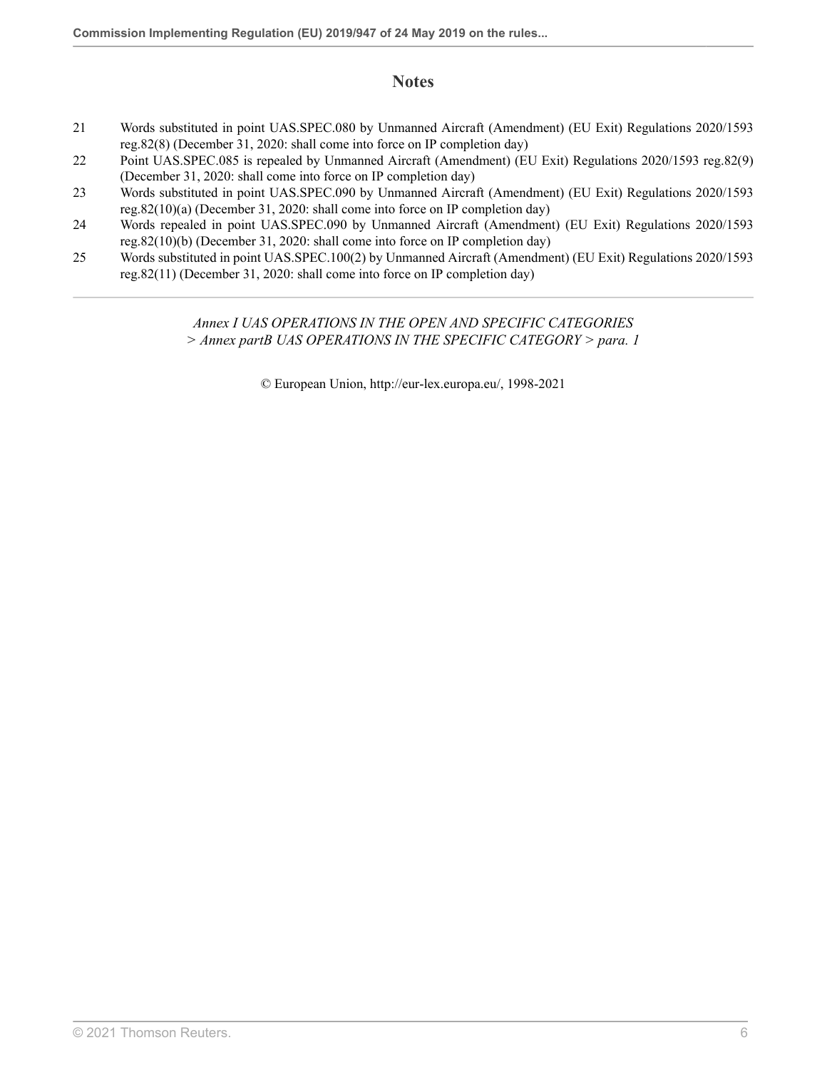## Notes

21 Words substituted in point UAS.SPEC.080 by Unmanned Aircraft (Amendment) (EU Exit) Regulations 2020/1593 reg.82(8) (December 31, 2020: shall come into force on IP completion day)

22 Point UAS.SPEC.085 is repealed by Unmanned Aircraft (Amendment) (EU Exit) Regulations 2020/1593 reg.82(9) (December 31, 2020: shall come into force on IP completion day)

23 Words substituted in point UAS.SPEC.090 by Unmanned Aircraft (Amendment) (EU Exit) Regulations 2020/1593 reg.82(10)(a) (December 31, 2020: shall come into force on IP completion day)

24 Words repealed in point UAS.SPEC.090 by Unmanned Aircraft (Amendment) (EU Exit) Regulations 2020/1593 reg.82(10)(b) (December 31, 2020: shall come into force on IP completion day)

25 Words substituted in point UAS.SPEC.100(2) by Unmanned Aircraft (Amendment) (EU Exit) Regulations 2020/1593 reg.82(11) (December 31, 2020: shall come into force on IP completion day)

---

*Annex I UAS OPERATIONS IN THE OPEN AND SPECIFIC CATEGORIES > Annex partB UAS OPERATIONS IN THE SPECIFIC CATEGORY > para. 1*

© European Union, http://eur-lex.europa.eu/, 1998-2021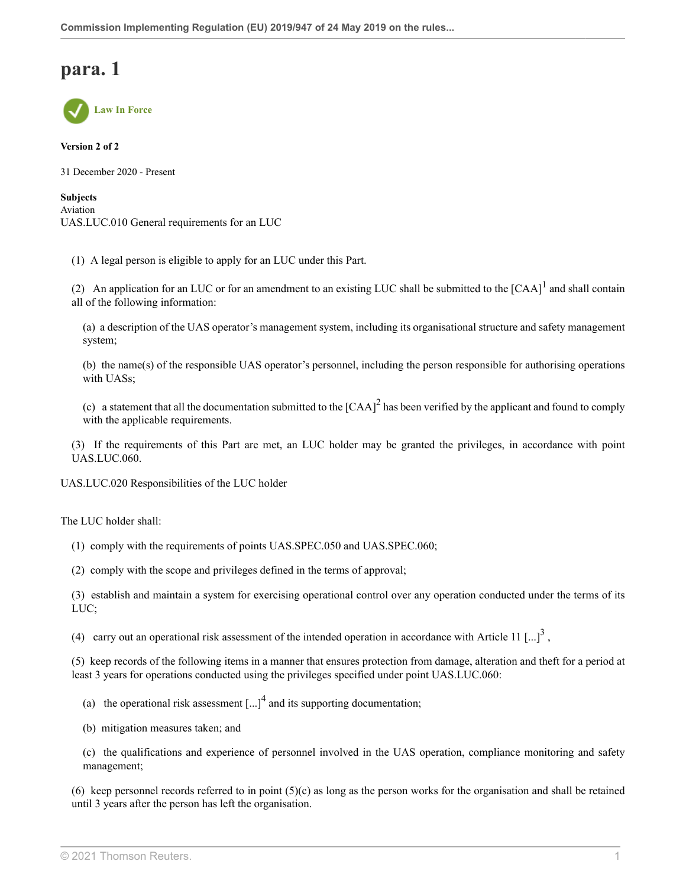# para. 1

Law In Force

**Version 2 of 2**

31 December 2020 - Present

**Subjects**
Aviation
UAS.LUC.010 General requirements for an LUC

(1) A legal person is eligible to apply for an LUC under this Part.

(2) An application for an LUC or for an amendment to an existing LUC shall be submitted to the [CAA][1] and shall contain all of the following information:

(a) a description of the UAS operator's management system, including its organisational structure and safety management system;

(b) the name(s) of the responsible UAS operator's personnel, including the person responsible for authorising operations with UASs;

(c) a statement that all the documentation submitted to the [CAA][2] has been verified by the applicant and found to comply with the applicable requirements.

(3) If the requirements of this Part are met, an LUC holder may be granted the privileges, in accordance with point UAS.LUC.060.

UAS.LUC.020 Responsibilities of the LUC holder

The LUC holder shall:

(1) comply with the requirements of points UAS.SPEC.050 and UAS.SPEC.060;

(2) comply with the scope and privileges defined in the terms of approval;

(3) establish and maintain a system for exercising operational control over any operation conducted under the terms of its LUC;

(4) carry out an operational risk assessment of the intended operation in accordance with Article 11 [...][3] ,

(5) keep records of the following items in a manner that ensures protection from damage, alteration and theft for a period at least 3 years for operations conducted using the privileges specified under point UAS.LUC.060:

(a) the operational risk assessment [...][4] and its supporting documentation;

(b) mitigation measures taken; and

(c) the qualifications and experience of personnel involved in the UAS operation, compliance monitoring and safety management;

(6) keep personnel records referred to in point (5)(c) as long as the person works for the organisation and shall be retained until 3 years after the person has left the organisation.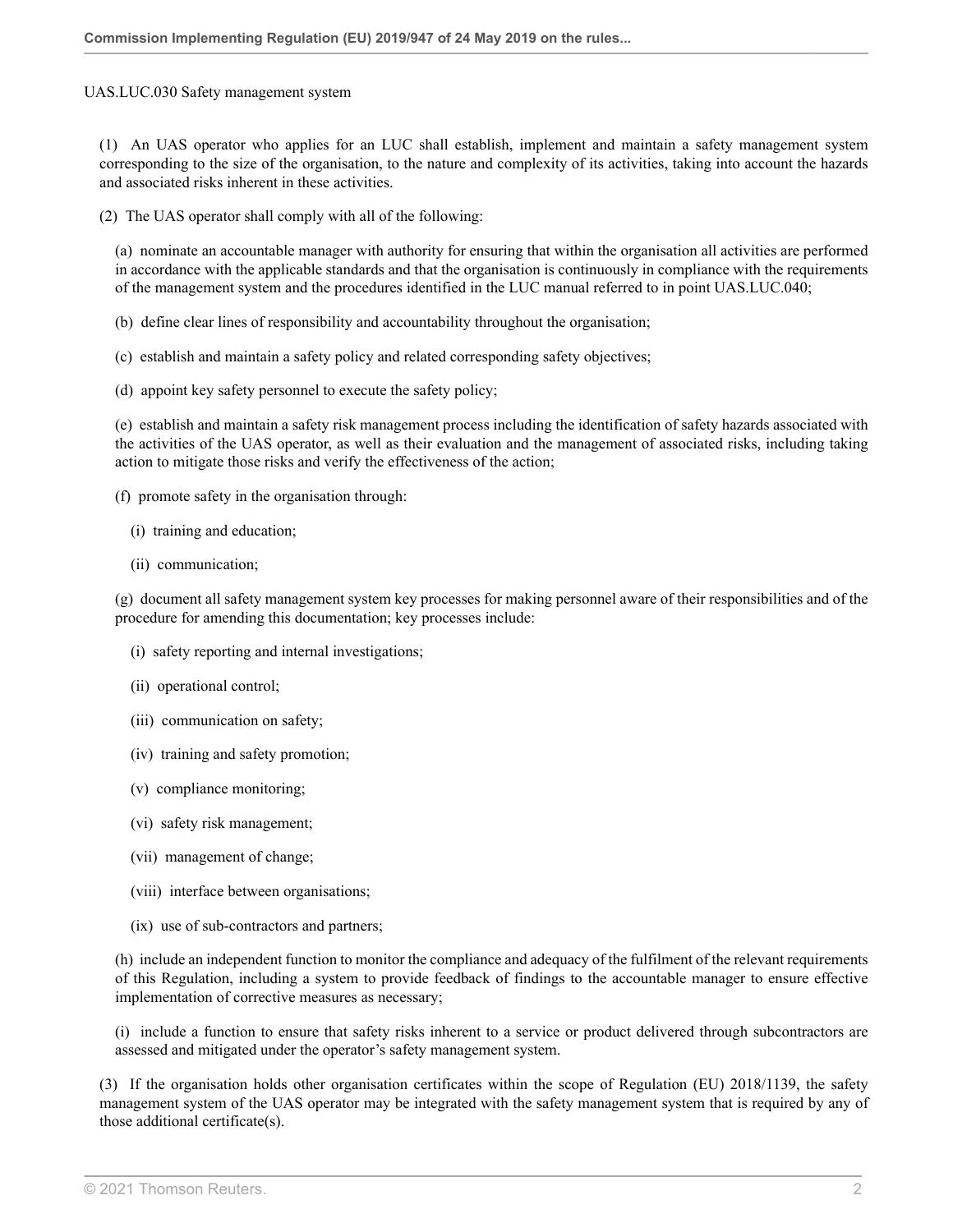UAS.LUC.030 Safety management system

(1) An UAS operator who applies for an LUC shall establish, implement and maintain a safety management system corresponding to the size of the organisation, to the nature and complexity of its activities, taking into account the hazards and associated risks inherent in these activities.

(2) The UAS operator shall comply with all of the following:

(a) nominate an accountable manager with authority for ensuring that within the organisation all activities are performed in accordance with the applicable standards and that the organisation is continuously in compliance with the requirements of the management system and the procedures identified in the LUC manual referred to in point UAS.LUC.040;

(b) define clear lines of responsibility and accountability throughout the organisation;

(c) establish and maintain a safety policy and related corresponding safety objectives;

(d) appoint key safety personnel to execute the safety policy;

(e) establish and maintain a safety risk management process including the identification of safety hazards associated with the activities of the UAS operator, as well as their evaluation and the management of associated risks, including taking action to mitigate those risks and verify the effectiveness of the action;

(f) promote safety in the organisation through:

(i) training and education;

(ii) communication;

(g) document all safety management system key processes for making personnel aware of their responsibilities and of the procedure for amending this documentation; key processes include:

(i) safety reporting and internal investigations;

(ii) operational control;

(iii) communication on safety;

(iv) training and safety promotion;

(v) compliance monitoring;

(vi) safety risk management;

(vii) management of change;

(viii) interface between organisations;

(ix) use of sub-contractors and partners;

(h) include an independent function to monitor the compliance and adequacy of the fulfilment of the relevant requirements of this Regulation, including a system to provide feedback of findings to the accountable manager to ensure effective implementation of corrective measures as necessary;

(i) include a function to ensure that safety risks inherent to a service or product delivered through subcontractors are assessed and mitigated under the operator's safety management system.

(3) If the organisation holds other organisation certificates within the scope of Regulation (EU) 2018/1139, the safety management system of the UAS operator may be integrated with the safety management system that is required by any of those additional certificate(s).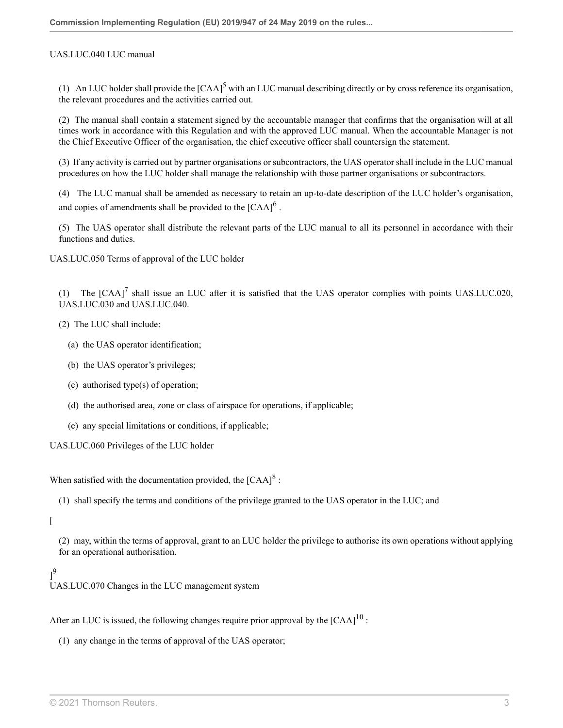UAS.LUC.040 LUC manual

(1) An LUC holder shall provide the [CAA][5] with an LUC manual describing directly or by cross reference its organisation, the relevant procedures and the activities carried out.

(2) The manual shall contain a statement signed by the accountable manager that confirms that the organisation will at all times work in accordance with this Regulation and with the approved LUC manual. When the accountable Manager is not the Chief Executive Officer of the organisation, the chief executive officer shall countersign the statement.

(3) If any activity is carried out by partner organisations or subcontractors, the UAS operator shall include in the LUC manual procedures on how the LUC holder shall manage the relationship with those partner organisations or subcontractors.

(4) The LUC manual shall be amended as necessary to retain an up-to-date description of the LUC holder's organisation, and copies of amendments shall be provided to the [CAA][6] .

(5) The UAS operator shall distribute the relevant parts of the LUC manual to all its personnel in accordance with their functions and duties.

UAS.LUC.050 Terms of approval of the LUC holder

(1) The [CAA][7] shall issue an LUC after it is satisfied that the UAS operator complies with points UAS.LUC.020, UAS.LUC.030 and UAS.LUC.040.

(2) The LUC shall include:

(a) the UAS operator identification;

(b) the UAS operator's privileges;

(c) authorised type(s) of operation;

(d) the authorised area, zone or class of airspace for operations, if applicable;

(e) any special limitations or conditions, if applicable;

UAS.LUC.060 Privileges of the LUC holder

When satisfied with the documentation provided, the [CAA][8] :

(1) shall specify the terms and conditions of the privilege granted to the UAS operator in the LUC; and

[

(2) may, within the terms of approval, grant to an LUC holder the privilege to authorise its own operations without applying for an operational authorisation.

][9]

UAS.LUC.070 Changes in the LUC management system

After an LUC is issued, the following changes require prior approval by the [CAA][10] :

(1) any change in the terms of approval of the UAS operator;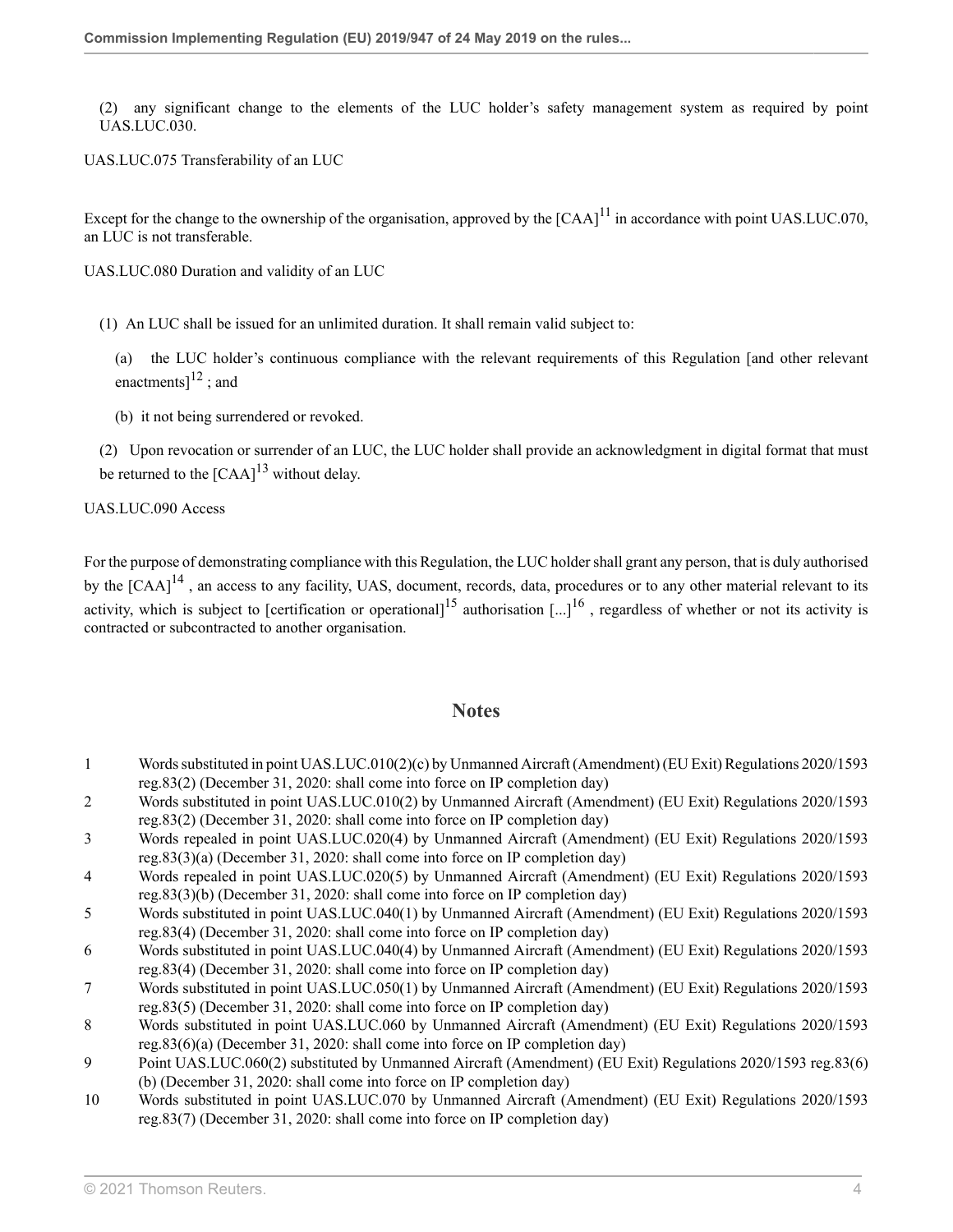(2) any significant change to the elements of the LUC holder's safety management system as required by point UAS.LUC.030.

UAS.LUC.075 Transferability of an LUC

Except for the change to the ownership of the organisation, approved by the [CAA][11] in accordance with point UAS.LUC.070, an LUC is not transferable.

UAS.LUC.080 Duration and validity of an LUC

(1) An LUC shall be issued for an unlimited duration. It shall remain valid subject to:

(a) the LUC holder's continuous compliance with the relevant requirements of this Regulation [and other relevant enactments][12] ; and

(b) it not being surrendered or revoked.

(2) Upon revocation or surrender of an LUC, the LUC holder shall provide an acknowledgment in digital format that must be returned to the [CAA][13] without delay.

UAS.LUC.090 Access

For the purpose of demonstrating compliance with this Regulation, the LUC holder shall grant any person, that is duly authorised by the [CAA][14] , an access to any facility, UAS, document, records, data, procedures or to any other material relevant to its activity, which is subject to [certification or operational][15] authorisation [...][16] , regardless of whether or not its activity is contracted or subcontracted to another organisation.

## Notes

1 Words substituted in point UAS.LUC.010(2)(c) by Unmanned Aircraft (Amendment) (EU Exit) Regulations 2020/1593 reg.83(2) (December 31, 2020: shall come into force on IP completion day)

2 Words substituted in point UAS.LUC.010(2) by Unmanned Aircraft (Amendment) (EU Exit) Regulations 2020/1593 reg.83(2) (December 31, 2020: shall come into force on IP completion day)

3 Words repealed in point UAS.LUC.020(4) by Unmanned Aircraft (Amendment) (EU Exit) Regulations 2020/1593 reg.83(3)(a) (December 31, 2020: shall come into force on IP completion day)

4 Words repealed in point UAS.LUC.020(5) by Unmanned Aircraft (Amendment) (EU Exit) Regulations 2020/1593 reg.83(3)(b) (December 31, 2020: shall come into force on IP completion day)

5 Words substituted in point UAS.LUC.040(1) by Unmanned Aircraft (Amendment) (EU Exit) Regulations 2020/1593 reg.83(4) (December 31, 2020: shall come into force on IP completion day)

6 Words substituted in point UAS.LUC.040(4) by Unmanned Aircraft (Amendment) (EU Exit) Regulations 2020/1593 reg.83(4) (December 31, 2020: shall come into force on IP completion day)

7 Words substituted in point UAS.LUC.050(1) by Unmanned Aircraft (Amendment) (EU Exit) Regulations 2020/1593 reg.83(5) (December 31, 2020: shall come into force on IP completion day)

8 Words substituted in point UAS.LUC.060 by Unmanned Aircraft (Amendment) (EU Exit) Regulations 2020/1593 reg.83(6)(a) (December 31, 2020: shall come into force on IP completion day)

9 Point UAS.LUC.060(2) substituted by Unmanned Aircraft (Amendment) (EU Exit) Regulations 2020/1593 reg.83(6)(b) (December 31, 2020: shall come into force on IP completion day)

10 Words substituted in point UAS.LUC.070 by Unmanned Aircraft (Amendment) (EU Exit) Regulations 2020/1593 reg.83(7) (December 31, 2020: shall come into force on IP completion day)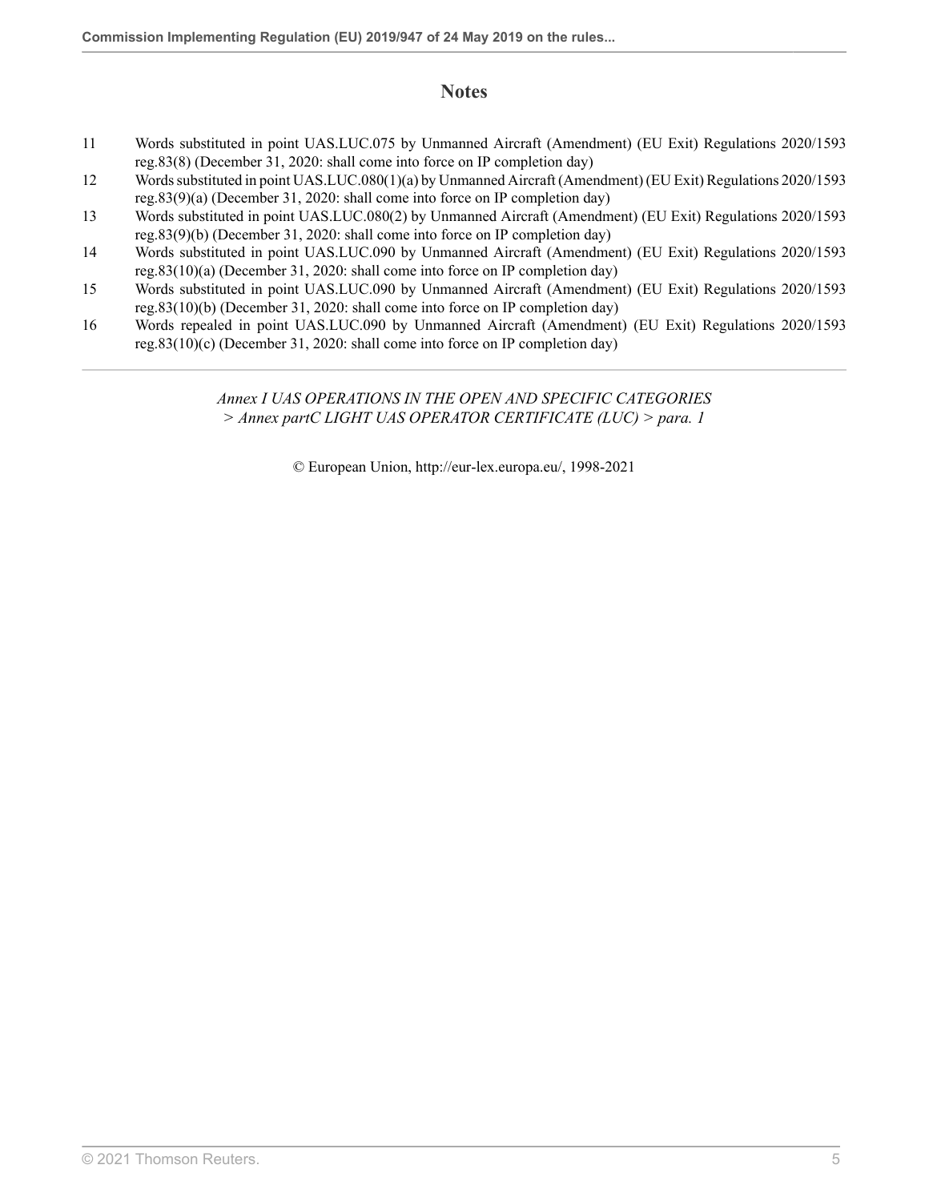## Notes

11 Words substituted in point UAS.LUC.075 by Unmanned Aircraft (Amendment) (EU Exit) Regulations 2020/1593 reg.83(8) (December 31, 2020: shall come into force on IP completion day)

12 Words substituted in point UAS.LUC.080(1)(a) by Unmanned Aircraft (Amendment) (EU Exit) Regulations 2020/1593 reg.83(9)(a) (December 31, 2020: shall come into force on IP completion day)

13 Words substituted in point UAS.LUC.080(2) by Unmanned Aircraft (Amendment) (EU Exit) Regulations 2020/1593 reg.83(9)(b) (December 31, 2020: shall come into force on IP completion day)

14 Words substituted in point UAS.LUC.090 by Unmanned Aircraft (Amendment) (EU Exit) Regulations 2020/1593 reg.83(10)(a) (December 31, 2020: shall come into force on IP completion day)

15 Words substituted in point UAS.LUC.090 by Unmanned Aircraft (Amendment) (EU Exit) Regulations 2020/1593 reg.83(10)(b) (December 31, 2020: shall come into force on IP completion day)

16 Words repealed in point UAS.LUC.090 by Unmanned Aircraft (Amendment) (EU Exit) Regulations 2020/1593 reg.83(10)(c) (December 31, 2020: shall come into force on IP completion day)

---

*Annex I UAS OPERATIONS IN THE OPEN AND SPECIFIC CATEGORIES > Annex partC LIGHT UAS OPERATOR CERTIFICATE (LUC) > para. 1*

© European Union, http://eur-lex.europa.eu/, 1998-2021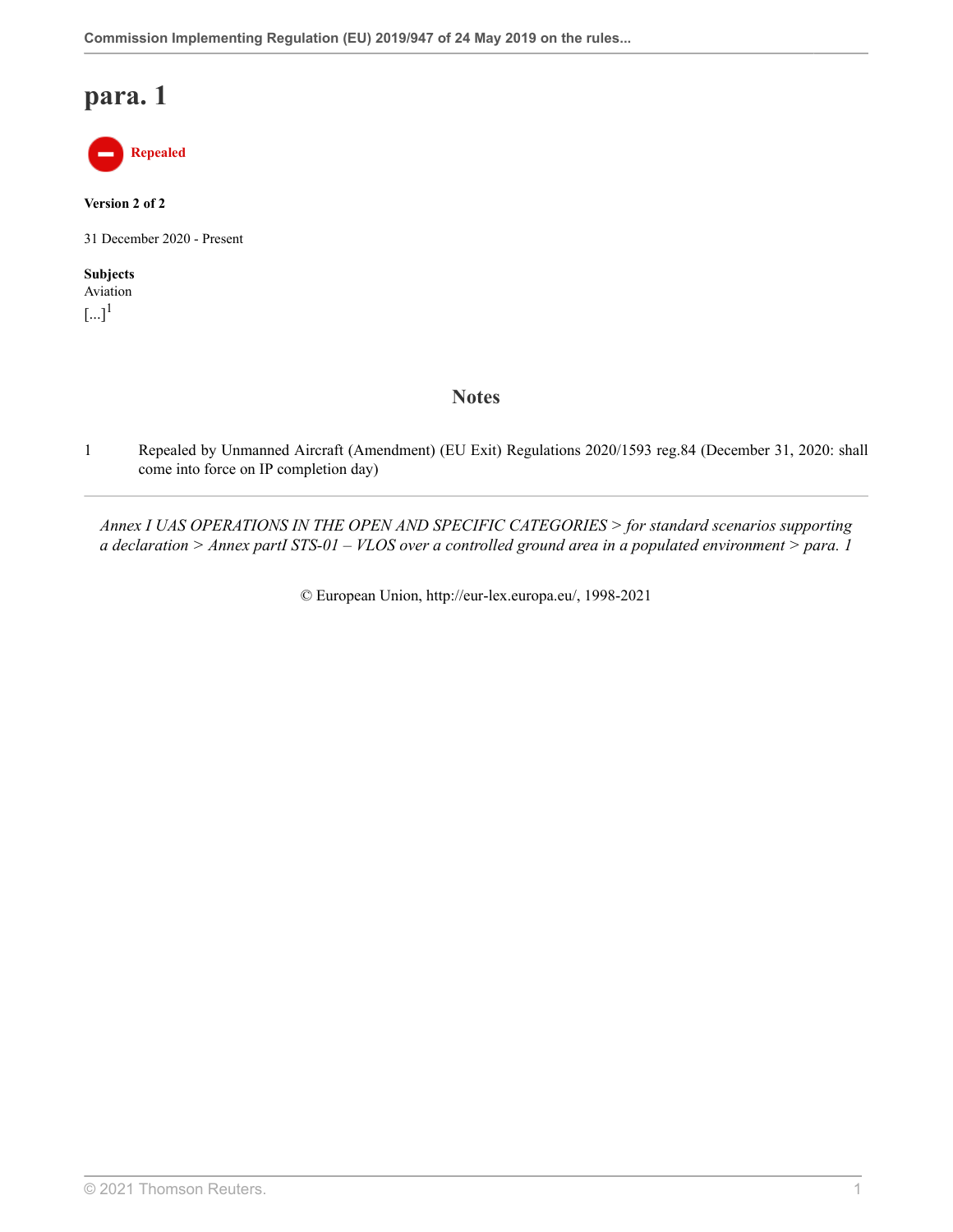# para. 1

Repealed

**Version 2 of 2**

31 December 2020 - Present

**Subjects**
Aviation

[...][1]

## Notes

1 Repealed by Unmanned Aircraft (Amendment) (EU Exit) Regulations 2020/1593 reg.84 (December 31, 2020: shall come into force on IP completion day)

---

*Annex I UAS OPERATIONS IN THE OPEN AND SPECIFIC CATEGORIES > for standard scenarios supporting a declaration > Annex partI STS-01 – VLOS over a controlled ground area in a populated environment > para. 1*

© European Union, http://eur-lex.europa.eu/, 1998-2021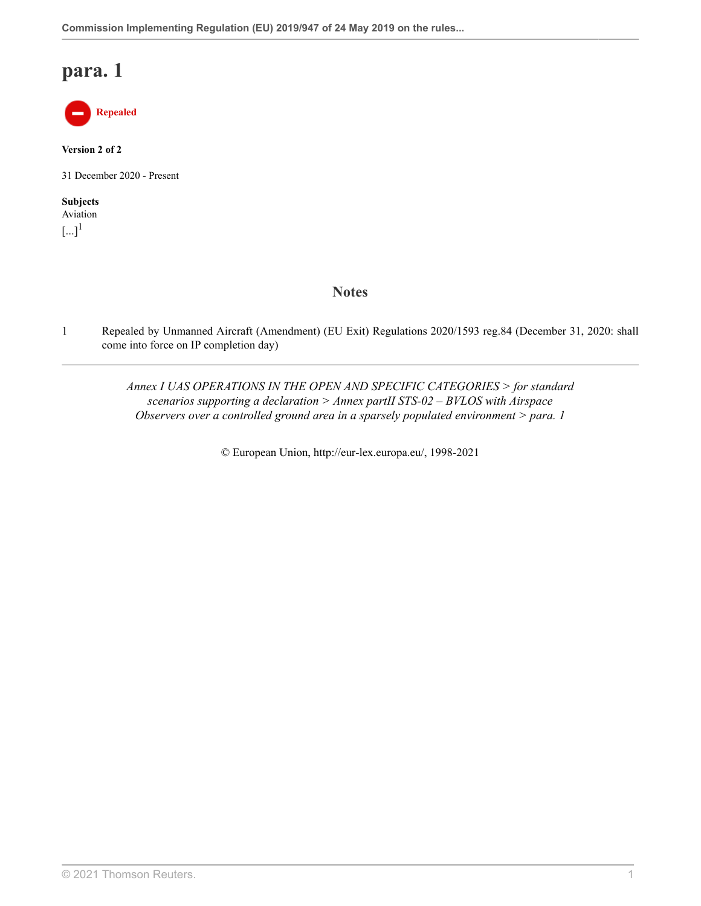# para. 1

**Repealed**

**Version 2 of 2**

31 December 2020 - Present

**Subjects**
Aviation

[...][1]

## Notes

1 Repealed by Unmanned Aircraft (Amendment) (EU Exit) Regulations 2020/1593 reg.84 (December 31, 2020: shall come into force on IP completion day)

*Annex I UAS OPERATIONS IN THE OPEN AND SPECIFIC CATEGORIES > for standard scenarios supporting a declaration > Annex partII STS-02 – BVLOS with Airspace Observers over a controlled ground area in a sparsely populated environment > para. 1*

© European Union, http://eur-lex.europa.eu/, 1998-2021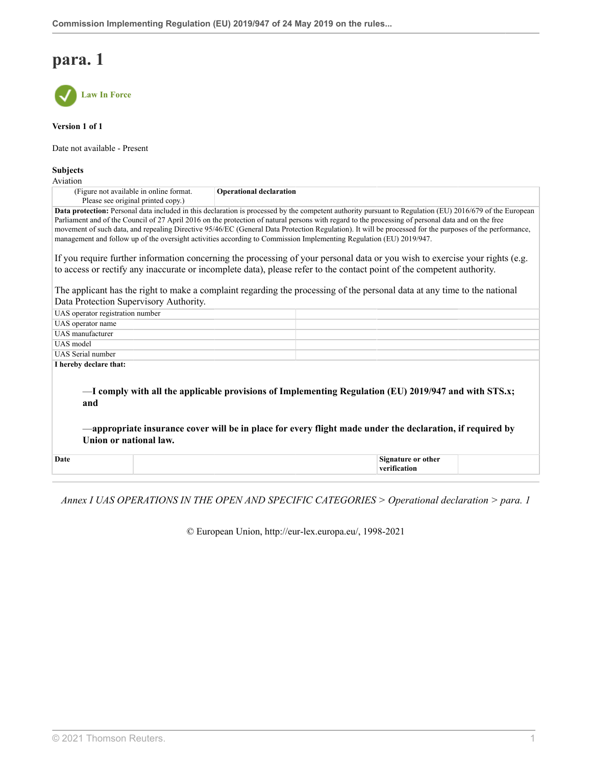# para. 1

Law In Force

**Version 1 of 1**

Date not available - Present

**Subjects**
Aviation

| (Figure not available in online format. Please see original printed copy.) | **Operational declaration** |
|---|---|

**Data protection:** Personal data included in this declaration is processed by the competent authority pursuant to Regulation (EU) 2016/679 of the European Parliament and of the Council of 27 April 2016 on the protection of natural persons with regard to the processing of personal data and on the free movement of such data, and repealing Directive 95/46/EC (General Data Protection Regulation). It will be processed for the purposes of the performance, management and follow up of the oversight activities according to Commission Implementing Regulation (EU) 2019/947.

If you require further information concerning the processing of your personal data or you wish to exercise your rights (e.g. to access or rectify any inaccurate or incomplete data), please refer to the contact point of the competent authority.

The applicant has the right to make a complaint regarding the processing of the personal data at any time to the national Data Protection Supervisory Authority.

| | | |
|---|---|---|
| UAS operator registration number | | |
| UAS operator name | | |
| UAS manufacturer | | |
| UAS model | | |
| UAS Serial number | | |

**I hereby declare that:**

**—I comply with all the applicable provisions of Implementing Regulation (EU) 2019/947 and with STS.x; and**

**—appropriate insurance cover will be in place for every flight made under the declaration, if required by Union or national law.**

| **Date** | | **Signature or other verification** | |
|---|---|---|---|

*Annex I UAS OPERATIONS IN THE OPEN AND SPECIFIC CATEGORIES > Operational declaration > para. 1*

© European Union, http://eur-lex.europa.eu/, 1998-2021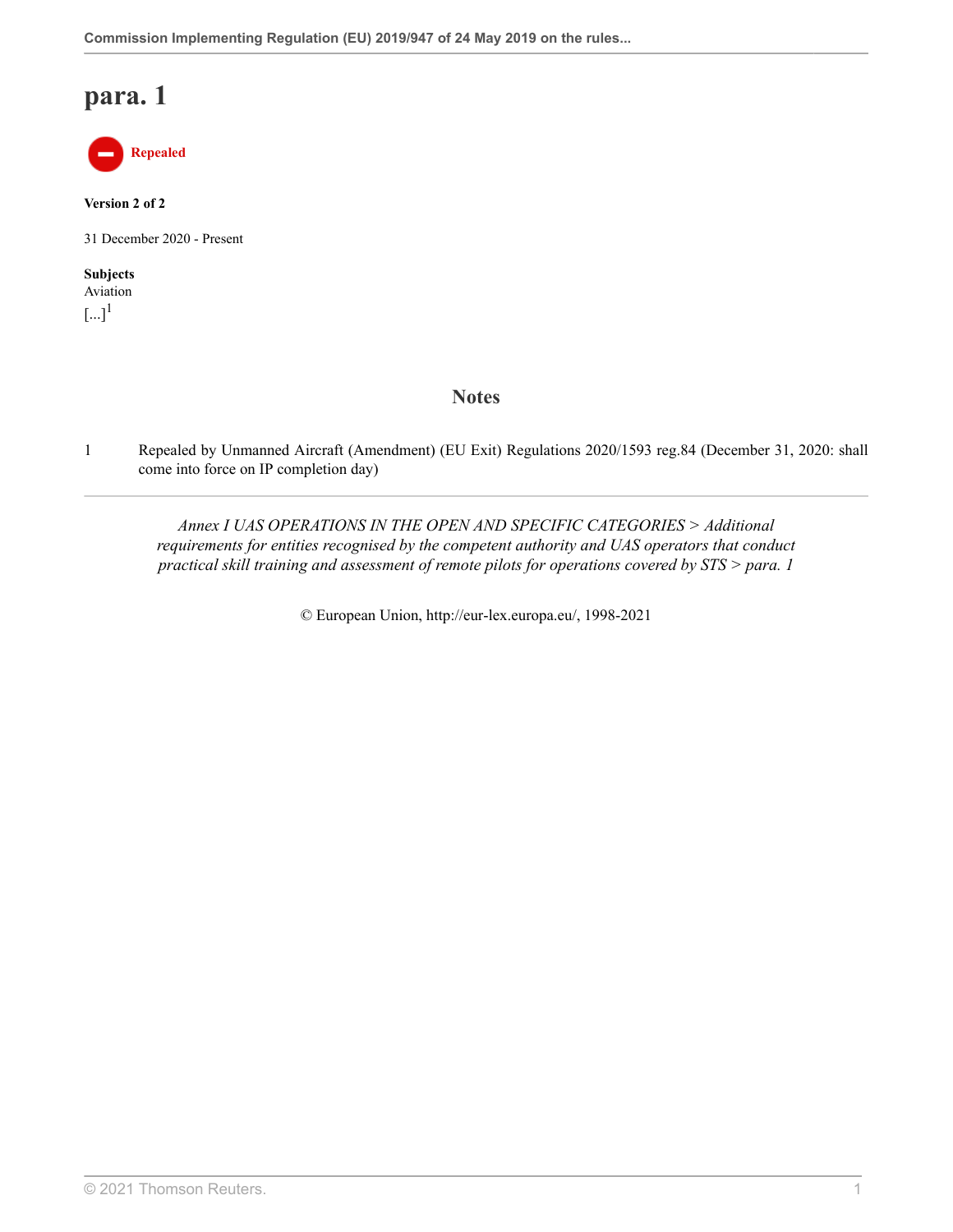# para. 1

**Repealed**

**Version 2 of 2**

31 December 2020 - Present

**Subjects**
Aviation

[...][1]

## Notes

1 Repealed by Unmanned Aircraft (Amendment) (EU Exit) Regulations 2020/1593 reg.84 (December 31, 2020: shall come into force on IP completion day)

*Annex I UAS OPERATIONS IN THE OPEN AND SPECIFIC CATEGORIES > Additional requirements for entities recognised by the competent authority and UAS operators that conduct practical skill training and assessment of remote pilots for operations covered by STS > para. 1*

© European Union, http://eur-lex.europa.eu/, 1998-2021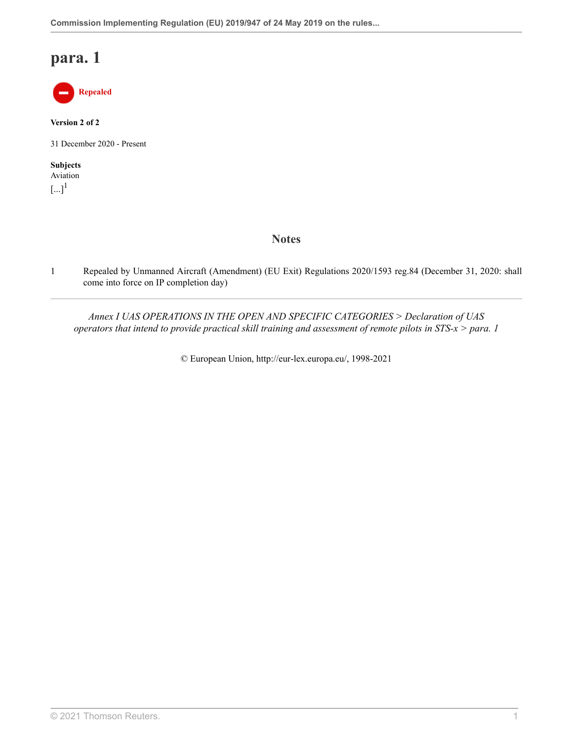# para. 1

**Repealed**

**Version 2 of 2**

31 December 2020 - Present

**Subjects**
Aviation

[...][1]

## Notes

1 Repealed by Unmanned Aircraft (Amendment) (EU Exit) Regulations 2020/1593 reg.84 (December 31, 2020: shall come into force on IP completion day)

*Annex I UAS OPERATIONS IN THE OPEN AND SPECIFIC CATEGORIES > Declaration of UAS operators that intend to provide practical skill training and assessment of remote pilots in STS-x > para. 1*

© European Union, http://eur-lex.europa.eu/, 1998-2021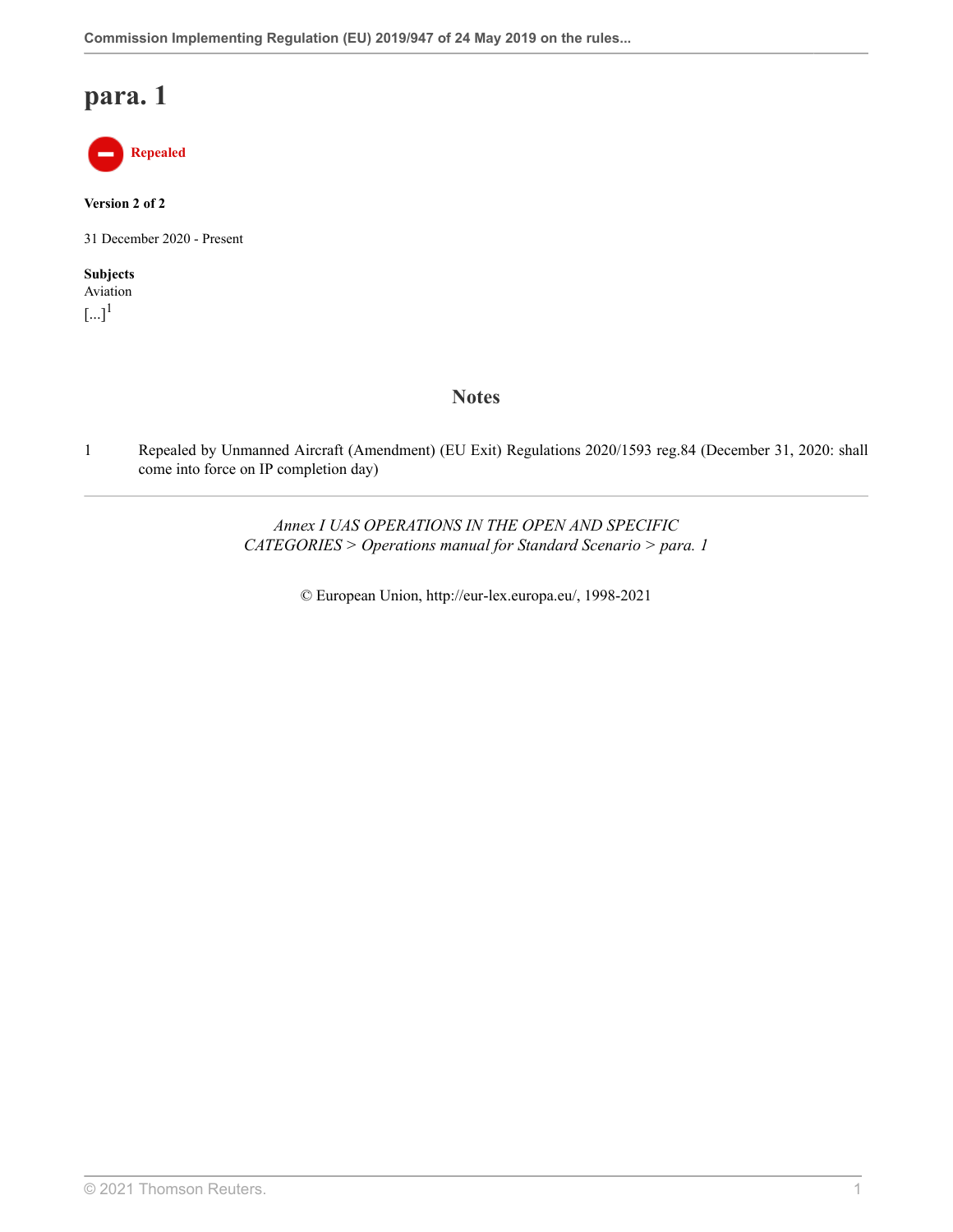# para. 1

Repealed

**Version 2 of 2**

31 December 2020 - Present

**Subjects**
Aviation

[...][1]

## Notes

1 Repealed by Unmanned Aircraft (Amendment) (EU Exit) Regulations 2020/1593 reg.84 (December 31, 2020: shall come into force on IP completion day)

*Annex I UAS OPERATIONS IN THE OPEN AND SPECIFIC CATEGORIES > Operations manual for Standard Scenario > para. 1*

© European Union, http://eur-lex.europa.eu/, 1998-2021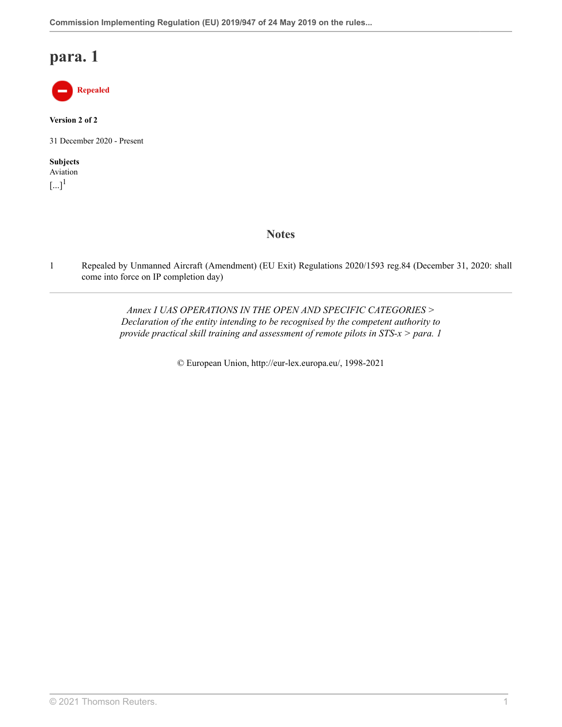# para. 1

**Repealed**

**Version 2 of 2**

31 December 2020 - Present

**Subjects**
Aviation

[...][1]

## Notes

1 Repealed by Unmanned Aircraft (Amendment) (EU Exit) Regulations 2020/1593 reg.84 (December 31, 2020: shall come into force on IP completion day)

*Annex I UAS OPERATIONS IN THE OPEN AND SPECIFIC CATEGORIES > Declaration of the entity intending to be recognised by the competent authority to provide practical skill training and assessment of remote pilots in STS-x > para. 1*

© European Union, http://eur-lex.europa.eu/, 1998-2021